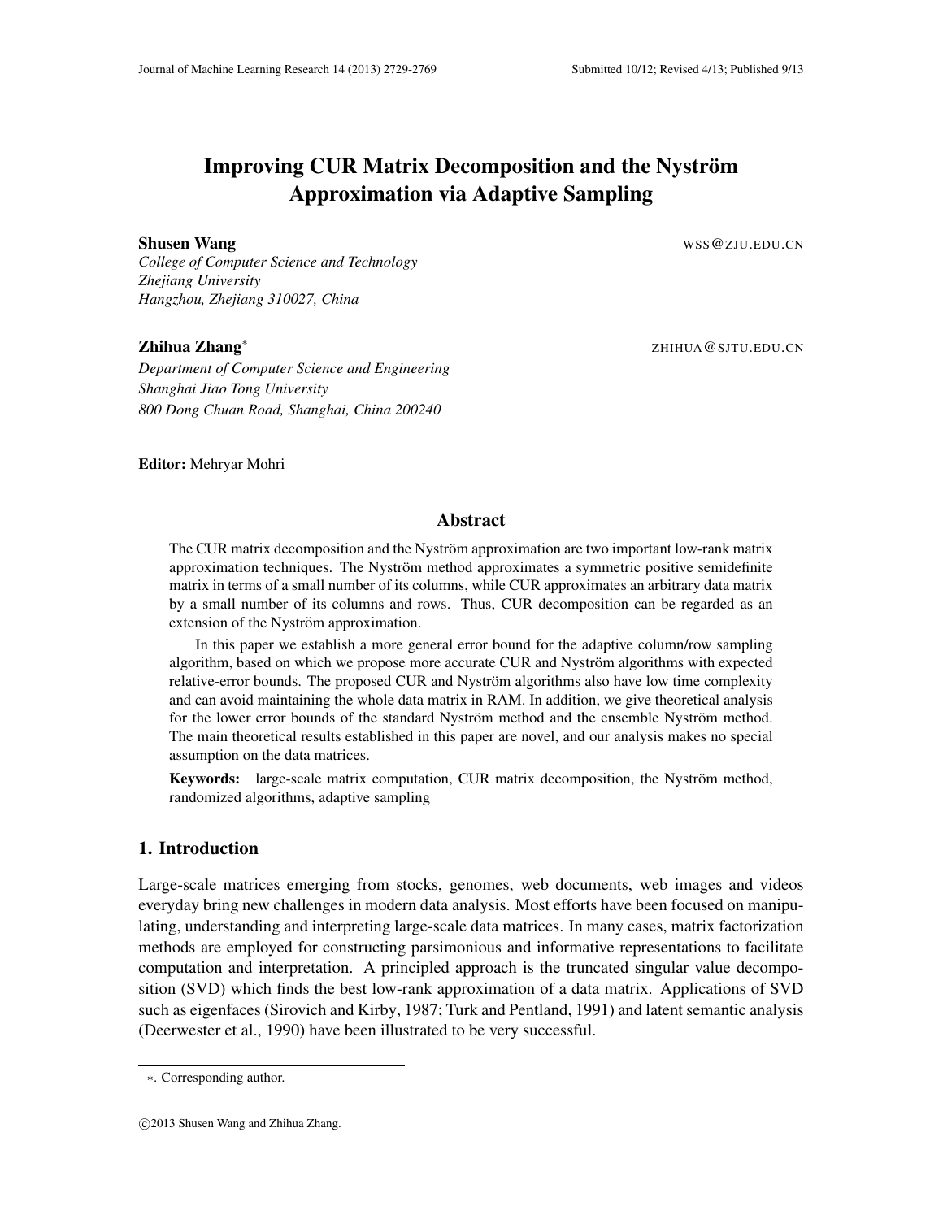# Improving CUR Matrix Decomposition and the Nyström Approximation via Adaptive Sampling

**Shusen Wang** WSS@ZJU.EDU.CN
*College of Computer Science and Technology*
*Zhejiang University*
*Hangzhou, Zhejiang 310027, China*

**Zhihua Zhang*** ZHIHUA@SJTU.EDU.CN
*Department of Computer Science and Engineering*
*Shanghai Jiao Tong University*
*800 Dong Chuan Road, Shanghai, China 200240*

**Editor:** Mehryar Mohri

## Abstract

The CUR matrix decomposition and the Nyström approximation are two important low-rank matrix approximation techniques. The Nyström method approximates a symmetric positive semidefinite matrix in terms of a small number of its columns, while CUR approximates an arbitrary data matrix by a small number of its columns and rows. Thus, CUR decomposition can be regarded as an extension of the Nyström approximation.

In this paper we establish a more general error bound for the adaptive column/row sampling algorithm, based on which we propose more accurate CUR and Nyström algorithms with expected relative-error bounds. The proposed CUR and Nyström algorithms also have low time complexity and can avoid maintaining the whole data matrix in RAM. In addition, we give theoretical analysis for the lower error bounds of the standard Nyström method and the ensemble Nyström method. The main theoretical results established in this paper are novel, and our analysis makes no special assumption on the data matrices.

**Keywords:** large-scale matrix computation, CUR matrix decomposition, the Nyström method, randomized algorithms, adaptive sampling

## 1. Introduction

Large-scale matrices emerging from stocks, genomes, web documents, web images and videos everyday bring new challenges in modern data analysis. Most efforts have been focused on manipulating, understanding and interpreting large-scale data matrices. In many cases, matrix factorization methods are employed for constructing parsimonious and informative representations to facilitate computation and interpretation. A principled approach is the truncated singular value decomposition (SVD) which finds the best low-rank approximation of a data matrix. Applications of SVD such as eigenfaces (Sirovich and Kirby, 1987; Turk and Pentland, 1991) and latent semantic analysis (Deerwester et al., 1990) have been illustrated to be very successful.

*. Corresponding author.

©2013 Shusen Wang and Zhihua Zhang.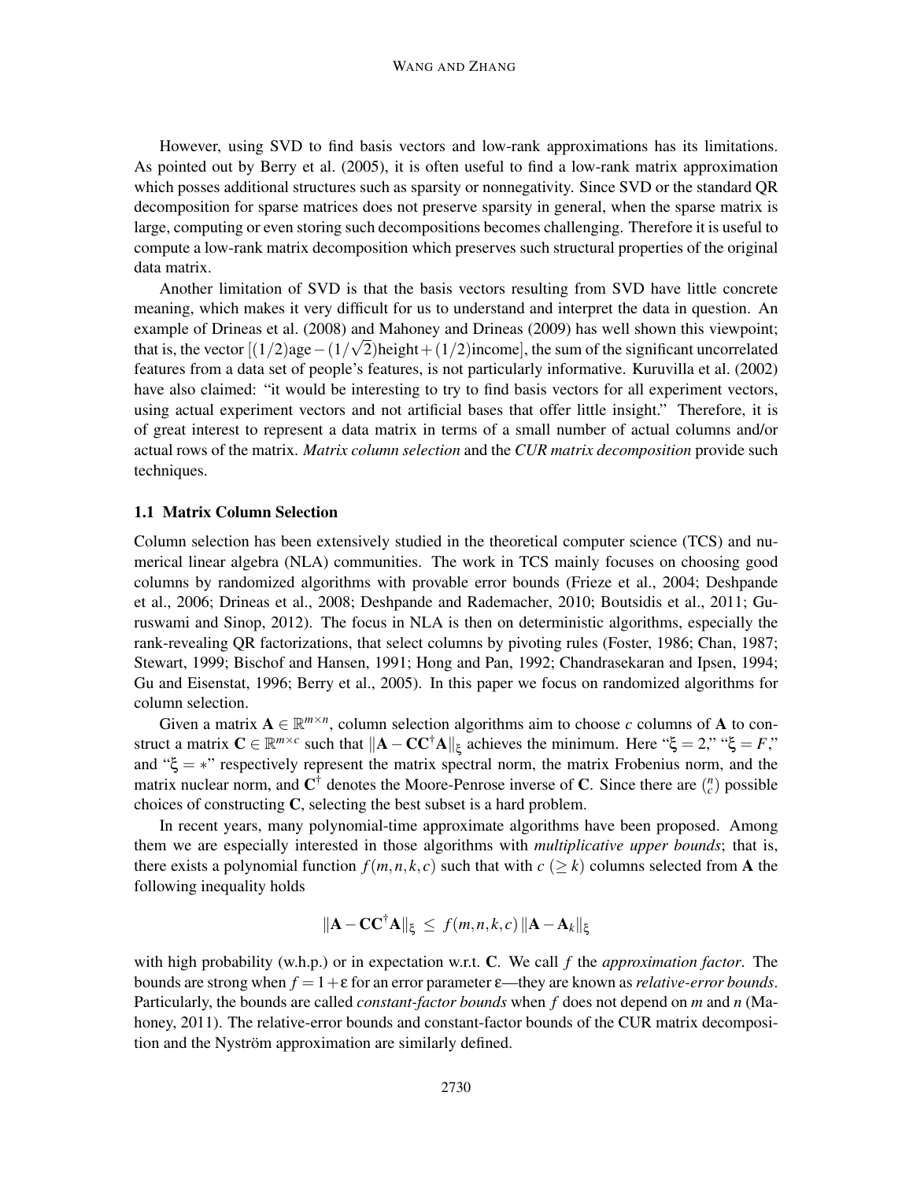However, using SVD to find basis vectors and low-rank approximations has its limitations. As pointed out by Berry et al. (2005), it is often useful to find a low-rank matrix approximation which posses additional structures such as sparsity or nonnegativity. Since SVD or the standard QR decomposition for sparse matrices does not preserve sparsity in general, when the sparse matrix is large, computing or even storing such decompositions becomes challenging. Therefore it is useful to compute a low-rank matrix decomposition which preserves such structural properties of the original data matrix.

Another limitation of SVD is that the basis vectors resulting from SVD have little concrete meaning, which makes it very difficult for us to understand and interpret the data in question. An example of Drineas et al. (2008) and Mahoney and Drineas (2009) has well shown this viewpoint; that is, the vector $[(1/2)\text{age} - (1/\sqrt{2})\text{height} + (1/2)\text{income}]$, the sum of the significant uncorrelated features from a data set of people's features, is not particularly informative. Kuruvilla et al. (2002) have also claimed: "it would be interesting to try to find basis vectors for all experiment vectors, using actual experiment vectors and not artificial bases that offer little insight." Therefore, it is of great interest to represent a data matrix in terms of a small number of actual columns and/or actual rows of the matrix. *Matrix column selection* and the *CUR matrix decomposition* provide such techniques.

### 1.1 Matrix Column Selection

Column selection has been extensively studied in the theoretical computer science (TCS) and numerical linear algebra (NLA) communities. The work in TCS mainly focuses on choosing good columns by randomized algorithms with provable error bounds (Frieze et al., 2004; Deshpande et al., 2006; Drineas et al., 2008; Deshpande and Rademacher, 2010; Boutsidis et al., 2011; Guruswami and Sinop, 2012). The focus in NLA is then on deterministic algorithms, especially the rank-revealing QR factorizations, that select columns by pivoting rules (Foster, 1986; Chan, 1987; Stewart, 1999; Bischof and Hansen, 1991; Hong and Pan, 1992; Chandrasekaran and Ipsen, 1994; Gu and Eisenstat, 1996; Berry et al., 2005). In this paper we focus on randomized algorithms for column selection.

Given a matrix $\mathbf{A} \in \mathbb{R}^{m \times n}$, column selection algorithms aim to choose $c$ columns of $\mathbf{A}$ to construct a matrix $\mathbf{C} \in \mathbb{R}^{m \times c}$ such that $\|\mathbf{A} - \mathbf{C}\mathbf{C}^{\dagger}\mathbf{A}\|_{\xi}$ achieves the minimum. Here "$\xi = 2$," "$\xi = F$," and "$\xi = *$" respectively represent the matrix spectral norm, the matrix Frobenius norm, and the matrix nuclear norm, and $\mathbf{C}^{\dagger}$ denotes the Moore-Penrose inverse of $\mathbf{C}$. Since there are $\binom{n}{c}$ possible choices of constructing $\mathbf{C}$, selecting the best subset is a hard problem.

In recent years, many polynomial-time approximate algorithms have been proposed. Among them we are especially interested in those algorithms with *multiplicative upper bounds*; that is, there exists a polynomial function $f(m,n,k,c)$ such that with $c$ $(\geq k)$ columns selected from $\mathbf{A}$ the following inequality holds

$$\|\mathbf{A} - \mathbf{C}\mathbf{C}^{\dagger}\mathbf{A}\|_{\xi} \leq f(m,n,k,c)\,\|\mathbf{A} - \mathbf{A}_k\|_{\xi}$$

with high probability (w.h.p.) or in expectation w.r.t. $\mathbf{C}$. We call $f$ the *approximation factor*. The bounds are strong when $f = 1 + \varepsilon$ for an error parameter $\varepsilon$—they are known as *relative-error bounds*. Particularly, the bounds are called *constant-factor bounds* when $f$ does not depend on $m$ and $n$ (Mahoney, 2011). The relative-error bounds and constant-factor bounds of the CUR matrix decomposition and the Nyström approximation are similarly defined.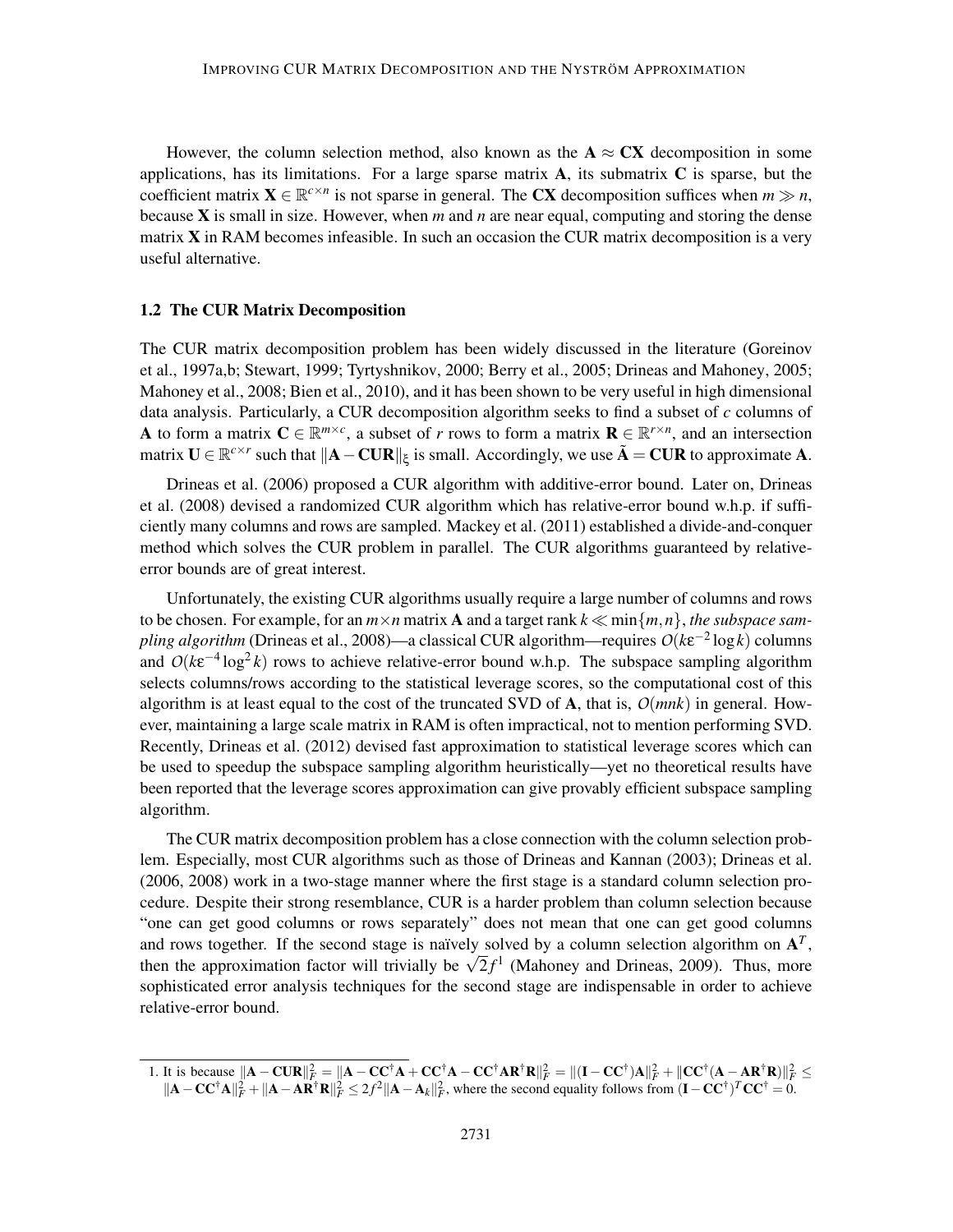However, the column selection method, also known as the $\mathbf{A} \approx \mathbf{CX}$ decomposition in some applications, has its limitations. For a large sparse matrix $\mathbf{A}$, its submatrix $\mathbf{C}$ is sparse, but the coefficient matrix $\mathbf{X} \in \mathbb{R}^{c \times n}$ is not sparse in general. The $\mathbf{CX}$ decomposition suffices when $m \gg n$, because $\mathbf{X}$ is small in size. However, when $m$ and $n$ are near equal, computing and storing the dense matrix $\mathbf{X}$ in RAM becomes infeasible. In such an occasion the CUR matrix decomposition is a very useful alternative.

### 1.2 The CUR Matrix Decomposition

The CUR matrix decomposition problem has been widely discussed in the literature (Goreinov et al., 1997a,b; Stewart, 1999; Tyrtyshnikov, 2000; Berry et al., 2005; Drineas and Mahoney, 2005; Mahoney et al., 2008; Bien et al., 2010), and it has been shown to be very useful in high dimensional data analysis. Particularly, a CUR decomposition algorithm seeks to find a subset of $c$ columns of $\mathbf{A}$ to form a matrix $\mathbf{C} \in \mathbb{R}^{m \times c}$, a subset of $r$ rows to form a matrix $\mathbf{R} \in \mathbb{R}^{r \times n}$, and an intersection matrix $\mathbf{U} \in \mathbb{R}^{c \times r}$ such that $\|\mathbf{A} - \mathbf{CUR}\|_\xi$ is small. Accordingly, we use $\tilde{\mathbf{A}} = \mathbf{CUR}$ to approximate $\mathbf{A}$.

Drineas et al. (2006) proposed a CUR algorithm with additive-error bound. Later on, Drineas et al. (2008) devised a randomized CUR algorithm which has relative-error bound w.h.p. if sufficiently many columns and rows are sampled. Mackey et al. (2011) established a divide-and-conquer method which solves the CUR problem in parallel. The CUR algorithms guaranteed by relative-error bounds are of great interest.

Unfortunately, the existing CUR algorithms usually require a large number of columns and rows to be chosen. For example, for an $m \times n$ matrix $\mathbf{A}$ and a target rank $k \ll \min\{m,n\}$, *the subspace sampling algorithm* (Drineas et al., 2008)—a classical CUR algorithm—requires $O(k\epsilon^{-2}\log k)$ columns and $O(k\epsilon^{-4}\log^2 k)$ rows to achieve relative-error bound w.h.p. The subspace sampling algorithm selects columns/rows according to the statistical leverage scores, so the computational cost of this algorithm is at least equal to the cost of the truncated SVD of $\mathbf{A}$, that is, $O(mnk)$ in general. However, maintaining a large scale matrix in RAM is often impractical, not to mention performing SVD. Recently, Drineas et al. (2012) devised fast approximation to statistical leverage scores which can be used to speedup the subspace sampling algorithm heuristically—yet no theoretical results have been reported that the leverage scores approximation can give provably efficient subspace sampling algorithm.

The CUR matrix decomposition problem has a close connection with the column selection problem. Especially, most CUR algorithms such as those of Drineas and Kannan (2003); Drineas et al. (2006, 2008) work in a two-stage manner where the first stage is a standard column selection procedure. Despite their strong resemblance, CUR is a harder problem than column selection because "one can get good columns or rows separately" does not mean that one can get good columns and rows together. If the second stage is naïvely solved by a column selection algorithm on $\mathbf{A}^T$, then the approximation factor will trivially be $\sqrt{2}f$[1] (Mahoney and Drineas, 2009). Thus, more sophisticated error analysis techniques for the second stage are indispensable in order to achieve relative-error bound.

---

1. It is because $\|\mathbf{A} - \mathbf{CUR}\|_F^2 = \|\mathbf{A} - \mathbf{CC}^\dagger\mathbf{A} + \mathbf{CC}^\dagger\mathbf{A} - \mathbf{CC}^\dagger\mathbf{AR}^\dagger\mathbf{R}\|_F^2 = \|(\mathbf{I} - \mathbf{CC}^\dagger)\mathbf{A}\|_F^2 + \|\mathbf{CC}^\dagger(\mathbf{A} - \mathbf{AR}^\dagger\mathbf{R})\|_F^2 \leq \|\mathbf{A} - \mathbf{CC}^\dagger\mathbf{A}\|_F^2 + \|\mathbf{A} - \mathbf{AR}^\dagger\mathbf{R}\|_F^2 \leq 2f^2\|\mathbf{A} - \mathbf{A}_k\|_F^2$, where the second equality follows from $(\mathbf{I} - \mathbf{CC}^\dagger)^T\mathbf{CC}^\dagger = 0$.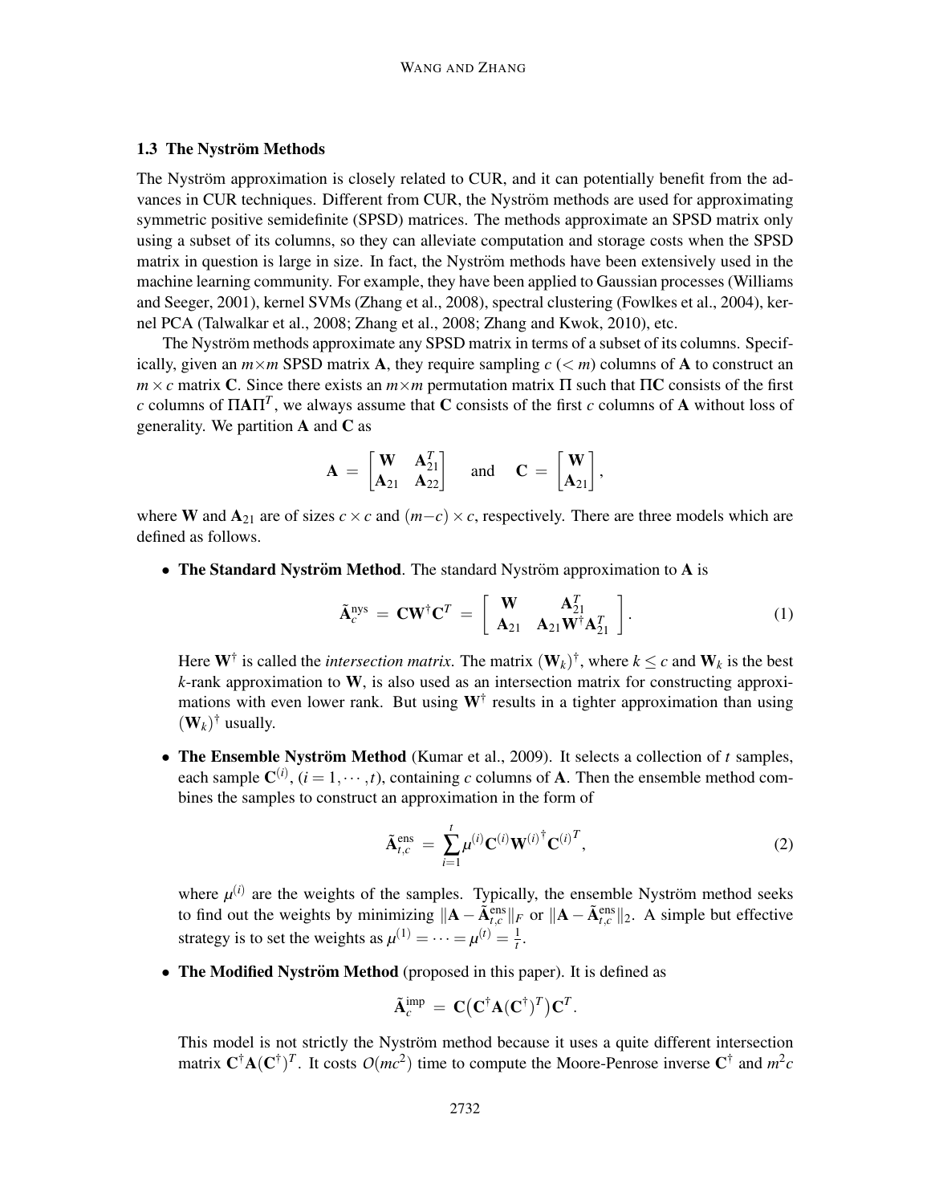### 1.3 The Nyström Methods

The Nyström approximation is closely related to CUR, and it can potentially benefit from the advances in CUR techniques. Different from CUR, the Nyström methods are used for approximating symmetric positive semidefinite (SPSD) matrices. The methods approximate an SPSD matrix only using a subset of its columns, so they can alleviate computation and storage costs when the SPSD matrix in question is large in size. In fact, the Nyström methods have been extensively used in the machine learning community. For example, they have been applied to Gaussian processes (Williams and Seeger, 2001), kernel SVMs (Zhang et al., 2008), spectral clustering (Fowlkes et al., 2004), kernel PCA (Talwalkar et al., 2008; Zhang et al., 2008; Zhang and Kwok, 2010), etc.

The Nyström methods approximate any SPSD matrix in terms of a subset of its columns. Specifically, given an $m\times m$ SPSD matrix $\mathbf{A}$, they require sampling $c$ ($< m$) columns of $\mathbf{A}$ to construct an $m \times c$ matrix $\mathbf{C}$. Since there exists an $m\times m$ permutation matrix $\Pi$ such that $\Pi\mathbf{C}$ consists of the first $c$ columns of $\Pi\mathbf{A}\Pi^T$, we always assume that $\mathbf{C}$ consists of the first $c$ columns of $\mathbf{A}$ without loss of generality. We partition $\mathbf{A}$ and $\mathbf{C}$ as

$$\mathbf{A} \;=\; \begin{bmatrix} \mathbf{W} & \mathbf{A}_{21}^T \\ \mathbf{A}_{21} & \mathbf{A}_{22} \end{bmatrix} \quad \text{and} \quad \mathbf{C} \;=\; \begin{bmatrix} \mathbf{W} \\ \mathbf{A}_{21} \end{bmatrix},$$

where $\mathbf{W}$ and $\mathbf{A}_{21}$ are of sizes $c \times c$ and $(m-c) \times c$, respectively. There are three models which are defined as follows.

- **The Standard Nyström Method**. The standard Nyström approximation to $\mathbf{A}$ is

$$\tilde{\mathbf{A}}_c^{\text{nys}} \;=\; \mathbf{C}\mathbf{W}^{\dagger}\mathbf{C}^T \;=\; \begin{bmatrix} \mathbf{W} & \mathbf{A}_{21}^T \\ \mathbf{A}_{21} & \mathbf{A}_{21}\mathbf{W}^{\dagger}\mathbf{A}_{21}^T \end{bmatrix}. \tag{1}$$

  Here $\mathbf{W}^{\dagger}$ is called the *intersection matrix*. The matrix $(\mathbf{W}_k)^{\dagger}$, where $k \leq c$ and $\mathbf{W}_k$ is the best $k$-rank approximation to $\mathbf{W}$, is also used as an intersection matrix for constructing approximations with even lower rank. But using $\mathbf{W}^{\dagger}$ results in a tighter approximation than using $(\mathbf{W}_k)^{\dagger}$ usually.

- **The Ensemble Nyström Method** (Kumar et al., 2009). It selects a collection of $t$ samples, each sample $\mathbf{C}^{(i)}$, $(i = 1, \cdots, t)$, containing $c$ columns of $\mathbf{A}$. Then the ensemble method combines the samples to construct an approximation in the form of

$$\tilde{\mathbf{A}}_{t,c}^{\text{ens}} \;=\; \sum_{i=1}^{t} \mu^{(i)}\mathbf{C}^{(i)}\mathbf{W}^{(i)\dagger}\mathbf{C}^{(i)T}, \tag{2}$$

  where $\mu^{(i)}$ are the weights of the samples. Typically, the ensemble Nyström method seeks to find out the weights by minimizing $\|\mathbf{A} - \tilde{\mathbf{A}}_{t,c}^{\text{ens}}\|_F$ or $\|\mathbf{A} - \tilde{\mathbf{A}}_{t,c}^{\text{ens}}\|_2$. A simple but effective strategy is to set the weights as $\mu^{(1)} = \cdots = \mu^{(t)} = \frac{1}{t}$.

- **The Modified Nyström Method** (proposed in this paper). It is defined as

$$\tilde{\mathbf{A}}_c^{\text{imp}} \;=\; \mathbf{C}\big(\mathbf{C}^{\dagger}\mathbf{A}(\mathbf{C}^{\dagger})^T\big)\mathbf{C}^T.$$

  This model is not strictly the Nyström method because it uses a quite different intersection matrix $\mathbf{C}^{\dagger}\mathbf{A}(\mathbf{C}^{\dagger})^T$. It costs $O(mc^2)$ time to compute the Moore-Penrose inverse $\mathbf{C}^{\dagger}$ and $m^2c$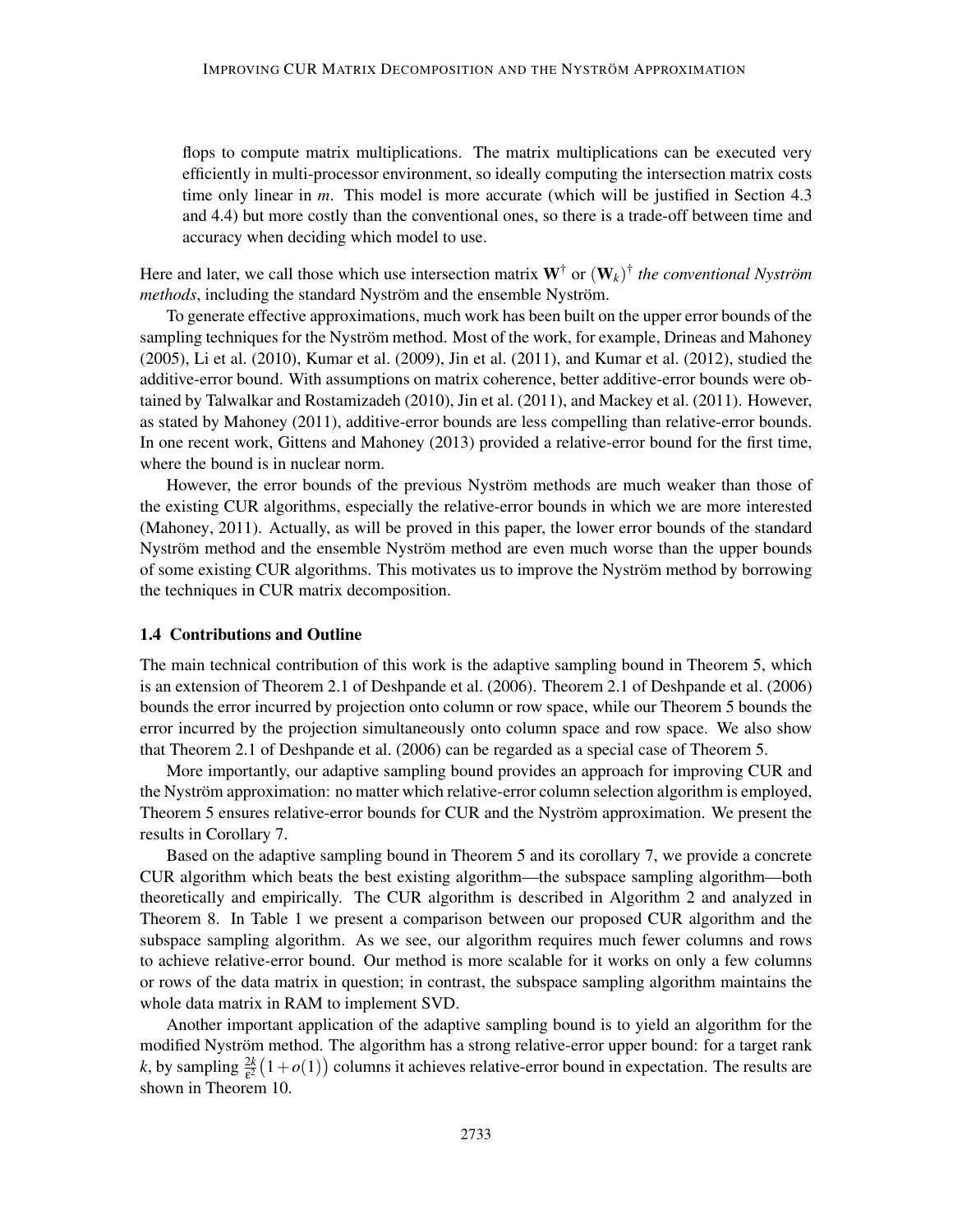flops to compute matrix multiplications. The matrix multiplications can be executed very efficiently in multi-processor environment, so ideally computing the intersection matrix costs time only linear in $m$. This model is more accurate (which will be justified in Section 4.3 and 4.4) but more costly than the conventional ones, so there is a trade-off between time and accuracy when deciding which model to use.

Here and later, we call those which use intersection matrix $\mathbf{W}^{\dagger}$ or $(\mathbf{W}_k)^{\dagger}$ *the conventional Nyström methods*, including the standard Nyström and the ensemble Nyström.

To generate effective approximations, much work has been built on the upper error bounds of the sampling techniques for the Nyström method. Most of the work, for example, Drineas and Mahoney (2005), Li et al. (2010), Kumar et al. (2009), Jin et al. (2011), and Kumar et al. (2012), studied the additive-error bound. With assumptions on matrix coherence, better additive-error bounds were obtained by Talwalkar and Rostamizadeh (2010), Jin et al. (2011), and Mackey et al. (2011). However, as stated by Mahoney (2011), additive-error bounds are less compelling than relative-error bounds. In one recent work, Gittens and Mahoney (2013) provided a relative-error bound for the first time, where the bound is in nuclear norm.

However, the error bounds of the previous Nyström methods are much weaker than those of the existing CUR algorithms, especially the relative-error bounds in which we are more interested (Mahoney, 2011). Actually, as will be proved in this paper, the lower error bounds of the standard Nyström method and the ensemble Nyström method are even much worse than the upper bounds of some existing CUR algorithms. This motivates us to improve the Nyström method by borrowing the techniques in CUR matrix decomposition.

### 1.4 Contributions and Outline

The main technical contribution of this work is the adaptive sampling bound in Theorem 5, which is an extension of Theorem 2.1 of Deshpande et al. (2006). Theorem 2.1 of Deshpande et al. (2006) bounds the error incurred by projection onto column or row space, while our Theorem 5 bounds the error incurred by the projection simultaneously onto column space and row space. We also show that Theorem 2.1 of Deshpande et al. (2006) can be regarded as a special case of Theorem 5.

More importantly, our adaptive sampling bound provides an approach for improving CUR and the Nyström approximation: no matter which relative-error column selection algorithm is employed, Theorem 5 ensures relative-error bounds for CUR and the Nyström approximation. We present the results in Corollary 7.

Based on the adaptive sampling bound in Theorem 5 and its corollary 7, we provide a concrete CUR algorithm which beats the best existing algorithm—the subspace sampling algorithm—both theoretically and empirically. The CUR algorithm is described in Algorithm 2 and analyzed in Theorem 8. In Table 1 we present a comparison between our proposed CUR algorithm and the subspace sampling algorithm. As we see, our algorithm requires much fewer columns and rows to achieve relative-error bound. Our method is more scalable for it works on only a few columns or rows of the data matrix in question; in contrast, the subspace sampling algorithm maintains the whole data matrix in RAM to implement SVD.

Another important application of the adaptive sampling bound is to yield an algorithm for the modified Nyström method. The algorithm has a strong relative-error upper bound: for a target rank $k$, by sampling $\frac{2k}{\varepsilon^2}\big(1+o(1)\big)$ columns it achieves relative-error bound in expectation. The results are shown in Theorem 10.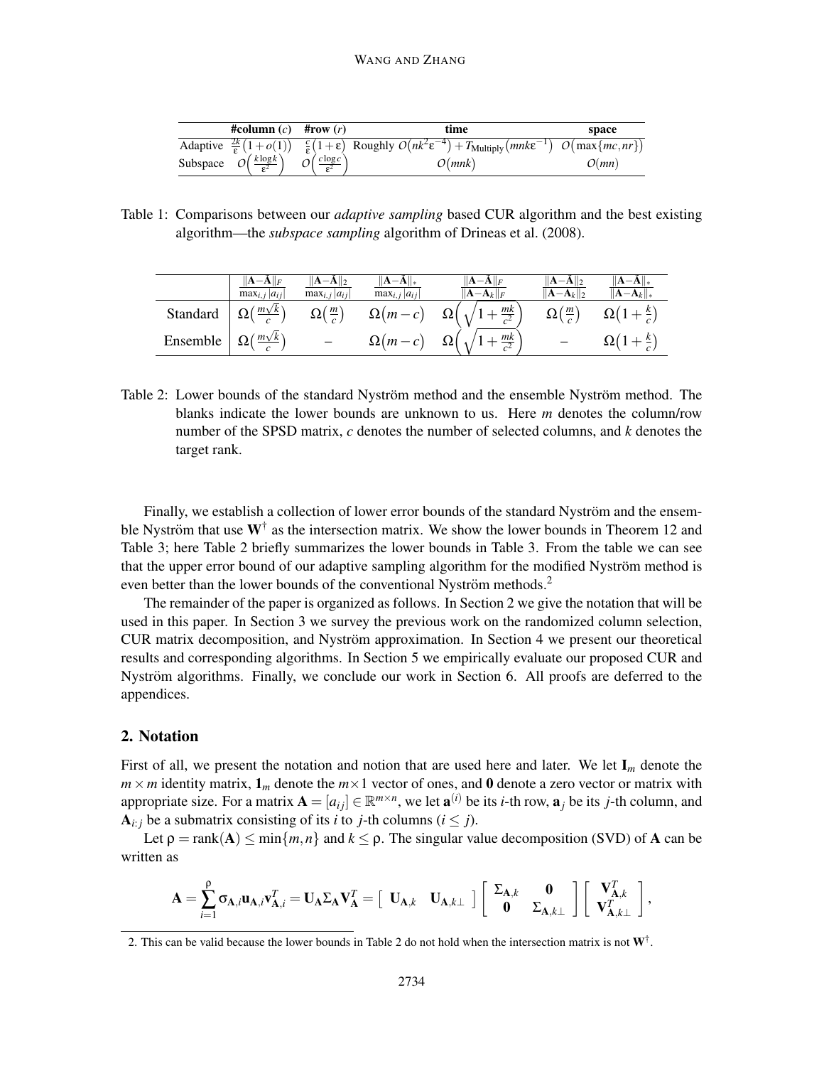| | #column ($c$) | #row ($r$) | time | space |
|---|---|---|---|---|
| Adaptive | $\frac{2k}{\epsilon}\big(1+o(1)\big)$ | $\frac{c}{\epsilon}(1+\epsilon)$ | Roughly $\mathcal{O}\big(nk^2\epsilon^{-4}\big)+T_{\text{Multiply}}\big(mnk\epsilon^{-1}\big)$ | $\mathcal{O}\big(\max\{mc,nr\}\big)$ |
| Subspace | $\mathcal{O}\Big(\frac{k\log k}{\epsilon^2}\Big)$ | $\mathcal{O}\Big(\frac{c\log c}{\epsilon^2}\Big)$ | $\mathcal{O}\big(mnk\big)$ | $\mathcal{O}(mn)$ |

Table 1: Comparisons between our *adaptive sampling* based CUR algorithm and the best existing algorithm—the *subspace sampling* algorithm of Drineas et al. (2008).

| | $\frac{\|\mathbf{A}-\tilde{\mathbf{A}}\|_F}{\max_{i,j}\|a_{ij}\|}$ | $\frac{\|\mathbf{A}-\tilde{\mathbf{A}}\|_2}{\max_{i,j}\|a_{ij}\|}$ | $\frac{\|\mathbf{A}-\tilde{\mathbf{A}}\|_*}{\max_{i,j}\|a_{ij}\|}$ | $\frac{\|\mathbf{A}-\tilde{\mathbf{A}}\|_F}{\|\mathbf{A}-\mathbf{A}_k\|_F}$ | $\frac{\|\mathbf{A}-\tilde{\mathbf{A}}\|_2}{\|\mathbf{A}-\mathbf{A}_k\|_2}$ | $\frac{\|\mathbf{A}-\tilde{\mathbf{A}}\|_*}{\|\mathbf{A}-\mathbf{A}_k\|_*}$ |
|---|---|---|---|---|---|---|
| Standard | $\Omega\big(\frac{m\sqrt{k}}{c}\big)$ | $\Omega\big(\frac{m}{c}\big)$ | $\Omega\big(m-c\big)$ | $\Omega\Big(\sqrt{1+\frac{mk}{c^2}}\Big)$ | $\Omega\big(\frac{m}{c}\big)$ | $\Omega\big(1+\frac{k}{c}\big)$ |
| Ensemble | $\Omega\big(\frac{m\sqrt{k}}{c}\big)$ | – | $\Omega\big(m-c\big)$ | $\Omega\Big(\sqrt{1+\frac{mk}{c^2}}\Big)$ | – | $\Omega\big(1+\frac{k}{c}\big)$ |

Table 2: Lower bounds of the standard Nyström method and the ensemble Nyström method. The blanks indicate the lower bounds are unknown to us. Here $m$ denotes the column/row number of the SPSD matrix, $c$ denotes the number of selected columns, and $k$ denotes the target rank.

Finally, we establish a collection of lower error bounds of the standard Nyström and the ensemble Nyström that use $\mathbf{W}^\dagger$ as the intersection matrix. We show the lower bounds in Theorem 12 and Table 3; here Table 2 briefly summarizes the lower bounds in Table 3. From the table we can see that the upper error bound of our adaptive sampling algorithm for the modified Nyström method is even better than the lower bounds of the conventional Nyström methods.[2]

The remainder of the paper is organized as follows. In Section 2 we give the notation that will be used in this paper. In Section 3 we survey the previous work on the randomized column selection, CUR matrix decomposition, and Nyström approximation. In Section 4 we present our theoretical results and corresponding algorithms. In Section 5 we empirically evaluate our proposed CUR and Nyström algorithms. Finally, we conclude our work in Section 6. All proofs are deferred to the appendices.

## 2. Notation

First of all, we present the notation and notion that are used here and later. We let $\mathbf{I}_m$ denote the $m \times m$ identity matrix, $\mathbf{1}_m$ denote the $m \times 1$ vector of ones, and $\mathbf{0}$ denote a zero vector or matrix with appropriate size. For a matrix $\mathbf{A} = [a_{ij}] \in \mathbb{R}^{m \times n}$, we let $\mathbf{a}^{(i)}$ be its $i$-th row, $\mathbf{a}_j$ be its $j$-th column, and $\mathbf{A}_{i:j}$ be a submatrix consisting of its $i$ to $j$-th columns ($i \leq j$).

Let $\rho = \mathrm{rank}(\mathbf{A}) \leq \min\{m,n\}$ and $k \leq \rho$. The singular value decomposition (SVD) of $\mathbf{A}$ can be written as

$$\mathbf{A} = \sum_{i=1}^{\rho} \sigma_{\mathbf{A},i}\mathbf{u}_{\mathbf{A},i}\mathbf{v}_{\mathbf{A},i}^T = \mathbf{U}_\mathbf{A}\Sigma_\mathbf{A}\mathbf{V}_\mathbf{A}^T = \begin{bmatrix} \mathbf{U}_{\mathbf{A},k} & \mathbf{U}_{\mathbf{A},k\perp} \end{bmatrix} \begin{bmatrix} \Sigma_{\mathbf{A},k} & \mathbf{0} \\ \mathbf{0} & \Sigma_{\mathbf{A},k\perp} \end{bmatrix} \begin{bmatrix} \mathbf{V}_{\mathbf{A},k}^T \\ \mathbf{V}_{\mathbf{A},k\perp}^T \end{bmatrix},$$

2. This can be valid because the lower bounds in Table 2 do not hold when the intersection matrix is not $\mathbf{W}^\dagger$.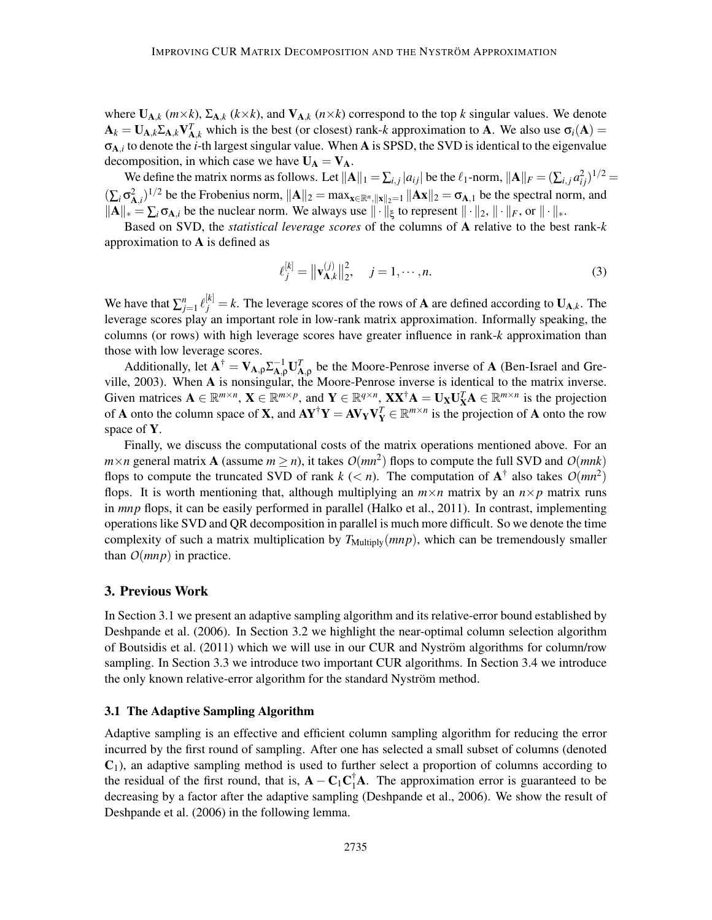where $\mathbf{U}_{\mathbf{A},k}$ ($m\times k$), $\Sigma_{\mathbf{A},k}$ ($k\times k$), and $\mathbf{V}_{\mathbf{A},k}$ ($n\times k$) correspond to the top $k$ singular values. We denote $\mathbf{A}_k = \mathbf{U}_{\mathbf{A},k}\Sigma_{\mathbf{A},k}\mathbf{V}_{\mathbf{A},k}^T$ which is the best (or closest) rank-$k$ approximation to $\mathbf{A}$. We also use $\sigma_i(\mathbf{A}) = \sigma_{\mathbf{A},i}$ to denote the $i$-th largest singular value. When $\mathbf{A}$ is SPSD, the SVD is identical to the eigenvalue decomposition, in which case we have $\mathbf{U}_\mathbf{A} = \mathbf{V}_\mathbf{A}$.

We define the matrix norms as follows. Let $\|\mathbf{A}\|_1 = \sum_{i,j}|a_{ij}|$ be the $\ell_1$-norm, $\|\mathbf{A}\|_F = (\sum_{i,j}a_{ij}^2)^{1/2} = (\sum_i \sigma_{\mathbf{A},i}^2)^{1/2}$ be the Frobenius norm, $\|\mathbf{A}\|_2 = \max_{\mathbf{x}\in\mathbb{R}^n,\|\mathbf{x}\|_2=1}\|\mathbf{A}\mathbf{x}\|_2 = \sigma_{\mathbf{A},1}$ be the spectral norm, and $\|\mathbf{A}\|_* = \sum_i \sigma_{\mathbf{A},i}$ be the nuclear norm. We always use $\|\cdot\|_\xi$ to represent $\|\cdot\|_2$, $\|\cdot\|_F$, or $\|\cdot\|_*$.

Based on SVD, the *statistical leverage scores* of the columns of $\mathbf{A}$ relative to the best rank-$k$ approximation to $\mathbf{A}$ is defined as

$$\ell_j^{[k]} = \big\|\mathbf{v}_{\mathbf{A},k}^{(j)}\big\|_2^2, \quad j = 1,\cdots,n. \tag{3}$$

We have that $\sum_{j=1}^n \ell_j^{[k]} = k$. The leverage scores of the rows of $\mathbf{A}$ are defined according to $\mathbf{U}_{\mathbf{A},k}$. The leverage scores play an important role in low-rank matrix approximation. Informally speaking, the columns (or rows) with high leverage scores have greater influence in rank-$k$ approximation than those with low leverage scores.

Additionally, let $\mathbf{A}^\dagger = \mathbf{V}_{\mathbf{A},\rho}\Sigma_{\mathbf{A},\rho}^{-1}\mathbf{U}_{\mathbf{A},\rho}^T$ be the Moore-Penrose inverse of $\mathbf{A}$ (Ben-Israel and Greville, 2003). When $\mathbf{A}$ is nonsingular, the Moore-Penrose inverse is identical to the matrix inverse. Given matrices $\mathbf{A}\in\mathbb{R}^{m\times n}$, $\mathbf{X}\in\mathbb{R}^{m\times p}$, and $\mathbf{Y}\in\mathbb{R}^{q\times n}$, $\mathbf{X}\mathbf{X}^\dagger\mathbf{A} = \mathbf{U}_\mathbf{X}\mathbf{U}_\mathbf{X}^T\mathbf{A}\in\mathbb{R}^{m\times n}$ is the projection of $\mathbf{A}$ onto the column space of $\mathbf{X}$, and $\mathbf{A}\mathbf{Y}^\dagger\mathbf{Y} = \mathbf{A}\mathbf{V}_\mathbf{Y}\mathbf{V}_\mathbf{Y}^T\in\mathbb{R}^{m\times n}$ is the projection of $\mathbf{A}$ onto the row space of $\mathbf{Y}$.

Finally, we discuss the computational costs of the matrix operations mentioned above. For an $m\times n$ general matrix $\mathbf{A}$ (assume $m \geq n$), it takes $O(mn^2)$ flops to compute the full SVD and $O(mnk)$ flops to compute the truncated SVD of rank $k$ ($< n$). The computation of $\mathbf{A}^\dagger$ also takes $O(mn^2)$ flops. It is worth mentioning that, although multiplying an $m\times n$ matrix by an $n\times p$ matrix runs in $mnp$ flops, it can be easily performed in parallel (Halko et al., 2011). In contrast, implementing operations like SVD and QR decomposition in parallel is much more difficult. So we denote the time complexity of such a matrix multiplication by $T_{\text{Multiply}}(mnp)$, which can be tremendously smaller than $O(mnp)$ in practice.

## 3. Previous Work

In Section 3.1 we present an adaptive sampling algorithm and its relative-error bound established by Deshpande et al. (2006). In Section 3.2 we highlight the near-optimal column selection algorithm of Boutsidis et al. (2011) which we will use in our CUR and Nyström algorithms for column/row sampling. In Section 3.3 we introduce two important CUR algorithms. In Section 3.4 we introduce the only known relative-error algorithm for the standard Nyström method.

### 3.1 The Adaptive Sampling Algorithm

Adaptive sampling is an effective and efficient column sampling algorithm for reducing the error incurred by the first round of sampling. After one has selected a small subset of columns (denoted $\mathbf{C}_1$), an adaptive sampling method is used to further select a proportion of columns according to the residual of the first round, that is, $\mathbf{A} - \mathbf{C}_1\mathbf{C}_1^\dagger\mathbf{A}$. The approximation error is guaranteed to be decreasing by a factor after the adaptive sampling (Deshpande et al., 2006). We show the result of Deshpande et al. (2006) in the following lemma.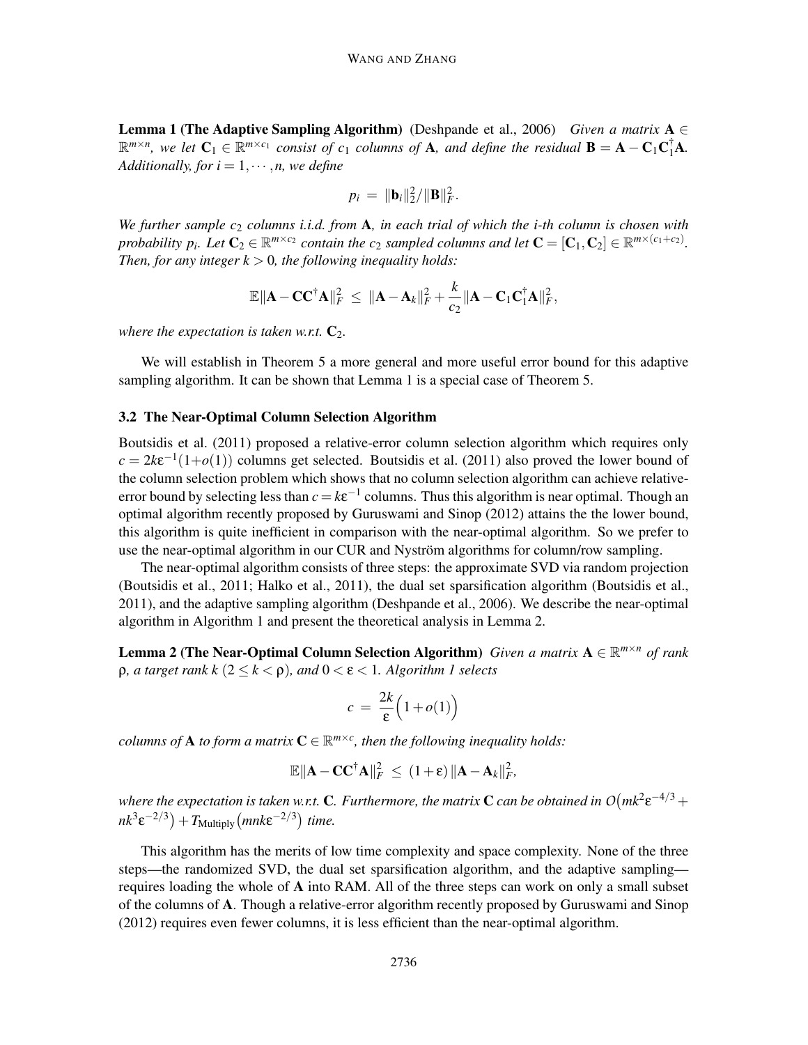**Lemma 1 (The Adaptive Sampling Algorithm)** (Deshpande et al., 2006) *Given a matrix $\mathbf{A} \in \mathbb{R}^{m\times n}$, we let $\mathbf{C}_1 \in \mathbb{R}^{m\times c_1}$ consist of $c_1$ columns of $\mathbf{A}$, and define the residual $\mathbf{B} = \mathbf{A} - \mathbf{C}_1\mathbf{C}_1^\dagger\mathbf{A}$. Additionally, for $i = 1, \cdots, n$, we define*

$$p_i \;=\; \|\mathbf{b}_i\|_2^2/\|\mathbf{B}\|_F^2.$$

*We further sample $c_2$ columns i.i.d. from $\mathbf{A}$, in each trial of which the $i$-th column is chosen with probability $p_i$. Let $\mathbf{C}_2 \in \mathbb{R}^{m\times c_2}$ contain the $c_2$ sampled columns and let $\mathbf{C} = [\mathbf{C}_1, \mathbf{C}_2] \in \mathbb{R}^{m\times(c_1+c_2)}$. Then, for any integer $k > 0$, the following inequality holds:*

$$\mathbb{E}\|\mathbf{A} - \mathbf{C}\mathbf{C}^\dagger\mathbf{A}\|_F^2 \;\leq\; \|\mathbf{A} - \mathbf{A}_k\|_F^2 + \frac{k}{c_2}\|\mathbf{A} - \mathbf{C}_1\mathbf{C}_1^\dagger\mathbf{A}\|_F^2,$$

*where the expectation is taken w.r.t. $\mathbf{C}_2$.*

We will establish in Theorem 5 a more general and more useful error bound for this adaptive sampling algorithm. It can be shown that Lemma 1 is a special case of Theorem 5.

### 3.2 The Near-Optimal Column Selection Algorithm

Boutsidis et al. (2011) proposed a relative-error column selection algorithm which requires only $c = 2k\epsilon^{-1}(1+o(1))$ columns get selected. Boutsidis et al. (2011) also proved the lower bound of the column selection problem which shows that no column selection algorithm can achieve relative-error bound by selecting less than $c = k\epsilon^{-1}$ columns. Thus this algorithm is near optimal. Though an optimal algorithm recently proposed by Guruswami and Sinop (2012) attains the the lower bound, this algorithm is quite inefficient in comparison with the near-optimal algorithm. So we prefer to use the near-optimal algorithm in our CUR and Nyström algorithms for column/row sampling.

The near-optimal algorithm consists of three steps: the approximate SVD via random projection (Boutsidis et al., 2011; Halko et al., 2011), the dual set sparsification algorithm (Boutsidis et al., 2011), and the adaptive sampling algorithm (Deshpande et al., 2006). We describe the near-optimal algorithm in Algorithm 1 and present the theoretical analysis in Lemma 2.

**Lemma 2 (The Near-Optimal Column Selection Algorithm)** *Given a matrix $\mathbf{A} \in \mathbb{R}^{m\times n}$ of rank $\rho$, a target rank $k$ ($2 \leq k < \rho$), and $0 < \epsilon < 1$. Algorithm 1 selects*

$$c \;=\; \frac{2k}{\epsilon}\Big(1 + o(1)\Big)$$

*columns of $\mathbf{A}$ to form a matrix $\mathbf{C} \in \mathbb{R}^{m\times c}$, then the following inequality holds:*

$$\mathbb{E}\|\mathbf{A} - \mathbf{C}\mathbf{C}^\dagger\mathbf{A}\|_F^2 \;\leq\; (1+\epsilon)\,\|\mathbf{A} - \mathbf{A}_k\|_F^2,$$

*where the expectation is taken w.r.t. $\mathbf{C}$. Furthermore, the matrix $\mathbf{C}$ can be obtained in $O\big(mk^2\epsilon^{-4/3} + nk^3\epsilon^{-2/3}\big) + T_{\mathrm{Multiply}}\big(mnk\epsilon^{-2/3}\big)$ time.*

This algorithm has the merits of low time complexity and space complexity. None of the three steps—the randomized SVD, the dual set sparsification algorithm, and the adaptive sampling—requires loading the whole of $\mathbf{A}$ into RAM. All of the three steps can work on only a small subset of the columns of $\mathbf{A}$. Though a relative-error algorithm recently proposed by Guruswami and Sinop (2012) requires even fewer columns, it is less efficient than the near-optimal algorithm.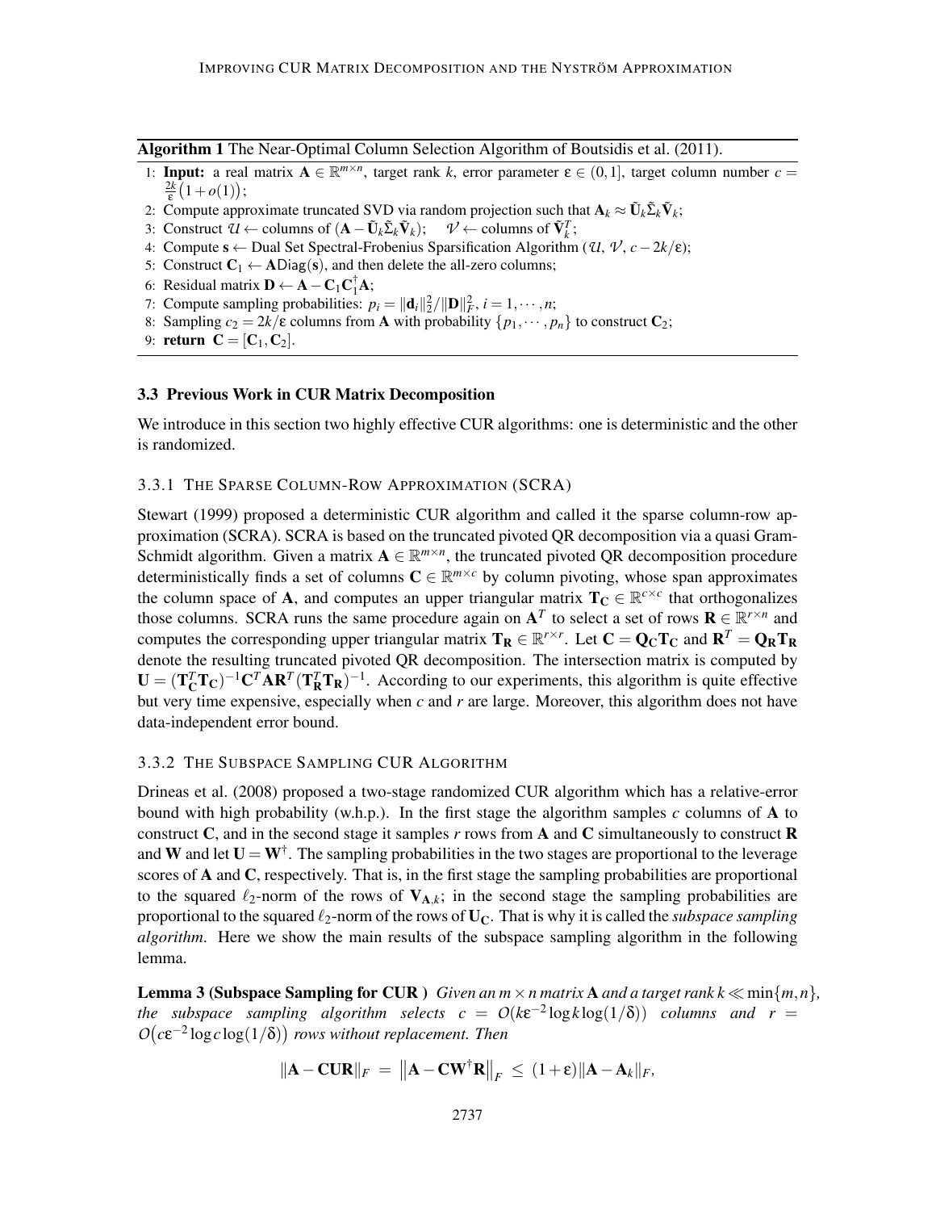**Algorithm 1** The Near-Optimal Column Selection Algorithm of Boutsidis et al. (2011).

1: **Input:** a real matrix $\mathbf{A} \in \mathbb{R}^{m \times n}$, target rank $k$, error parameter $\varepsilon \in (0,1]$, target column number $c = \frac{2k}{\varepsilon}\big(1+o(1)\big)$;
2: Compute approximate truncated SVD via random projection such that $\mathbf{A}_k \approx \tilde{\mathbf{U}}_k \tilde{\Sigma}_k \tilde{\mathbf{V}}_k$;
3: Construct $\mathcal{U} \leftarrow$ columns of $(\mathbf{A} - \tilde{\mathbf{U}}_k \tilde{\Sigma}_k \tilde{\mathbf{V}}_k)$; $\quad \mathcal{V} \leftarrow$ columns of $\tilde{\mathbf{V}}_k^T$;
4: Compute $\mathbf{s} \leftarrow$ Dual Set Spectral-Frobenius Sparsification Algorithm ($\mathcal{U}$, $\mathcal{V}$, $c - 2k/\varepsilon$);
5: Construct $\mathbf{C}_1 \leftarrow \mathbf{A}\mathsf{Diag}(\mathbf{s})$, and then delete the all-zero columns;
6: Residual matrix $\mathbf{D} \leftarrow \mathbf{A} - \mathbf{C}_1\mathbf{C}_1^{\dagger}\mathbf{A}$;
7: Compute sampling probabilities: $p_i = \|\mathbf{d}_i\|_2^2 / \|\mathbf{D}\|_F^2$, $i = 1, \cdots, n$;
8: Sampling $c_2 = 2k/\varepsilon$ columns from $\mathbf{A}$ with probability $\{p_1, \cdots, p_n\}$ to construct $\mathbf{C}_2$;
9: **return** $\mathbf{C} = [\mathbf{C}_1, \mathbf{C}_2]$.

### 3.3 Previous Work in CUR Matrix Decomposition

We introduce in this section two highly effective CUR algorithms: one is deterministic and the other is randomized.

#### 3.3.1 The Sparse Column-Row Approximation (SCRA)

Stewart (1999) proposed a deterministic CUR algorithm and called it the sparse column-row approximation (SCRA). SCRA is based on the truncated pivoted QR decomposition via a quasi Gram-Schmidt algorithm. Given a matrix $\mathbf{A} \in \mathbb{R}^{m \times n}$, the truncated pivoted QR decomposition procedure deterministically finds a set of columns $\mathbf{C} \in \mathbb{R}^{m \times c}$ by column pivoting, whose span approximates the column space of $\mathbf{A}$, and computes an upper triangular matrix $\mathbf{T_C} \in \mathbb{R}^{c \times c}$ that orthogonalizes those columns. SCRA runs the same procedure again on $\mathbf{A}^T$ to select a set of rows $\mathbf{R} \in \mathbb{R}^{r \times n}$ and computes the corresponding upper triangular matrix $\mathbf{T_R} \in \mathbb{R}^{r \times r}$. Let $\mathbf{C} = \mathbf{Q_C}\mathbf{T_C}$ and $\mathbf{R}^T = \mathbf{Q_R}\mathbf{T_R}$ denote the resulting truncated pivoted QR decomposition. The intersection matrix is computed by $\mathbf{U} = (\mathbf{T_C}^T\mathbf{T_C})^{-1}\mathbf{C}^T\mathbf{A}\mathbf{R}^T(\mathbf{T_R}^T\mathbf{T_R})^{-1}$. According to our experiments, this algorithm is quite effective but very time expensive, especially when $c$ and $r$ are large. Moreover, this algorithm does not have data-independent error bound.

#### 3.3.2 The Subspace Sampling CUR Algorithm

Drineas et al. (2008) proposed a two-stage randomized CUR algorithm which has a relative-error bound with high probability (w.h.p.). In the first stage the algorithm samples $c$ columns of $\mathbf{A}$ to construct $\mathbf{C}$, and in the second stage it samples $r$ rows from $\mathbf{A}$ and $\mathbf{C}$ simultaneously to construct $\mathbf{R}$ and $\mathbf{W}$ and let $\mathbf{U} = \mathbf{W}^{\dagger}$. The sampling probabilities in the two stages are proportional to the leverage scores of $\mathbf{A}$ and $\mathbf{C}$, respectively. That is, in the first stage the sampling probabilities are proportional to the squared $\ell_2$-norm of the rows of $\mathbf{V}_{\mathbf{A},k}$; in the second stage the sampling probabilities are proportional to the squared $\ell_2$-norm of the rows of $\mathbf{U_C}$. That is why it is called the *subspace sampling algorithm*. Here we show the main results of the subspace sampling algorithm in the following lemma.

**Lemma 3 (Subspace Sampling for CUR )** *Given an $m \times n$ matrix $\mathbf{A}$ and a target rank $k \ll \min\{m,n\}$, the subspace sampling algorithm selects $c = O(k\varepsilon^{-2}\log k \log(1/\delta))$ columns and $r = O\big(c\varepsilon^{-2}\log c \log(1/\delta)\big)$ rows without replacement. Then*

$$\|\mathbf{A} - \mathbf{CUR}\|_F \;=\; \big\|\mathbf{A} - \mathbf{C}\mathbf{W}^{\dagger}\mathbf{R}\big\|_F \;\leq\; (1+\varepsilon)\|\mathbf{A} - \mathbf{A}_k\|_F,$$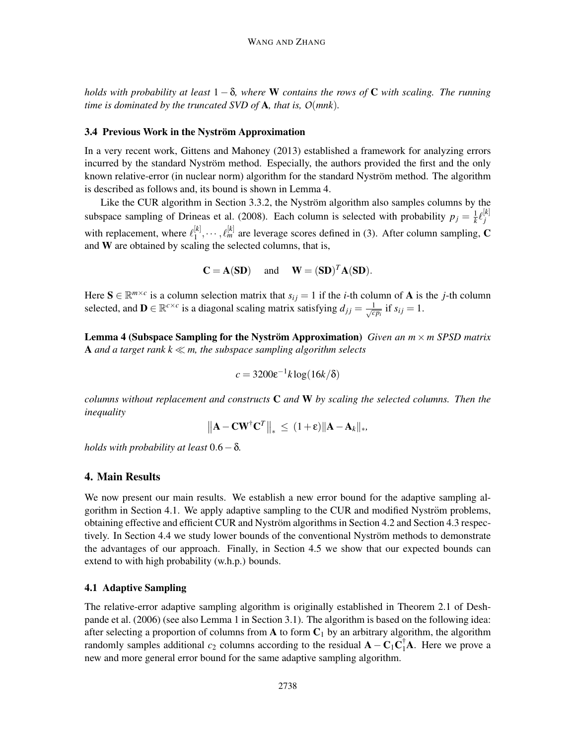*holds with probability at least* $1 - \delta$*, where* $\mathbf{W}$ *contains the rows of* $\mathbf{C}$ *with scaling. The running time is dominated by the truncated SVD of* $\mathbf{A}$*, that is,* $O(mnk)$*.*

### 3.4 Previous Work in the Nyström Approximation

In a very recent work, Gittens and Mahoney (2013) established a framework for analyzing errors incurred by the standard Nyström method. Especially, the authors provided the first and the only known relative-error (in nuclear norm) algorithm for the standard Nyström method. The algorithm is described as follows and, its bound is shown in Lemma 4.

Like the CUR algorithm in Section 3.3.2, the Nyström algorithm also samples columns by the subspace sampling of Drineas et al. (2008). Each column is selected with probability $p_j = \frac{1}{k}\ell_j^{[k]}$ with replacement, where $\ell_1^{[k]}, \cdots, \ell_m^{[k]}$ are leverage scores defined in (3). After column sampling, $\mathbf{C}$ and $\mathbf{W}$ are obtained by scaling the selected columns, that is,

$$\mathbf{C} = \mathbf{A}(\mathbf{SD}) \quad \text{ and } \quad \mathbf{W} = (\mathbf{SD})^T\mathbf{A}(\mathbf{SD}).$$

Here $\mathbf{S} \in \mathbb{R}^{m \times c}$ is a column selection matrix that $s_{ij} = 1$ if the $i$-th column of $\mathbf{A}$ is the $j$-th column selected, and $\mathbf{D} \in \mathbb{R}^{c \times c}$ is a diagonal scaling matrix satisfying $d_{jj} = \frac{1}{\sqrt{cp_i}}$ if $s_{ij} = 1$.

**Lemma 4 (Subspace Sampling for the Nyström Approximation)** *Given an* $m \times m$ *SPSD matrix* $\mathbf{A}$ *and a target rank* $k \ll m$*, the subspace sampling algorithm selects*

$$c = 3200\epsilon^{-1}k\log(16k/\delta)$$

*columns without replacement and constructs* $\mathbf{C}$ *and* $\mathbf{W}$ *by scaling the selected columns. Then the inequality*

$$\big\|\mathbf{A} - \mathbf{C}\mathbf{W}^\dagger\mathbf{C}^T\big\|_* \;\leq\; (1+\epsilon)\|\mathbf{A} - \mathbf{A}_k\|_*,$$

*holds with probability at least* $0.6 - \delta$*.*

## 4. Main Results

We now present our main results. We establish a new error bound for the adaptive sampling algorithm in Section 4.1. We apply adaptive sampling to the CUR and modified Nyström problems, obtaining effective and efficient CUR and Nyström algorithms in Section 4.2 and Section 4.3 respectively. In Section 4.4 we study lower bounds of the conventional Nyström methods to demonstrate the advantages of our approach. Finally, in Section 4.5 we show that our expected bounds can extend to with high probability (w.h.p.) bounds.

### 4.1 Adaptive Sampling

The relative-error adaptive sampling algorithm is originally established in Theorem 2.1 of Deshpande et al. (2006) (see also Lemma 1 in Section 3.1). The algorithm is based on the following idea: after selecting a proportion of columns from $\mathbf{A}$ to form $\mathbf{C}_1$ by an arbitrary algorithm, the algorithm randomly samples additional $c_2$ columns according to the residual $\mathbf{A} - \mathbf{C}_1\mathbf{C}_1^\dagger\mathbf{A}$. Here we prove a new and more general error bound for the same adaptive sampling algorithm.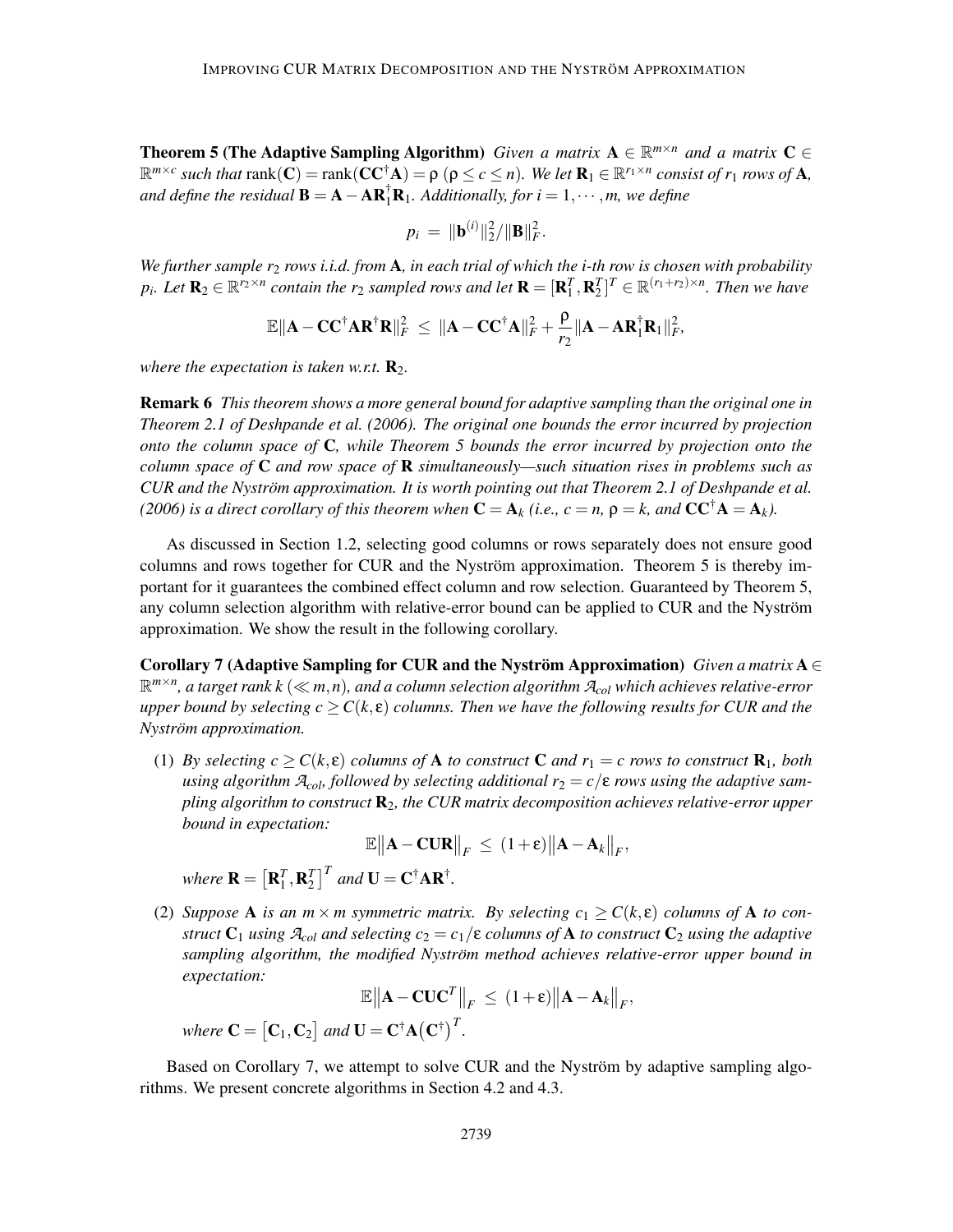**Theorem 5 (The Adaptive Sampling Algorithm)** *Given a matrix $\mathbf{A} \in \mathbb{R}^{m\times n}$ and a matrix $\mathbf{C} \in \mathbb{R}^{m\times c}$ such that* $\mathrm{rank}(\mathbf{C}) = \mathrm{rank}(\mathbf{C}\mathbf{C}^\dagger \mathbf{A}) = \rho$ $(\rho \leq c \leq n)$*. We let $\mathbf{R}_1 \in \mathbb{R}^{r_1 \times n}$ consist of $r_1$ rows of $\mathbf{A}$, and define the residual $\mathbf{B} = \mathbf{A} - \mathbf{A}\mathbf{R}_1^\dagger \mathbf{R}_1$. Additionally, for $i = 1, \cdots, m$, we define*

$$p_i \;=\; \|\mathbf{b}^{(i)}\|_2^2 / \|\mathbf{B}\|_F^2.$$

*We further sample $r_2$ rows i.i.d. from $\mathbf{A}$, in each trial of which the $i$-th row is chosen with probability $p_i$. Let $\mathbf{R}_2 \in \mathbb{R}^{r_2\times n}$ contain the $r_2$ sampled rows and let $\mathbf{R} = [\mathbf{R}_1^T, \mathbf{R}_2^T]^T \in \mathbb{R}^{(r_1+r_2)\times n}$. Then we have*

$$\mathbb{E}\|\mathbf{A} - \mathbf{C}\mathbf{C}^\dagger \mathbf{A}\mathbf{R}^\dagger \mathbf{R}\|_F^2 \;\leq\; \|\mathbf{A} - \mathbf{C}\mathbf{C}^\dagger \mathbf{A}\|_F^2 + \frac{\rho}{r_2}\|\mathbf{A} - \mathbf{A}\mathbf{R}_1^\dagger \mathbf{R}_1\|_F^2,$$

*where the expectation is taken w.r.t. $\mathbf{R}_2$.*

**Remark 6** *This theorem shows a more general bound for adaptive sampling than the original one in Theorem 2.1 of Deshpande et al. (2006). The original one bounds the error incurred by projection onto the column space of $\mathbf{C}$, while Theorem 5 bounds the error incurred by projection onto the column space of $\mathbf{C}$ and row space of $\mathbf{R}$ simultaneously—such situation rises in problems such as CUR and the Nyström approximation. It is worth pointing out that Theorem 2.1 of Deshpande et al. (2006) is a direct corollary of this theorem when $\mathbf{C} = \mathbf{A}_k$ (i.e., $c = n$, $\rho = k$, and $\mathbf{C}\mathbf{C}^\dagger \mathbf{A} = \mathbf{A}_k$).*

As discussed in Section 1.2, selecting good columns or rows separately does not ensure good columns and rows together for CUR and the Nyström approximation. Theorem 5 is thereby important for it guarantees the combined effect column and row selection. Guaranteed by Theorem 5, any column selection algorithm with relative-error bound can be applied to CUR and the Nyström approximation. We show the result in the following corollary.

**Corollary 7 (Adaptive Sampling for CUR and the Nyström Approximation)** *Given a matrix $\mathbf{A} \in \mathbb{R}^{m\times n}$, a target rank $k$ ($\ll m,n$), and a column selection algorithm $\mathcal{A}_{col}$ which achieves relative-error upper bound by selecting $c \geq C(k,\epsilon)$ columns. Then we have the following results for CUR and the Nyström approximation.*

(1) *By selecting $c \geq C(k,\epsilon)$ columns of $\mathbf{A}$ to construct $\mathbf{C}$ and $r_1 = c$ rows to construct $\mathbf{R}_1$, both using algorithm $\mathcal{A}_{col}$, followed by selecting additional $r_2 = c/\epsilon$ rows using the adaptive sampling algorithm to construct $\mathbf{R}_2$, the CUR matrix decomposition achieves relative-error upper bound in expectation:*

$$\mathbb{E}\big\|\mathbf{A} - \mathbf{C}\mathbf{U}\mathbf{R}\big\|_F \;\leq\; (1+\epsilon)\big\|\mathbf{A} - \mathbf{A}_k\big\|_F,$$

*where $\mathbf{R} = \big[\mathbf{R}_1^T, \mathbf{R}_2^T\big]^T$ and $\mathbf{U} = \mathbf{C}^\dagger \mathbf{A}\mathbf{R}^\dagger$.*

(2) *Suppose $\mathbf{A}$ is an $m\times m$ symmetric matrix. By selecting $c_1 \geq C(k,\epsilon)$ columns of $\mathbf{A}$ to construct $\mathbf{C}_1$ using $\mathcal{A}_{col}$ and selecting $c_2 = c_1/\epsilon$ columns of $\mathbf{A}$ to construct $\mathbf{C}_2$ using the adaptive sampling algorithm, the modified Nyström method achieves relative-error upper bound in expectation:*

$$\mathbb{E}\big\|\mathbf{A} - \mathbf{C}\mathbf{U}\mathbf{C}^T\big\|_F \;\leq\; (1+\epsilon)\big\|\mathbf{A} - \mathbf{A}_k\big\|_F,$$

*where $\mathbf{C} = \big[\mathbf{C}_1, \mathbf{C}_2\big]$ and $\mathbf{U} = \mathbf{C}^\dagger \mathbf{A}\big(\mathbf{C}^\dagger\big)^T$.*

Based on Corollary 7, we attempt to solve CUR and the Nyström by adaptive sampling algorithms. We present concrete algorithms in Section 4.2 and 4.3.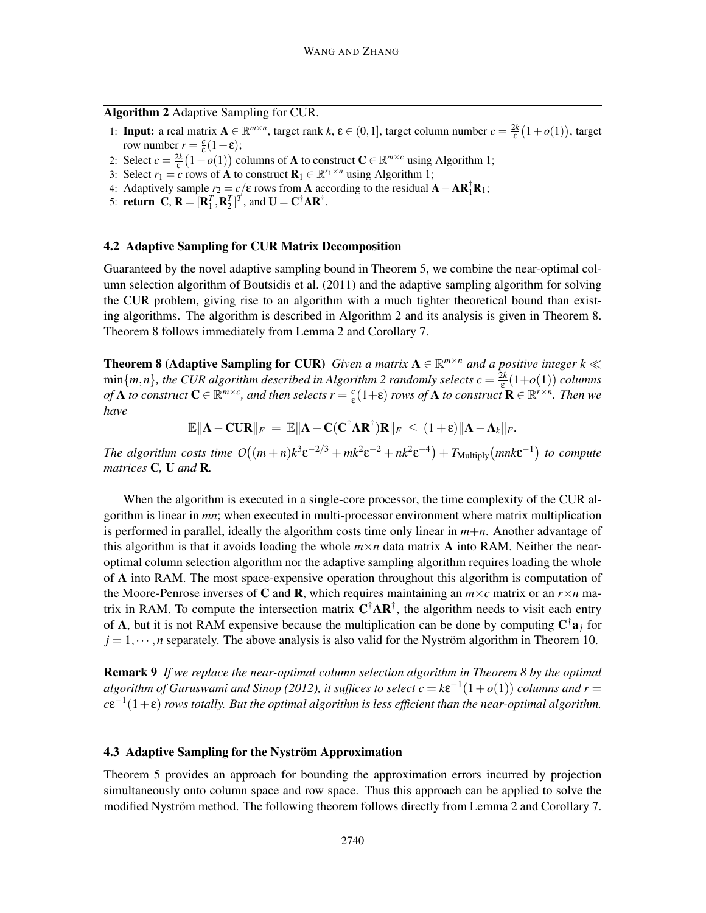**Algorithm 2** Adaptive Sampling for CUR.

1: **Input:** a real matrix $\mathbf{A} \in \mathbb{R}^{m \times n}$, target rank $k$, $\varepsilon \in (0,1]$, target column number $c = \frac{2k}{\varepsilon}\big(1+o(1)\big)$, target row number $r = \frac{c}{\varepsilon}(1+\varepsilon)$;
2: Select $c = \frac{2k}{\varepsilon}\big(1+o(1)\big)$ columns of $\mathbf{A}$ to construct $\mathbf{C} \in \mathbb{R}^{m \times c}$ using Algorithm 1;
3: Select $r_1 = c$ rows of $\mathbf{A}$ to construct $\mathbf{R}_1 \in \mathbb{R}^{r_1 \times n}$ using Algorithm 1;
4: Adaptively sample $r_2 = c/\varepsilon$ rows from $\mathbf{A}$ according to the residual $\mathbf{A} - \mathbf{A}\mathbf{R}_1^\dagger \mathbf{R}_1$;
5: **return** $\mathbf{C}$, $\mathbf{R} = [\mathbf{R}_1^T, \mathbf{R}_2^T]^T$, and $\mathbf{U} = \mathbf{C}^\dagger \mathbf{A} \mathbf{R}^\dagger$.

### 4.2 Adaptive Sampling for CUR Matrix Decomposition

Guaranteed by the novel adaptive sampling bound in Theorem 5, we combine the near-optimal column selection algorithm of Boutsidis et al. (2011) and the adaptive sampling algorithm for solving the CUR problem, giving rise to an algorithm with a much tighter theoretical bound than existing algorithms. The algorithm is described in Algorithm 2 and its analysis is given in Theorem 8. Theorem 8 follows immediately from Lemma 2 and Corollary 7.

**Theorem 8 (Adaptive Sampling for CUR)** *Given a matrix $\mathbf{A} \in \mathbb{R}^{m \times n}$ and a positive integer $k \ll \min\{m,n\}$, the CUR algorithm described in Algorithm 2 randomly selects $c = \frac{2k}{\varepsilon}(1+o(1))$ columns of $\mathbf{A}$ to construct $\mathbf{C} \in \mathbb{R}^{m \times c}$, and then selects $r = \frac{c}{\varepsilon}(1+\varepsilon)$ rows of $\mathbf{A}$ to construct $\mathbf{R} \in \mathbb{R}^{r \times n}$. Then we have*

$$\mathbb{E}\|\mathbf{A} - \mathbf{C}\mathbf{U}\mathbf{R}\|_F \;=\; \mathbb{E}\|\mathbf{A} - \mathbf{C}(\mathbf{C}^\dagger \mathbf{A} \mathbf{R}^\dagger)\mathbf{R}\|_F \;\leq\; (1+\varepsilon)\|\mathbf{A} - \mathbf{A}_k\|_F.$$

*The algorithm costs time $O\big((m+n)k^3\varepsilon^{-2/3} + mk^2\varepsilon^{-2} + nk^2\varepsilon^{-4}\big) + T_{\text{Multiply}}\big(mnk\varepsilon^{-1}\big)$ to compute matrices $\mathbf{C}$, $\mathbf{U}$ and $\mathbf{R}$.*

When the algorithm is executed in a single-core processor, the time complexity of the CUR algorithm is linear in $mn$; when executed in multi-processor environment where matrix multiplication is performed in parallel, ideally the algorithm costs time only linear in $m+n$. Another advantage of this algorithm is that it avoids loading the whole $m \times n$ data matrix $\mathbf{A}$ into RAM. Neither the near-optimal column selection algorithm nor the adaptive sampling algorithm requires loading the whole of $\mathbf{A}$ into RAM. The most space-expensive operation throughout this algorithm is computation of the Moore-Penrose inverses of $\mathbf{C}$ and $\mathbf{R}$, which requires maintaining an $m \times c$ matrix or an $r \times n$ matrix in RAM. To compute the intersection matrix $\mathbf{C}^\dagger \mathbf{A} \mathbf{R}^\dagger$, the algorithm needs to visit each entry of $\mathbf{A}$, but it is not RAM expensive because the multiplication can be done by computing $\mathbf{C}^\dagger \mathbf{a}_j$ for $j = 1, \cdots, n$ separately. The above analysis is also valid for the Nyström algorithm in Theorem 10.

**Remark 9** *If we replace the near-optimal column selection algorithm in Theorem 8 by the optimal algorithm of Guruswami and Sinop (2012), it suffices to select $c = k\varepsilon^{-1}(1+o(1))$ columns and $r = c\varepsilon^{-1}(1+\varepsilon)$ rows totally. But the optimal algorithm is less efficient than the near-optimal algorithm.*

### 4.3 Adaptive Sampling for the Nyström Approximation

Theorem 5 provides an approach for bounding the approximation errors incurred by projection simultaneously onto column space and row space. Thus this approach can be applied to solve the modified Nyström method. The following theorem follows directly from Lemma 2 and Corollary 7.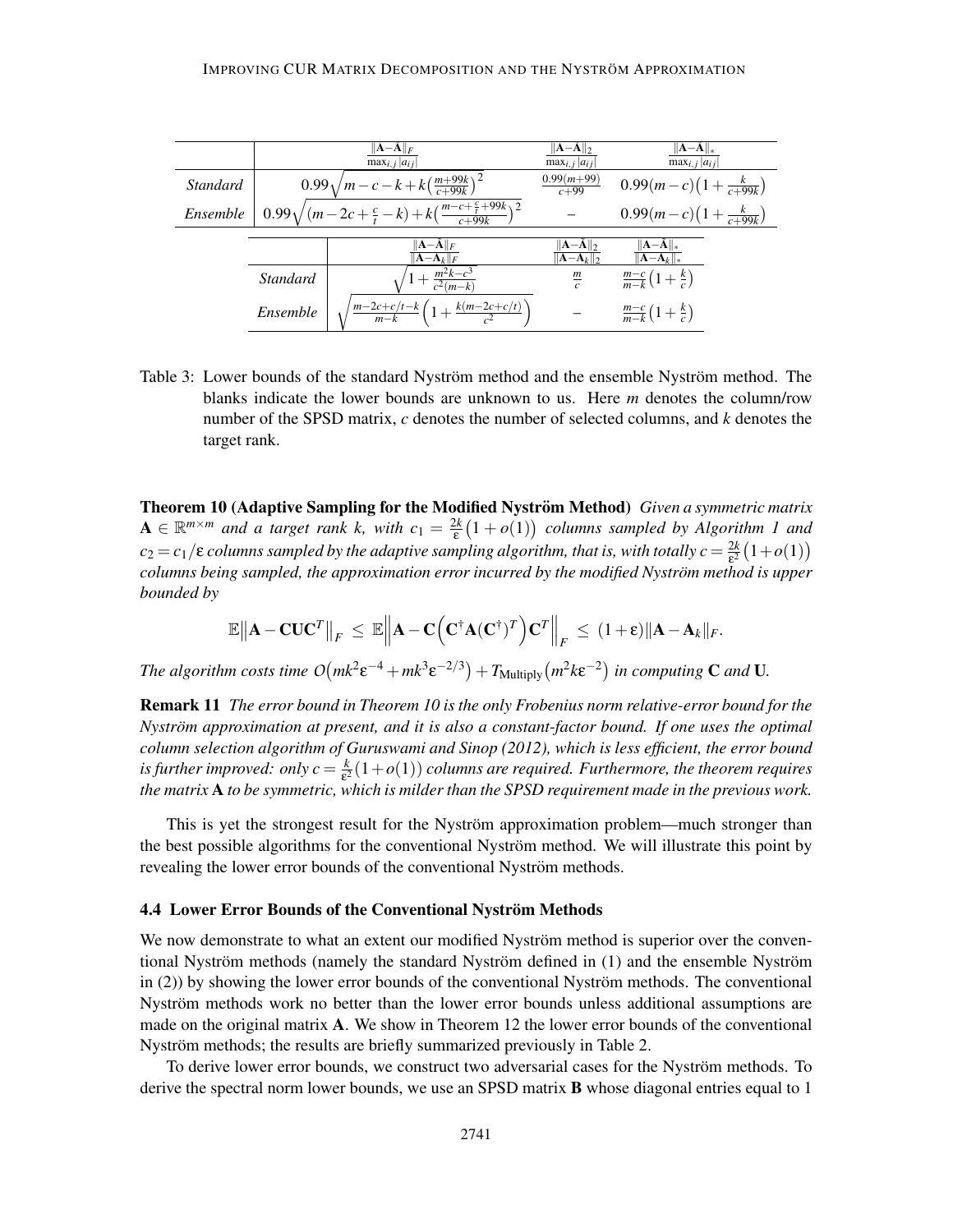|  | $\frac{\\|\mathbf{A}-\tilde{\mathbf{A}}\\|_F}{\max_{i,j}\|a_{ij}\|}$ | $\frac{\\|\mathbf{A}-\tilde{\mathbf{A}}\\|_2}{\max_{i,j}\|a_{ij}\|}$ | $\frac{\\|\mathbf{A}-\tilde{\mathbf{A}}\\|_*}{\max_{i,j}\|a_{ij}\|}$ |
|---|---|---|---|
| *Standard* | $0.99\sqrt{m-c-k+k\big(\frac{m+99k}{c+99k}\big)^2}$ | $\frac{0.99(m+99)}{c+99}$ | $0.99(m-c)\big(1+\frac{k}{c+99k}\big)$ |
| *Ensemble* | $0.99\sqrt{(m-2c+\frac{c}{t}-k)+k\big(\frac{m-c+\frac{c}{t}+99k}{c+99k}\big)^2}$ | – | $0.99(m-c)\big(1+\frac{k}{c+99k}\big)$ |

|  | $\frac{\\|\mathbf{A}-\tilde{\mathbf{A}}\\|_F}{\\|\mathbf{A}-\mathbf{A}_k\\|_F}$ | $\frac{\\|\mathbf{A}-\tilde{\mathbf{A}}\\|_2}{\\|\mathbf{A}-\mathbf{A}_k\\|_2}$ | $\frac{\\|\mathbf{A}-\tilde{\mathbf{A}}\\|_*}{\\|\mathbf{A}-\mathbf{A}_k\\|_*}$ |
|---|---|---|---|
| *Standard* | $\sqrt{1+\frac{m^2k-c^3}{c^2(m-k)}}$ | $\frac{m}{c}$ | $\frac{m-c}{m-k}\big(1+\frac{k}{c}\big)$ |
| *Ensemble* | $\sqrt{\frac{m-2c+c/t-k}{m-k}\Big(1+\frac{k(m-2c+c/t)}{c^2}\Big)}$ | – | $\frac{m-c}{m-k}\big(1+\frac{k}{c}\big)$ |

Table 3: Lower bounds of the standard Nyström method and the ensemble Nyström method. The blanks indicate the lower bounds are unknown to us. Here $m$ denotes the column/row number of the SPSD matrix, $c$ denotes the number of selected columns, and $k$ denotes the target rank.

**Theorem 10 (Adaptive Sampling for the Modified Nyström Method)** *Given a symmetric matrix $\mathbf{A} \in \mathbb{R}^{m\times m}$ and a target rank $k$, with $c_1 = \frac{2k}{\epsilon}\big(1+o(1)\big)$ columns sampled by Algorithm 1 and $c_2 = c_1/\epsilon$ columns sampled by the adaptive sampling algorithm, that is, with totally $c = \frac{2k}{\epsilon^2}\big(1+o(1)\big)$ columns being sampled, the approximation error incurred by the modified Nyström method is upper bounded by*

$$\mathbb{E}\big\|\mathbf{A}-\mathbf{C}\mathbf{U}\mathbf{C}^T\big\|_F \;\leq\; \mathbb{E}\Big\|\mathbf{A}-\mathbf{C}\Big(\mathbf{C}^\dagger\mathbf{A}(\mathbf{C}^\dagger)^T\Big)\mathbf{C}^T\Big\|_F \;\leq\; (1+\epsilon)\|\mathbf{A}-\mathbf{A}_k\|_F.$$

*The algorithm costs time $O\big(mk^2\epsilon^{-4}+mk^3\epsilon^{-2/3}\big)+T_{\text{Multiply}}\big(m^2k\epsilon^{-2}\big)$ in computing $\mathbf{C}$ and $\mathbf{U}$.*

**Remark 11** *The error bound in Theorem 10 is the only Frobenius norm relative-error bound for the Nyström approximation at present, and it is also a constant-factor bound. If one uses the optimal column selection algorithm of Guruswami and Sinop (2012), which is less efficient, the error bound is further improved: only $c = \frac{k}{\epsilon^2}(1+o(1))$ columns are required. Furthermore, the theorem requires the matrix $\mathbf{A}$ to be symmetric, which is milder than the SPSD requirement made in the previous work.*

This is yet the strongest result for the Nyström approximation problem—much stronger than the best possible algorithms for the conventional Nyström method. We will illustrate this point by revealing the lower error bounds of the conventional Nyström methods.

### 4.4 Lower Error Bounds of the Conventional Nyström Methods

We now demonstrate to what an extent our modified Nyström method is superior over the conventional Nyström methods (namely the standard Nyström defined in (1) and the ensemble Nyström in (2)) by showing the lower error bounds of the conventional Nyström methods. The conventional Nyström methods work no better than the lower error bounds unless additional assumptions are made on the original matrix $\mathbf{A}$. We show in Theorem 12 the lower error bounds of the conventional Nyström methods; the results are briefly summarized previously in Table 2.

To derive lower error bounds, we construct two adversarial cases for the Nyström methods. To derive the spectral norm lower bounds, we use an SPSD matrix $\mathbf{B}$ whose diagonal entries equal to 1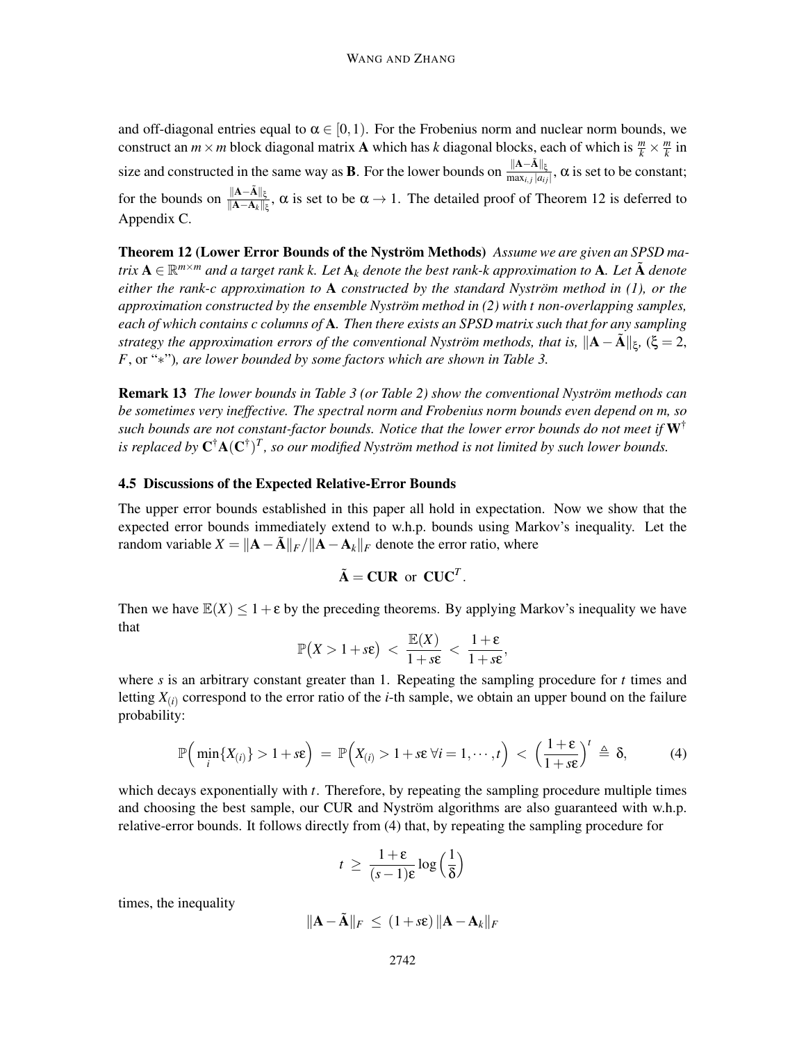and off-diagonal entries equal to $\alpha \in [0,1)$. For the Frobenius norm and nuclear norm bounds, we construct an $m \times m$ block diagonal matrix $\mathbf{A}$ which has $k$ diagonal blocks, each of which is $\frac{m}{k} \times \frac{m}{k}$ in size and constructed in the same way as $\mathbf{B}$. For the lower bounds on $\frac{\|\mathbf{A}-\tilde{\mathbf{A}}\|_\xi}{\max_{i,j}|a_{ij}|}$, $\alpha$ is set to be constant; for the bounds on $\frac{\|\mathbf{A}-\tilde{\mathbf{A}}\|_\xi}{\|\mathbf{A}-\mathbf{A}_k\|_\xi}$, $\alpha$ is set to be $\alpha \to 1$. The detailed proof of Theorem 12 is deferred to Appendix C.

**Theorem 12 (Lower Error Bounds of the Nyström Methods)** *Assume we are given an SPSD matrix $\mathbf{A} \in \mathbb{R}^{m\times m}$ and a target rank $k$. Let $\mathbf{A}_k$ denote the best rank-$k$ approximation to $\mathbf{A}$. Let $\tilde{\mathbf{A}}$ denote either the rank-$c$ approximation to $\mathbf{A}$ constructed by the standard Nyström method in (1), or the approximation constructed by the ensemble Nyström method in (2) with $t$ non-overlapping samples, each of which contains $c$ columns of $\mathbf{A}$. Then there exists an SPSD matrix such that for any sampling strategy the approximation errors of the conventional Nyström methods, that is, $\|\mathbf{A}-\tilde{\mathbf{A}}\|_\xi$, ($\xi = 2$, $F$, or "$*$"), are lower bounded by some factors which are shown in Table 3.*

**Remark 13** *The lower bounds in Table 3 (or Table 2) show the conventional Nyström methods can be sometimes very ineffective. The spectral norm and Frobenius norm bounds even depend on $m$, so such bounds are not constant-factor bounds. Notice that the lower error bounds do not meet if $\mathbf{W}^\dagger$ is replaced by $\mathbf{C}^\dagger\mathbf{A}(\mathbf{C}^\dagger)^T$, so our modified Nyström method is not limited by such lower bounds.*

### 4.5 Discussions of the Expected Relative-Error Bounds

The upper error bounds established in this paper all hold in expectation. Now we show that the expected error bounds immediately extend to w.h.p. bounds using Markov's inequality. Let the random variable $X = \|\mathbf{A}-\tilde{\mathbf{A}}\|_F / \|\mathbf{A}-\mathbf{A}_k\|_F$ denote the error ratio, where

$$\tilde{\mathbf{A}} = \mathbf{CUR} \;\text{ or }\; \mathbf{CUC}^T.$$

Then we have $\mathbb{E}(X) \le 1+\epsilon$ by the preceding theorems. By applying Markov's inequality we have that

$$\mathbb{P}\big(X > 1+s\epsilon\big) \;<\; \frac{\mathbb{E}(X)}{1+s\epsilon} \;<\; \frac{1+\epsilon}{1+s\epsilon},$$

where $s$ is an arbitrary constant greater than 1. Repeating the sampling procedure for $t$ times and letting $X_{(i)}$ correspond to the error ratio of the $i$-th sample, we obtain an upper bound on the failure probability:

$$\mathbb{P}\Big(\min_i\{X_{(i)}\} > 1+s\epsilon\Big) \;=\; \mathbb{P}\Big(X_{(i)} > 1+s\epsilon \;\forall i = 1,\cdots,t\Big) \;<\; \Big(\frac{1+\epsilon}{1+s\epsilon}\Big)^t \;\triangleq\; \delta, \tag{4}$$

which decays exponentially with $t$. Therefore, by repeating the sampling procedure multiple times and choosing the best sample, our CUR and Nyström algorithms are also guaranteed with w.h.p. relative-error bounds. It follows directly from (4) that, by repeating the sampling procedure for

$$t \;\ge\; \frac{1+\epsilon}{(s-1)\epsilon}\log\Big(\frac{1}{\delta}\Big)$$

times, the inequality

$$\|\mathbf{A}-\tilde{\mathbf{A}}\|_F \;\le\; (1+s\epsilon)\,\|\mathbf{A}-\mathbf{A}_k\|_F$$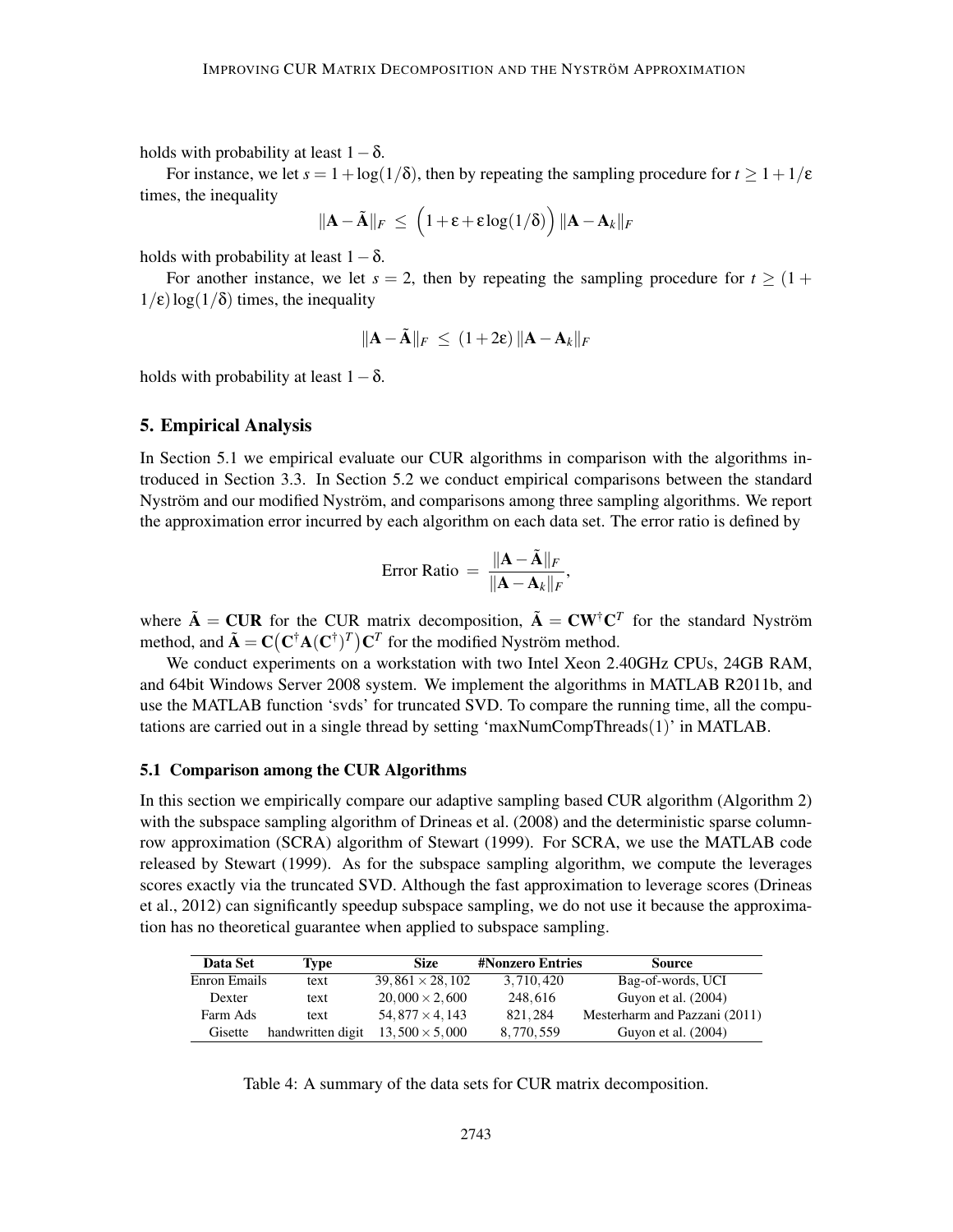holds with probability at least $1-\delta$.

For instance, we let $s = 1 + \log(1/\delta)$, then by repeating the sampling procedure for $t \geq 1 + 1/\epsilon$ times, the inequality

$$\|\mathbf{A} - \tilde{\mathbf{A}}\|_F \;\leq\; \Big(1 + \epsilon + \epsilon \log(1/\delta)\Big) \, \|\mathbf{A} - \mathbf{A}_k\|_F$$

holds with probability at least $1-\delta$.

For another instance, we let $s = 2$, then by repeating the sampling procedure for $t \geq (1 + 1/\epsilon)\log(1/\delta)$ times, the inequality

$$\|\mathbf{A} - \tilde{\mathbf{A}}\|_F \;\leq\; (1 + 2\epsilon) \, \|\mathbf{A} - \mathbf{A}_k\|_F$$

holds with probability at least $1-\delta$.

## 5. Empirical Analysis

In Section 5.1 we empirical evaluate our CUR algorithms in comparison with the algorithms introduced in Section 3.3. In Section 5.2 we conduct empirical comparisons between the standard Nyström and our modified Nyström, and comparisons among three sampling algorithms. We report the approximation error incurred by each algorithm on each data set. The error ratio is defined by

$$\text{Error Ratio} \;=\; \frac{\|\mathbf{A} - \tilde{\mathbf{A}}\|_F}{\|\mathbf{A} - \mathbf{A}_k\|_F},$$

where $\tilde{\mathbf{A}} = \mathbf{CUR}$ for the CUR matrix decomposition, $\tilde{\mathbf{A}} = \mathbf{C}\mathbf{W}^{\dagger}\mathbf{C}^T$ for the standard Nyström method, and $\tilde{\mathbf{A}} = \mathbf{C}\big(\mathbf{C}^{\dagger}\mathbf{A}(\mathbf{C}^{\dagger})^T\big)\mathbf{C}^T$ for the modified Nyström method.

We conduct experiments on a workstation with two Intel Xeon 2.40GHz CPUs, 24GB RAM, and 64bit Windows Server 2008 system. We implement the algorithms in MATLAB R2011b, and use the MATLAB function 'svds' for truncated SVD. To compare the running time, all the computations are carried out in a single thread by setting 'maxNumCompThreads(1)' in MATLAB.

### 5.1 Comparison among the CUR Algorithms

In this section we empirically compare our adaptive sampling based CUR algorithm (Algorithm 2) with the subspace sampling algorithm of Drineas et al. (2008) and the deterministic sparse column-row approximation (SCRA) algorithm of Stewart (1999). For SCRA, we use the MATLAB code released by Stewart (1999). As for the subspace sampling algorithm, we compute the leverages scores exactly via the truncated SVD. Although the fast approximation to leverage scores (Drineas et al., 2012) can significantly speedup subspace sampling, we do not use it because the approximation has no theoretical guarantee when applied to subspace sampling.

| Data Set | Type | Size | #Nonzero Entries | Source |
|---|---|---|---|---|
| Enron Emails | text | $39,861 \times 28,102$ | $3,710,420$ | Bag-of-words, UCI |
| Dexter | text | $20,000 \times 2,600$ | $248,616$ | Guyon et al. (2004) |
| Farm Ads | text | $54,877 \times 4,143$ | $821,284$ | Mesterharm and Pazzani (2011) |
| Gisette | handwritten digit | $13,500 \times 5,000$ | $8,770,559$ | Guyon et al. (2004) |

Table 4: A summary of the data sets for CUR matrix decomposition.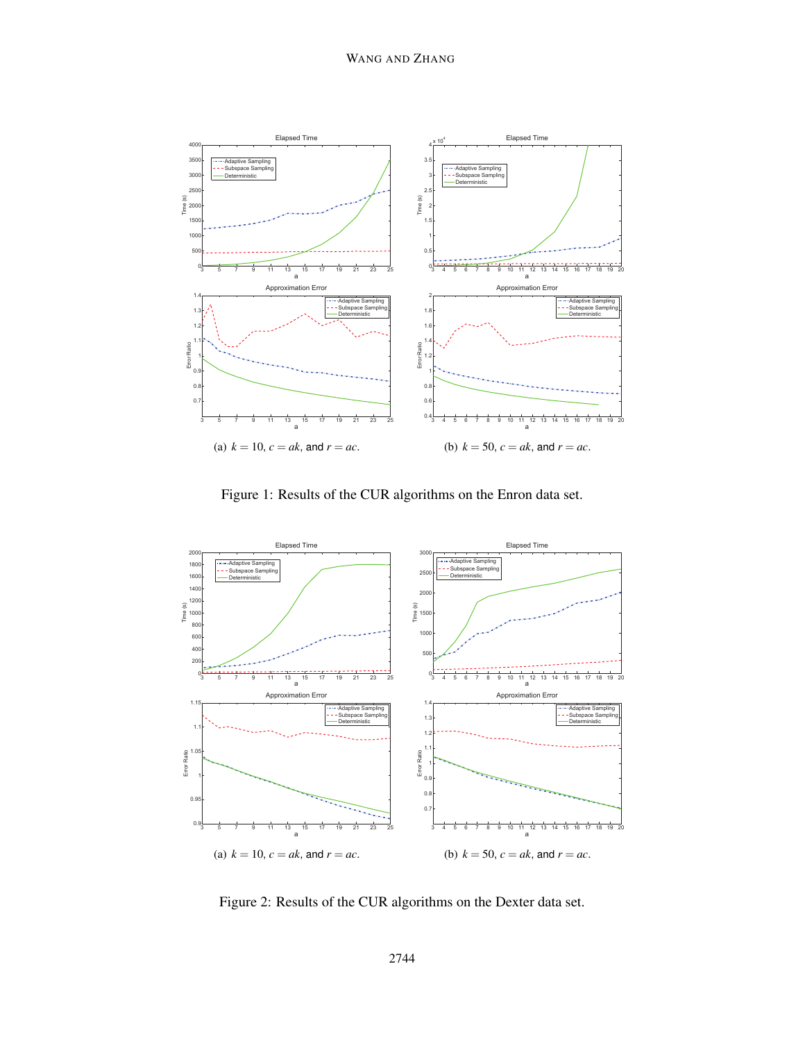(a) $k = 10$, $c = ak$, and $r = ac$.

(b) $k = 50$, $c = ak$, and $r = ac$.

Figure 1: Results of the CUR algorithms on the Enron data set.

(a) $k = 10$, $c = ak$, and $r = ac$.

(b) $k = 50$, $c = ak$, and $r = ac$.

Figure 2: Results of the CUR algorithms on the Dexter data set.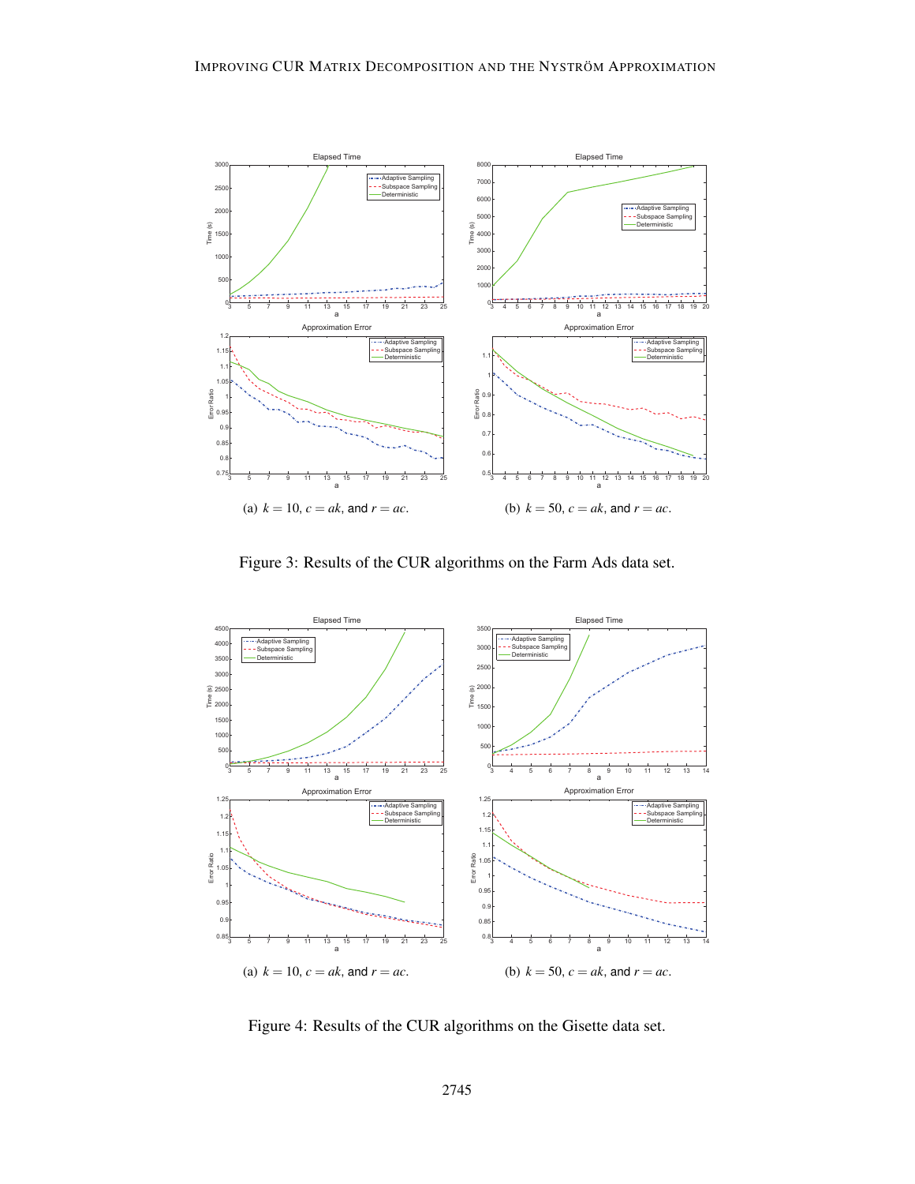(a) $k = 10$, $c = ak$, and $r = ac$.

(b) $k = 50$, $c = ak$, and $r = ac$.

Figure 3: Results of the CUR algorithms on the Farm Ads data set.

(a) $k = 10$, $c = ak$, and $r = ac$.

(b) $k = 50$, $c = ak$, and $r = ac$.

Figure 4: Results of the CUR algorithms on the Gisette data set.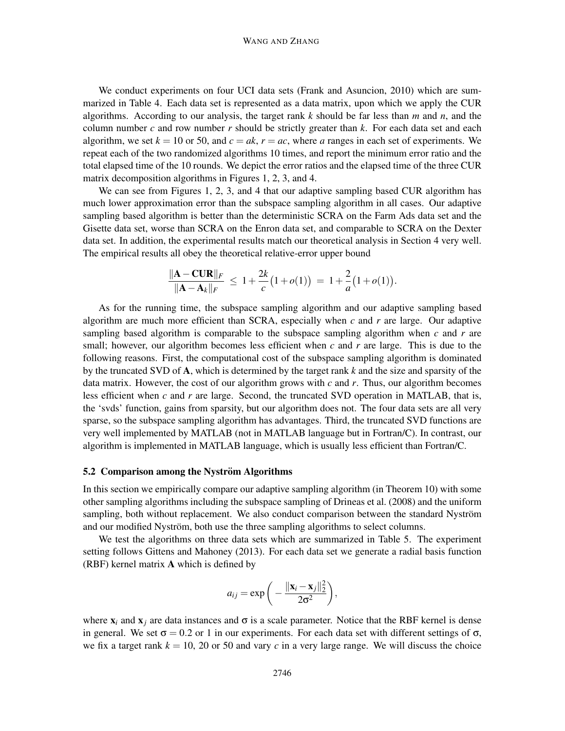We conduct experiments on four UCI data sets (Frank and Asuncion, 2010) which are summarized in Table 4. Each data set is represented as a data matrix, upon which we apply the CUR algorithms. According to our analysis, the target rank $k$ should be far less than $m$ and $n$, and the column number $c$ and row number $r$ should be strictly greater than $k$. For each data set and each algorithm, we set $k = 10$ or 50, and $c = ak$, $r = ac$, where $a$ ranges in each set of experiments. We repeat each of the two randomized algorithms 10 times, and report the minimum error ratio and the total elapsed time of the 10 rounds. We depict the error ratios and the elapsed time of the three CUR matrix decomposition algorithms in Figures 1, 2, 3, and 4.

We can see from Figures 1, 2, 3, and 4 that our adaptive sampling based CUR algorithm has much lower approximation error than the subspace sampling algorithm in all cases. Our adaptive sampling based algorithm is better than the deterministic SCRA on the Farm Ads data set and the Gisette data set, worse than SCRA on the Enron data set, and comparable to SCRA on the Dexter data set. In addition, the experimental results match our theoretical analysis in Section 4 very well. The empirical results all obey the theoretical relative-error upper bound

$$\frac{\|\mathbf{A} - \mathbf{CUR}\|_F}{\|\mathbf{A} - \mathbf{A}_k\|_F} \ \leq \ 1 + \frac{2k}{c}\big(1 + o(1)\big) \ = \ 1 + \frac{2}{a}\big(1 + o(1)\big).$$

As for the running time, the subspace sampling algorithm and our adaptive sampling based algorithm are much more efficient than SCRA, especially when $c$ and $r$ are large. Our adaptive sampling based algorithm is comparable to the subspace sampling algorithm when $c$ and $r$ are small; however, our algorithm becomes less efficient when $c$ and $r$ are large. This is due to the following reasons. First, the computational cost of the subspace sampling algorithm is dominated by the truncated SVD of $\mathbf{A}$, which is determined by the target rank $k$ and the size and sparsity of the data matrix. However, the cost of our algorithm grows with $c$ and $r$. Thus, our algorithm becomes less efficient when $c$ and $r$ are large. Second, the truncated SVD operation in MATLAB, that is, the 'svds' function, gains from sparsity, but our algorithm does not. The four data sets are all very sparse, so the subspace sampling algorithm has advantages. Third, the truncated SVD functions are very well implemented by MATLAB (not in MATLAB language but in Fortran/C). In contrast, our algorithm is implemented in MATLAB language, which is usually less efficient than Fortran/C.

### 5.2 Comparison among the Nyström Algorithms

In this section we empirically compare our adaptive sampling algorithm (in Theorem 10) with some other sampling algorithms including the subspace sampling of Drineas et al. (2008) and the uniform sampling, both without replacement. We also conduct comparison between the standard Nyström and our modified Nyström, both use the three sampling algorithms to select columns.

We test the algorithms on three data sets which are summarized in Table 5. The experiment setting follows Gittens and Mahoney (2013). For each data set we generate a radial basis function (RBF) kernel matrix $\mathbf{A}$ which is defined by

$$a_{ij} = \exp\bigg( - \frac{\|\mathbf{x}_i - \mathbf{x}_j\|_2^2}{2\sigma^2} \bigg),$$

where $\mathbf{x}_i$ and $\mathbf{x}_j$ are data instances and $\sigma$ is a scale parameter. Notice that the RBF kernel is dense in general. We set $\sigma = 0.2$ or 1 in our experiments. For each data set with different settings of $\sigma$, we fix a target rank $k = 10$, 20 or 50 and vary $c$ in a very large range. We will discuss the choice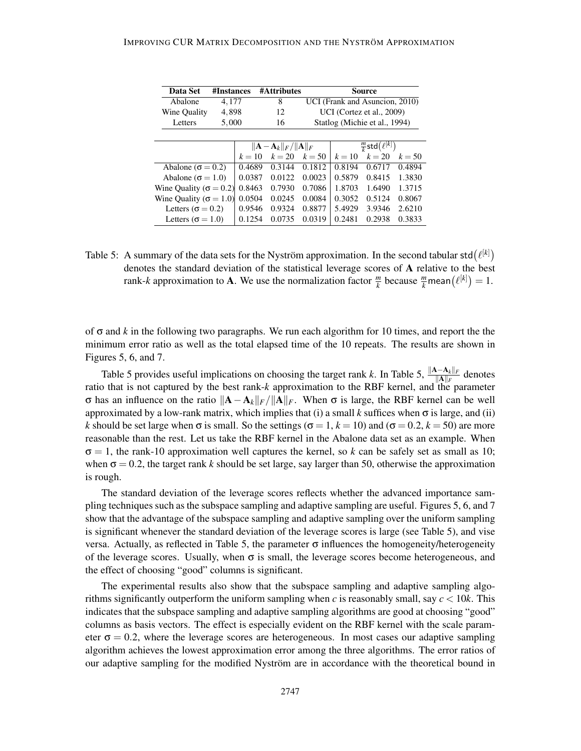| Data Set | #Instances | #Attributes | Source |
|---|---|---|---|
| Abalone | 4,177 | 8 | UCI (Frank and Asuncion, 2010) |
| Wine Quality | 4,898 | 12 | UCI (Cortez et al., 2009) |
| Letters | 5,000 | 16 | Statlog (Michie et al., 1994) |

| | $\|\mathbf{A}-\mathbf{A}_k\|_F/\|\mathbf{A}\|_F$ | | | $\frac{m}{k}\mathsf{std}\big(\ell^{[k]}\big)$ | | |
|---|---|---|---|---|---|---|
| | $k=10$ | $k=20$ | $k=50$ | $k=10$ | $k=20$ | $k=50$ |
| Abalone ($\sigma=0.2$) | 0.4689 | 0.3144 | 0.1812 | 0.8194 | 0.6717 | 0.4894 |
| Abalone ($\sigma=1.0$) | 0.0387 | 0.0122 | 0.0023 | 0.5879 | 0.8415 | 1.3830 |
| Wine Quality ($\sigma=0.2$) | 0.8463 | 0.7930 | 0.7086 | 1.8703 | 1.6490 | 1.3715 |
| Wine Quality ($\sigma=1.0$) | 0.0504 | 0.0245 | 0.0084 | 0.3052 | 0.5124 | 0.8067 |
| Letters ($\sigma=0.2$) | 0.9546 | 0.9324 | 0.8877 | 5.4929 | 3.9346 | 2.6210 |
| Letters ($\sigma=1.0$) | 0.1254 | 0.0735 | 0.0319 | 0.2481 | 0.2938 | 0.3833 |

Table 5: A summary of the data sets for the Nyström approximation. In the second tabular $\mathsf{std}\big(\ell^{[k]}\big)$ denotes the standard deviation of the statistical leverage scores of $\mathbf{A}$ relative to the best rank-$k$ approximation to $\mathbf{A}$. We use the normalization factor $\frac{m}{k}$ because $\frac{m}{k}\mathsf{mean}\big(\ell^{[k]}\big)=1$.

of $\sigma$ and $k$ in the following two paragraphs. We run each algorithm for 10 times, and report the the minimum error ratio as well as the total elapsed time of the 10 repeats. The results are shown in Figures 5, 6, and 7.

Table 5 provides useful implications on choosing the target rank $k$. In Table 5, $\frac{\|\mathbf{A}-\mathbf{A}_k\|_F}{\|\mathbf{A}\|_F}$ denotes ratio that is not captured by the best rank-$k$ approximation to the RBF kernel, and the parameter $\sigma$ has an influence on the ratio $\|\mathbf{A}-\mathbf{A}_k\|_F/\|\mathbf{A}\|_F$. When $\sigma$ is large, the RBF kernel can be well approximated by a low-rank matrix, which implies that (i) a small $k$ suffices when $\sigma$ is large, and (ii) $k$ should be set large when $\sigma$ is small. So the settings ($\sigma=1$, $k=10$) and ($\sigma=0.2$, $k=50$) are more reasonable than the rest. Let us take the RBF kernel in the Abalone data set as an example. When $\sigma=1$, the rank-10 approximation well captures the kernel, so $k$ can be safely set as small as 10; when $\sigma=0.2$, the target rank $k$ should be set large, say larger than 50, otherwise the approximation is rough.

The standard deviation of the leverage scores reflects whether the advanced importance sampling techniques such as the subspace sampling and adaptive sampling are useful. Figures 5, 6, and 7 show that the advantage of the subspace sampling and adaptive sampling over the uniform sampling is significant whenever the standard deviation of the leverage scores is large (see Table 5), and vise versa. Actually, as reflected in Table 5, the parameter $\sigma$ influences the homogeneity/heterogeneity of the leverage scores. Usually, when $\sigma$ is small, the leverage scores become heterogeneous, and the effect of choosing "good" columns is significant.

The experimental results also show that the subspace sampling and adaptive sampling algorithms significantly outperform the uniform sampling when $c$ is reasonably small, say $c<10k$. This indicates that the subspace sampling and adaptive sampling algorithms are good at choosing "good" columns as basis vectors. The effect is especially evident on the RBF kernel with the scale parameter $\sigma=0.2$, where the leverage scores are heterogeneous. In most cases our adaptive sampling algorithm achieves the lowest approximation error among the three algorithms. The error ratios of our adaptive sampling for the modified Nyström are in accordance with the theoretical bound in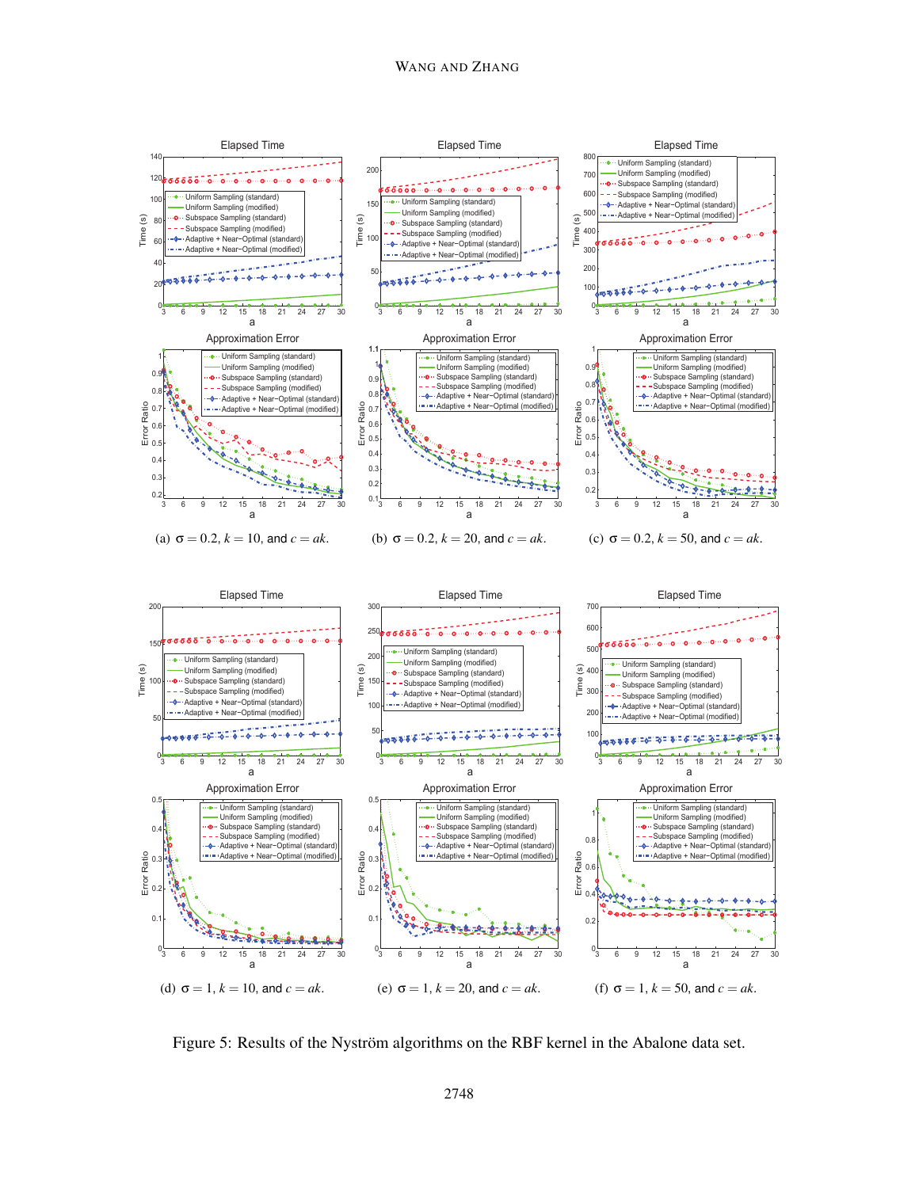(a) $\sigma = 0.2$, $k = 10$, and $c = ak$.

(b) $\sigma = 0.2$, $k = 20$, and $c = ak$.

(c) $\sigma = 0.2$, $k = 50$, and $c = ak$.

(d) $\sigma = 1$, $k = 10$, and $c = ak$.

(e) $\sigma = 1$, $k = 20$, and $c = ak$.

(f) $\sigma = 1$, $k = 50$, and $c = ak$.

Figure 5: Results of the Nyström algorithms on the RBF kernel in the Abalone data set.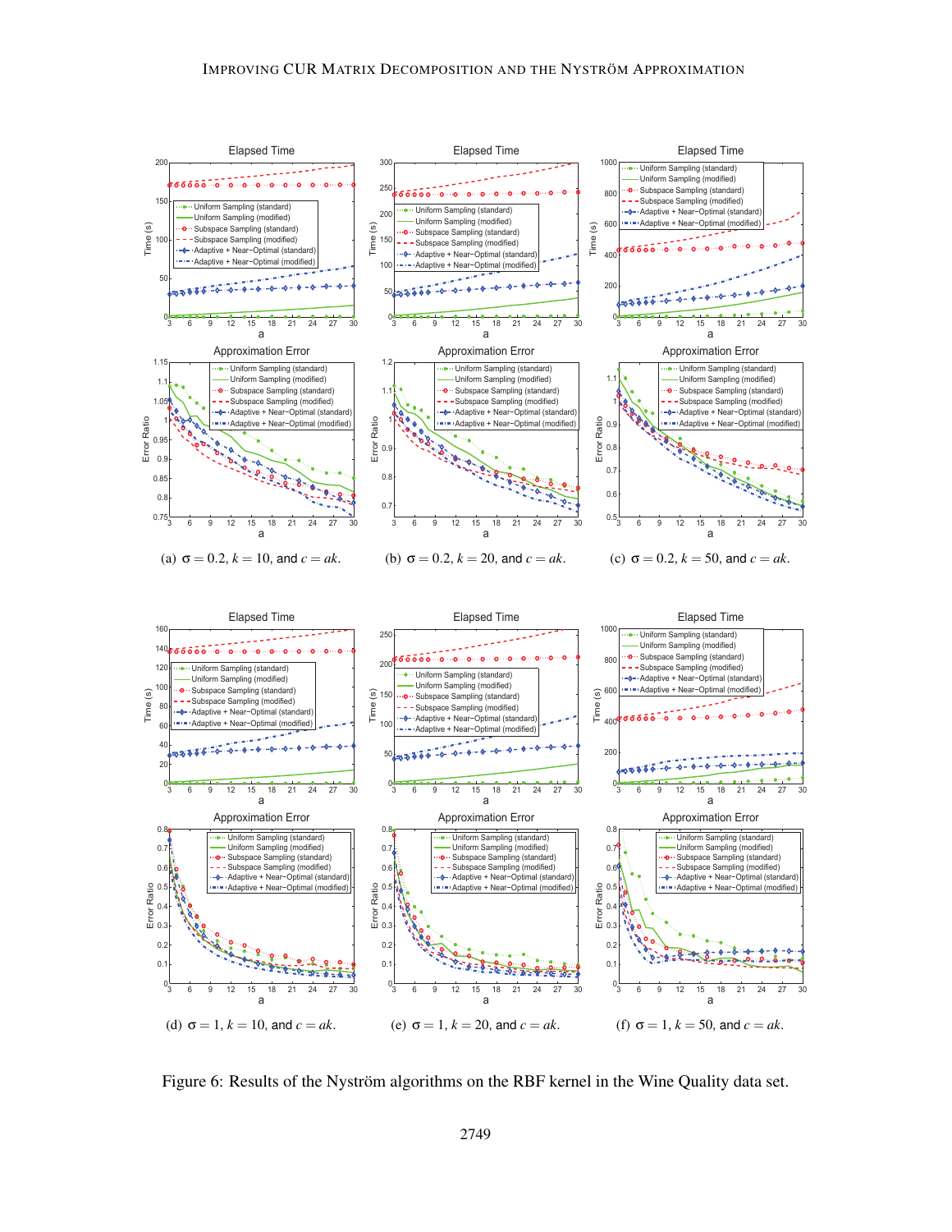(a) $\sigma = 0.2$, $k = 10$, and $c = ak$.

(b) $\sigma = 0.2$, $k = 20$, and $c = ak$.

(c) $\sigma = 0.2$, $k = 50$, and $c = ak$.

(d) $\sigma = 1$, $k = 10$, and $c = ak$.

(e) $\sigma = 1$, $k = 20$, and $c = ak$.

(f) $\sigma = 1$, $k = 50$, and $c = ak$.

Figure 6: Results of the Nyström algorithms on the RBF kernel in the Wine Quality data set.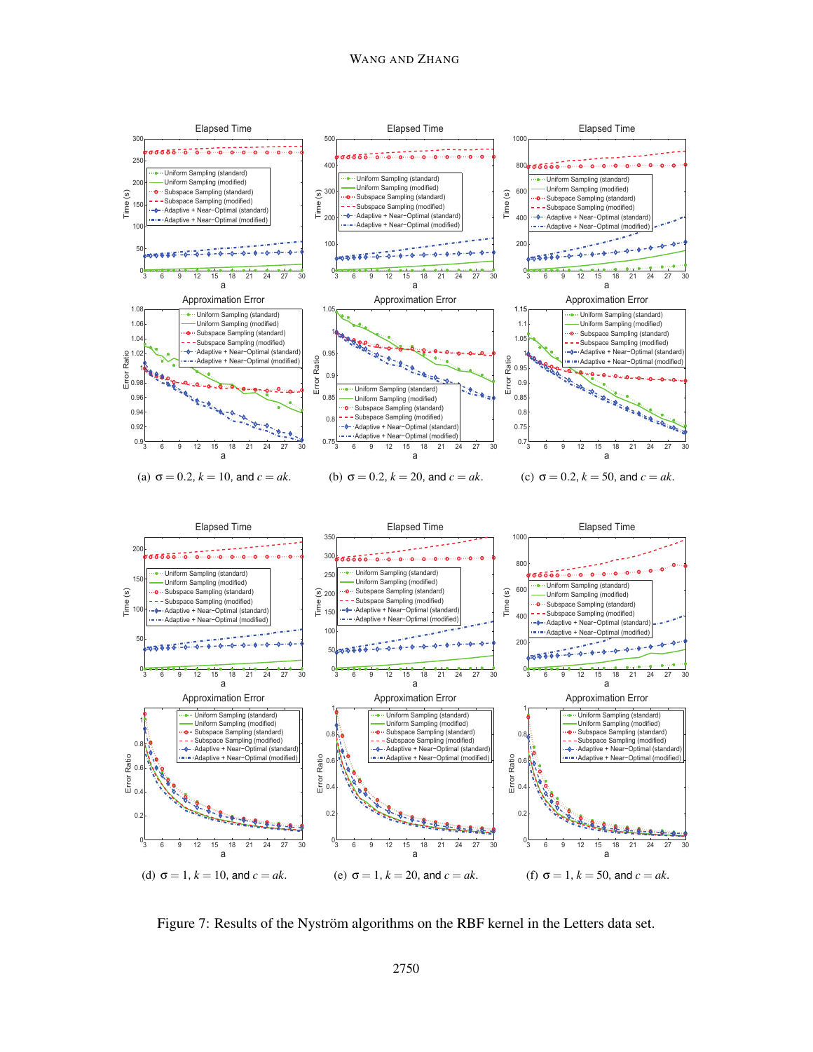(a) $\sigma = 0.2$, $k = 10$, and $c = ak$.

(b) $\sigma = 0.2$, $k = 20$, and $c = ak$.

(c) $\sigma = 0.2$, $k = 50$, and $c = ak$.

(d) $\sigma = 1$, $k = 10$, and $c = ak$.

(e) $\sigma = 1$, $k = 20$, and $c = ak$.

(f) $\sigma = 1$, $k = 50$, and $c = ak$.

Figure 7: Results of the Nyström algorithms on the RBF kernel in the Letters data set.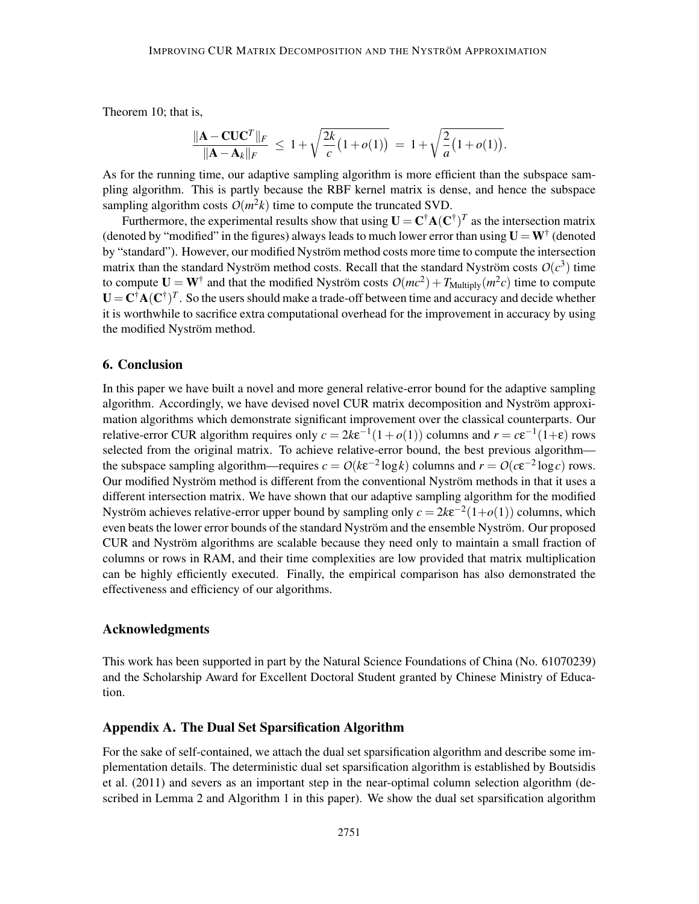Theorem 10; that is,

$$\frac{\|\mathbf{A} - \mathbf{C}\mathbf{U}\mathbf{C}^T\|_F}{\|\mathbf{A} - \mathbf{A}_k\|_F} \leq 1 + \sqrt{\frac{2k}{c}\big(1 + o(1)\big)} = 1 + \sqrt{\frac{2}{a}\big(1 + o(1)\big)}.$$

As for the running time, our adaptive sampling algorithm is more efficient than the subspace sampling algorithm. This is partly because the RBF kernel matrix is dense, and hence the subspace sampling algorithm costs $O(m^2 k)$ time to compute the truncated SVD.

Furthermore, the experimental results show that using $\mathbf{U} = \mathbf{C}^\dagger \mathbf{A} (\mathbf{C}^\dagger)^T$ as the intersection matrix (denoted by "modified" in the figures) always leads to much lower error than using $\mathbf{U} = \mathbf{W}^\dagger$ (denoted by "standard"). However, our modified Nyström method costs more time to compute the intersection matrix than the standard Nyström method costs. Recall that the standard Nyström costs $O(c^3)$ time to compute $\mathbf{U} = \mathbf{W}^\dagger$ and that the modified Nyström costs $O(mc^2) + T_{\text{Multiply}}(m^2 c)$ time to compute $\mathbf{U} = \mathbf{C}^\dagger \mathbf{A} (\mathbf{C}^\dagger)^T$. So the users should make a trade-off between time and accuracy and decide whether it is worthwhile to sacrifice extra computational overhead for the improvement in accuracy by using the modified Nyström method.

## 6. Conclusion

In this paper we have built a novel and more general relative-error bound for the adaptive sampling algorithm. Accordingly, we have devised novel CUR matrix decomposition and Nyström approximation algorithms which demonstrate significant improvement over the classical counterparts. Our relative-error CUR algorithm requires only $c = 2k\varepsilon^{-1}(1 + o(1))$ columns and $r = c\varepsilon^{-1}(1+\varepsilon)$ rows selected from the original matrix. To achieve relative-error bound, the best previous algorithm—the subspace sampling algorithm—requires $c = O(k\varepsilon^{-2} \log k)$ columns and $r = O(c\varepsilon^{-2} \log c)$ rows. Our modified Nyström method is different from the conventional Nyström methods in that it uses a different intersection matrix. We have shown that our adaptive sampling algorithm for the modified Nyström achieves relative-error upper bound by sampling only $c = 2k\varepsilon^{-2}(1+o(1))$ columns, which even beats the lower error bounds of the standard Nyström and the ensemble Nyström. Our proposed CUR and Nyström algorithms are scalable because they need only to maintain a small fraction of columns or rows in RAM, and their time complexities are low provided that matrix multiplication can be highly efficiently executed. Finally, the empirical comparison has also demonstrated the effectiveness and efficiency of our algorithms.

## Acknowledgments

This work has been supported in part by the Natural Science Foundations of China (No. 61070239) and the Scholarship Award for Excellent Doctoral Student granted by Chinese Ministry of Education.

## Appendix A. The Dual Set Sparsification Algorithm

For the sake of self-contained, we attach the dual set sparsification algorithm and describe some implementation details. The deterministic dual set sparsification algorithm is established by Boutsidis et al. (2011) and severs as an important step in the near-optimal column selection algorithm (described in Lemma 2 and Algorithm 1 in this paper). We show the dual set sparsification algorithm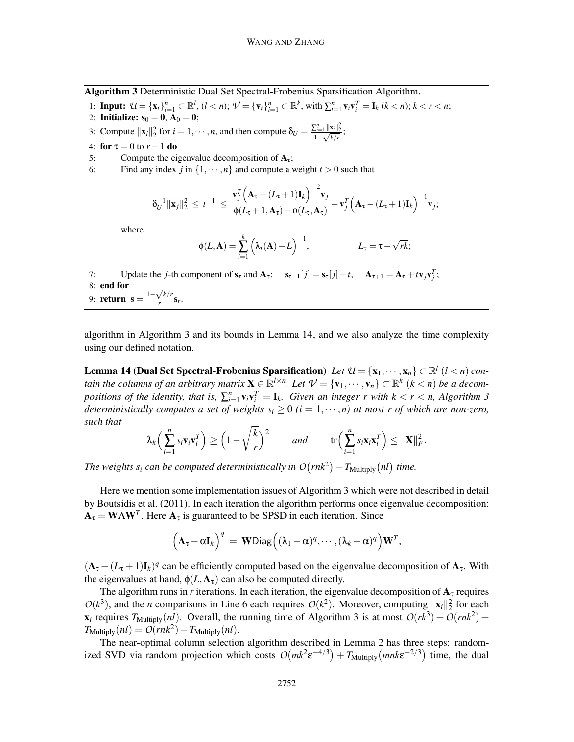**Algorithm 3** Deterministic Dual Set Spectral-Frobenius Sparsification Algorithm.

1: **Input:** $\mathcal{U} = \{\mathbf{x}_i\}_{i=1}^n \subset \mathbb{R}^l$, $(l < n)$; $\mathcal{V} = \{\mathbf{v}_i\}_{i=1}^n \subset \mathbb{R}^k$, with $\sum_{i=1}^n \mathbf{v}_i \mathbf{v}_i^T = \mathbf{I}_k$ $(k < n)$; $k < r < n$;

2: **Initialize:** $\mathbf{s}_0 = \mathbf{0}$, $\mathbf{A}_0 = \mathbf{0}$;

3: Compute $\|\mathbf{x}_i\|_2^2$ for $i = 1, \cdots, n$, and then compute $\delta_U = \frac{\sum_{i=1}^n \|\mathbf{x}_i\|_2^2}{1 - \sqrt{k/r}}$;

4: **for** $\tau = 0$ to $r - 1$ **do**

5: Compute the eigenvalue decomposition of $\mathbf{A}_\tau$;

6: Find any index $j$ in $\{1, \cdots, n\}$ and compute a weight $t > 0$ such that

$$\delta_U^{-1} \|\mathbf{x}_j\|_2^2 \;\leq\; t^{-1} \;\leq\; \frac{\mathbf{v}_j^T \Big(\mathbf{A}_\tau - (L_\tau + 1)\mathbf{I}_k\Big)^{-2} \mathbf{v}_j}{\phi(L_\tau + 1, \mathbf{A}_\tau) - \phi(L_\tau, \mathbf{A}_\tau)} - \mathbf{v}_j^T \Big(\mathbf{A}_\tau - (L_\tau + 1)\mathbf{I}_k\Big)^{-1} \mathbf{v}_j;$$

where

$$\phi(L, \mathbf{A}) = \sum_{i=1}^k \Big(\lambda_i(\mathbf{A}) - L\Big)^{-1}, \qquad\qquad L_\tau = \tau - \sqrt{rk};$$

7: Update the $j$-th component of $\mathbf{s}_\tau$ and $\mathbf{A}_\tau$: $\quad \mathbf{s}_{\tau+1}[j] = \mathbf{s}_\tau[j] + t, \quad \mathbf{A}_{\tau+1} = \mathbf{A}_\tau + t\mathbf{v}_j\mathbf{v}_j^T$;

8: **end for**

9: **return** $\mathbf{s} = \frac{1 - \sqrt{k/r}}{r} \mathbf{s}_r$.

algorithm in Algorithm 3 and its bounds in Lemma 14, and we also analyze the time complexity using our defined notation.

**Lemma 14 (Dual Set Spectral-Frobenius Sparsification)** *Let $\mathcal{U} = \{\mathbf{x}_1, \cdots, \mathbf{x}_n\} \subset \mathbb{R}^l$ $(l < n)$ contain the columns of an arbitrary matrix $\mathbf{X} \in \mathbb{R}^{l \times n}$. Let $\mathcal{V} = \{\mathbf{v}_1, \cdots, \mathbf{v}_n\} \subset \mathbb{R}^k$ $(k < n)$ be a decompositions of the identity, that is, $\sum_{i=1}^n \mathbf{v}_i \mathbf{v}_i^T = \mathbf{I}_k$. Given an integer $r$ with $k < r < n$, Algorithm 3 deterministically computes a set of weights $s_i \geq 0$ $(i = 1, \cdots, n)$ at most $r$ of which are non-zero, such that*

$$\lambda_k\Big(\sum_{i=1}^n s_i \mathbf{v}_i \mathbf{v}_i^T\Big) \geq \Big(1 - \sqrt{\frac{k}{r}}\Big)^2 \qquad \textit{and} \qquad \mathrm{tr}\Big(\sum_{i=1}^n s_i \mathbf{x}_i \mathbf{x}_i^T\Big) \leq \|\mathbf{X}\|_F^2.$$

*The weights $s_i$ can be computed deterministically in $O\big(rnk^2\big) + T_{\mathrm{Multiply}}\big(nl\big)$ time.*

Here we mention some implementation issues of Algorithm 3 which were not described in detail by Boutsidis et al. (2011). In each iteration the algorithm performs once eigenvalue decomposition: $\mathbf{A}_\tau = \mathbf{W}\Lambda\mathbf{W}^T$. Here $\mathbf{A}_\tau$ is guaranteed to be SPSD in each iteration. Since

$$\Big(\mathbf{A}_\tau - \alpha\mathbf{I}_k\Big)^q \;=\; \mathbf{W}\mathsf{Diag}\Big((\lambda_1 - \alpha)^q, \cdots, (\lambda_k - \alpha)^q\Big)\mathbf{W}^T,$$

$(\mathbf{A}_\tau - (L_\tau + 1)\mathbf{I}_k)^q$ can be efficiently computed based on the eigenvalue decomposition of $\mathbf{A}_\tau$. With the eigenvalues at hand, $\phi(L, \mathbf{A}_\tau)$ can also be computed directly.

The algorithm runs in $r$ iterations. In each iteration, the eigenvalue decomposition of $\mathbf{A}_\tau$ requires $O(k^3)$, and the $n$ comparisons in Line 6 each requires $O(k^2)$. Moreover, computing $\|\mathbf{x}_i\|_2^2$ for each $\mathbf{x}_i$ requires $T_{\mathrm{Multiply}}(nl)$. Overall, the running time of Algorithm 3 is at most $O(rk^3) + O(rnk^2) + T_{\mathrm{Multiply}}(nl) = O(rnk^2) + T_{\mathrm{Multiply}}(nl)$.

The near-optimal column selection algorithm described in Lemma 2 has three steps: randomized SVD via random projection which costs $O\big(mk^2\varepsilon^{-4/3}\big) + T_{\mathrm{Multiply}}\big(mnk\varepsilon^{-2/3}\big)$ time, the dual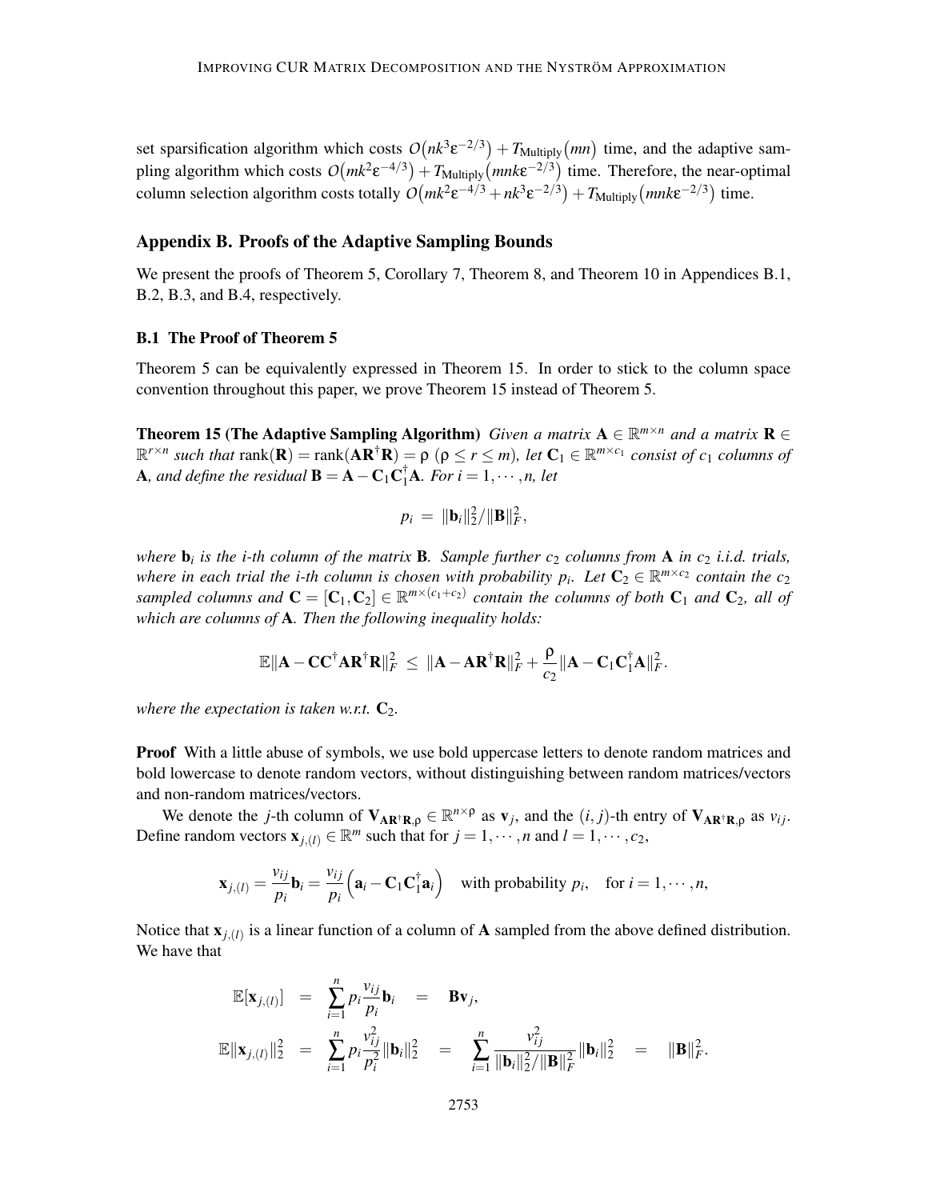set sparsification algorithm which costs $O\big(nk^3\epsilon^{-2/3}\big) + T_{\text{Multiply}}\big(mn\big)$ time, and the adaptive sampling algorithm which costs $O\big(mk^2\epsilon^{-4/3}\big) + T_{\text{Multiply}}\big(mnk\epsilon^{-2/3}\big)$ time. Therefore, the near-optimal column selection algorithm costs totally $O\big(mk^2\epsilon^{-4/3} + nk^3\epsilon^{-2/3}\big) + T_{\text{Multiply}}\big(mnk\epsilon^{-2/3}\big)$ time.

## Appendix B. Proofs of the Adaptive Sampling Bounds

We present the proofs of Theorem 5, Corollary 7, Theorem 8, and Theorem 10 in Appendices B.1, B.2, B.3, and B.4, respectively.

### B.1 The Proof of Theorem 5

Theorem 5 can be equivalently expressed in Theorem 15. In order to stick to the column space convention throughout this paper, we prove Theorem 15 instead of Theorem 5.

**Theorem 15 (The Adaptive Sampling Algorithm)** *Given a matrix $\mathbf{A} \in \mathbb{R}^{m\times n}$ and a matrix $\mathbf{R} \in \mathbb{R}^{r\times n}$ such that $\text{rank}(\mathbf{R}) = \text{rank}(\mathbf{A}\mathbf{R}^\dagger\mathbf{R}) = \rho$ ($\rho \le r \le m$), let $\mathbf{C}_1 \in \mathbb{R}^{m\times c_1}$ consist of $c_1$ columns of $\mathbf{A}$, and define the residual $\mathbf{B} = \mathbf{A} - \mathbf{C}_1\mathbf{C}_1^\dagger\mathbf{A}$. For $i = 1, \cdots, n$, let*

$$p_i \;=\; \|\mathbf{b}_i\|_2^2 / \|\mathbf{B}\|_F^2,$$

*where $\mathbf{b}_i$ is the $i$-th column of the matrix $\mathbf{B}$. Sample further $c_2$ columns from $\mathbf{A}$ in $c_2$ i.i.d. trials, where in each trial the $i$-th column is chosen with probability $p_i$. Let $\mathbf{C}_2 \in \mathbb{R}^{m\times c_2}$ contain the $c_2$ sampled columns and $\mathbf{C} = [\mathbf{C}_1, \mathbf{C}_2] \in \mathbb{R}^{m\times(c_1+c_2)}$ contain the columns of both $\mathbf{C}_1$ and $\mathbf{C}_2$, all of which are columns of $\mathbf{A}$. Then the following inequality holds:*

$$\mathbb{E}\|\mathbf{A} - \mathbf{C}\mathbf{C}^\dagger\mathbf{A}\mathbf{R}^\dagger\mathbf{R}\|_F^2 \;\le\; \|\mathbf{A} - \mathbf{A}\mathbf{R}^\dagger\mathbf{R}\|_F^2 + \frac{\rho}{c_2}\|\mathbf{A} - \mathbf{C}_1\mathbf{C}_1^\dagger\mathbf{A}\|_F^2.$$

*where the expectation is taken w.r.t. $\mathbf{C}_2$.*

**Proof** With a little abuse of symbols, we use bold uppercase letters to denote random matrices and bold lowercase to denote random vectors, without distinguishing between random matrices/vectors and non-random matrices/vectors.

We denote the $j$-th column of $\mathbf{V}_{\mathbf{A}\mathbf{R}^\dagger\mathbf{R},\rho} \in \mathbb{R}^{n\times\rho}$ as $\mathbf{v}_j$, and the $(i,j)$-th entry of $\mathbf{V}_{\mathbf{A}\mathbf{R}^\dagger\mathbf{R},\rho}$ as $v_{ij}$. Define random vectors $\mathbf{x}_{j,(l)} \in \mathbb{R}^m$ such that for $j = 1, \cdots, n$ and $l = 1, \cdots, c_2$,

$$\mathbf{x}_{j,(l)} = \frac{v_{ij}}{p_i}\mathbf{b}_i = \frac{v_{ij}}{p_i}\Big(\mathbf{a}_i - \mathbf{C}_1\mathbf{C}_1^\dagger\mathbf{a}_i\Big) \quad \text{with probability } p_i, \quad \text{for } i = 1, \cdots, n,$$

Notice that $\mathbf{x}_{j,(l)}$ is a linear function of a column of $\mathbf{A}$ sampled from the above defined distribution. We have that

$$\begin{aligned}
\mathbb{E}[\mathbf{x}_{j,(l)}] &= \sum_{i=1}^n p_i \frac{v_{ij}}{p_i}\mathbf{b}_i &=& \quad \mathbf{B}\mathbf{v}_j, \\
\mathbb{E}\|\mathbf{x}_{j,(l)}\|_2^2 &= \sum_{i=1}^n p_i \frac{v_{ij}^2}{p_i^2}\|\mathbf{b}_i\|_2^2 &=& \quad \sum_{i=1}^n \frac{v_{ij}^2}{\|\mathbf{b}_i\|_2^2/\|\mathbf{B}\|_F^2}\|\mathbf{b}_i\|_2^2 \quad = \quad \|\mathbf{B}\|_F^2.
\end{aligned}$$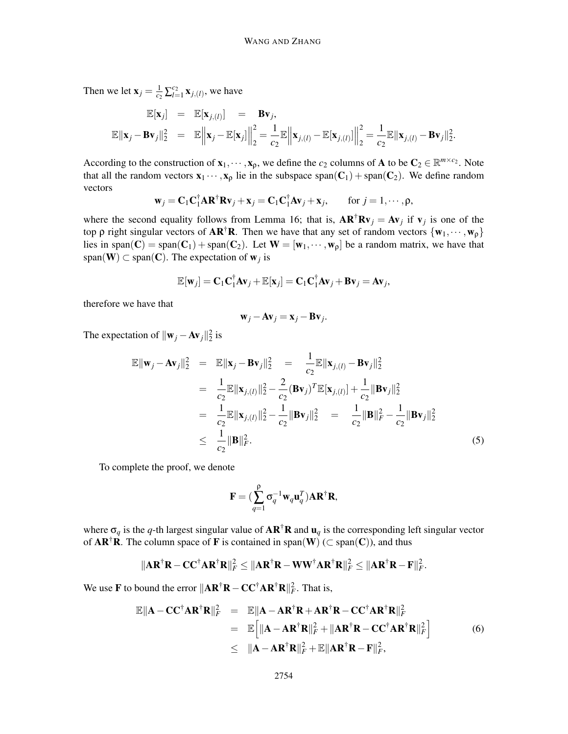Then we let $\mathbf{x}_j = \frac{1}{c_2}\sum_{l=1}^{c_2} \mathbf{x}_{j,(l)}$, we have

$$
\begin{aligned}
\mathbb{E}[\mathbf{x}_j] &= \mathbb{E}[\mathbf{x}_{j,(l)}] \quad = \quad \mathbf{B}\mathbf{v}_j, \\
\mathbb{E}\|\mathbf{x}_j - \mathbf{B}\mathbf{v}_j\|_2^2 &= \mathbb{E}\Big\|\mathbf{x}_j - \mathbb{E}[\mathbf{x}_j]\Big\|_2^2 = \frac{1}{c_2}\mathbb{E}\Big\|\mathbf{x}_{j,(l)} - \mathbb{E}[\mathbf{x}_{j,(l)}]\Big\|_2^2 = \frac{1}{c_2}\mathbb{E}\|\mathbf{x}_{j,(l)} - \mathbf{B}\mathbf{v}_j\|_2^2.
\end{aligned}
$$

According to the construction of $\mathbf{x}_1, \cdots, \mathbf{x}_\rho$, we define the $c_2$ columns of $\mathbf{A}$ to be $\mathbf{C}_2 \in \mathbb{R}^{m\times c_2}$. Note that all the random vectors $\mathbf{x}_1 \cdots, \mathbf{x}_\rho$ lie in the subspace $\mathrm{span}(\mathbf{C}_1) + \mathrm{span}(\mathbf{C}_2)$. We define random vectors

$$
\mathbf{w}_j = \mathbf{C}_1\mathbf{C}_1^\dagger\mathbf{A}\mathbf{R}^\dagger\mathbf{R}\mathbf{v}_j + \mathbf{x}_j = \mathbf{C}_1\mathbf{C}_1^\dagger\mathbf{A}\mathbf{v}_j + \mathbf{x}_j, \qquad \text{for } j = 1, \cdots, \rho,
$$

where the second equality follows from Lemma 16; that is, $\mathbf{A}\mathbf{R}^\dagger\mathbf{R}\mathbf{v}_j = \mathbf{A}\mathbf{v}_j$ if $\mathbf{v}_j$ is one of the top $\rho$ right singular vectors of $\mathbf{A}\mathbf{R}^\dagger\mathbf{R}$. Then we have that any set of random vectors $\{\mathbf{w}_1, \cdots, \mathbf{w}_\rho\}$ lies in $\mathrm{span}(\mathbf{C}) = \mathrm{span}(\mathbf{C}_1) + \mathrm{span}(\mathbf{C}_2)$. Let $\mathbf{W} = [\mathbf{w}_1, \cdots, \mathbf{w}_\rho]$ be a random matrix, we have that $\mathrm{span}(\mathbf{W}) \subset \mathrm{span}(\mathbf{C})$. The expectation of $\mathbf{w}_j$ is

$$
\mathbb{E}[\mathbf{w}_j] = \mathbf{C}_1\mathbf{C}_1^\dagger\mathbf{A}\mathbf{v}_j + \mathbb{E}[\mathbf{x}_j] = \mathbf{C}_1\mathbf{C}_1^\dagger\mathbf{A}\mathbf{v}_j + \mathbf{B}\mathbf{v}_j = \mathbf{A}\mathbf{v}_j,
$$

therefore we have that

$$
\mathbf{w}_j - \mathbf{A}\mathbf{v}_j = \mathbf{x}_j - \mathbf{B}\mathbf{v}_j.
$$

The expectation of $\|\mathbf{w}_j - \mathbf{A}\mathbf{v}_j\|_2^2$ is

$$
\begin{aligned}
\mathbb{E}\|\mathbf{w}_j - \mathbf{A}\mathbf{v}_j\|_2^2 &= \mathbb{E}\|\mathbf{x}_j - \mathbf{B}\mathbf{v}_j\|_2^2 \quad = \quad \frac{1}{c_2}\mathbb{E}\|\mathbf{x}_{j,(l)} - \mathbf{B}\mathbf{v}_j\|_2^2 \\
&= \frac{1}{c_2}\mathbb{E}\|\mathbf{x}_{j,(l)}\|_2^2 - \frac{2}{c_2}(\mathbf{B}\mathbf{v}_j)^T\mathbb{E}[\mathbf{x}_{j,(l)}] + \frac{1}{c_2}\|\mathbf{B}\mathbf{v}_j\|_2^2 \\
&= \frac{1}{c_2}\mathbb{E}\|\mathbf{x}_{j,(l)}\|_2^2 - \frac{1}{c_2}\|\mathbf{B}\mathbf{v}_j\|_2^2 \quad = \quad \frac{1}{c_2}\|\mathbf{B}\|_F^2 - \frac{1}{c_2}\|\mathbf{B}\mathbf{v}_j\|_2^2 \\
&\leq \frac{1}{c_2}\|\mathbf{B}\|_F^2. \qquad\qquad (5)
\end{aligned}
$$

To complete the proof, we denote

$$
\mathbf{F} = \Big(\sum_{q=1}^{\rho}\sigma_q^{-1}\mathbf{w}_q\mathbf{u}_q^T\Big)\mathbf{A}\mathbf{R}^\dagger\mathbf{R},
$$

where $\sigma_q$ is the $q$-th largest singular value of $\mathbf{A}\mathbf{R}^\dagger\mathbf{R}$ and $\mathbf{u}_q$ is the corresponding left singular vector of $\mathbf{A}\mathbf{R}^\dagger\mathbf{R}$. The column space of $\mathbf{F}$ is contained in $\mathrm{span}(\mathbf{W})$ ($\subset \mathrm{span}(\mathbf{C})$), and thus

$$
\|\mathbf{A}\mathbf{R}^\dagger\mathbf{R} - \mathbf{C}\mathbf{C}^\dagger\mathbf{A}\mathbf{R}^\dagger\mathbf{R}\|_F^2 \leq \|\mathbf{A}\mathbf{R}^\dagger\mathbf{R} - \mathbf{W}\mathbf{W}^\dagger\mathbf{A}\mathbf{R}^\dagger\mathbf{R}\|_F^2 \leq \|\mathbf{A}\mathbf{R}^\dagger\mathbf{R} - \mathbf{F}\|_F^2.
$$

We use $\mathbf{F}$ to bound the error $\|\mathbf{A}\mathbf{R}^\dagger\mathbf{R} - \mathbf{C}\mathbf{C}^\dagger\mathbf{A}\mathbf{R}^\dagger\mathbf{R}\|_F^2$. That is,

$$
\begin{aligned}
\mathbb{E}\|\mathbf{A} - \mathbf{C}\mathbf{C}^\dagger\mathbf{A}\mathbf{R}^\dagger\mathbf{R}\|_F^2 &= \mathbb{E}\|\mathbf{A} - \mathbf{A}\mathbf{R}^\dagger\mathbf{R} + \mathbf{A}\mathbf{R}^\dagger\mathbf{R} - \mathbf{C}\mathbf{C}^\dagger\mathbf{A}\mathbf{R}^\dagger\mathbf{R}\|_F^2 \\
&= \mathbb{E}\Big[\|\mathbf{A} - \mathbf{A}\mathbf{R}^\dagger\mathbf{R}\|_F^2 + \|\mathbf{A}\mathbf{R}^\dagger\mathbf{R} - \mathbf{C}\mathbf{C}^\dagger\mathbf{A}\mathbf{R}^\dagger\mathbf{R}\|_F^2\Big] \qquad (6) \\
&\leq \|\mathbf{A} - \mathbf{A}\mathbf{R}^\dagger\mathbf{R}\|_F^2 + \mathbb{E}\|\mathbf{A}\mathbf{R}^\dagger\mathbf{R} - \mathbf{F}\|_F^2,
\end{aligned}
$$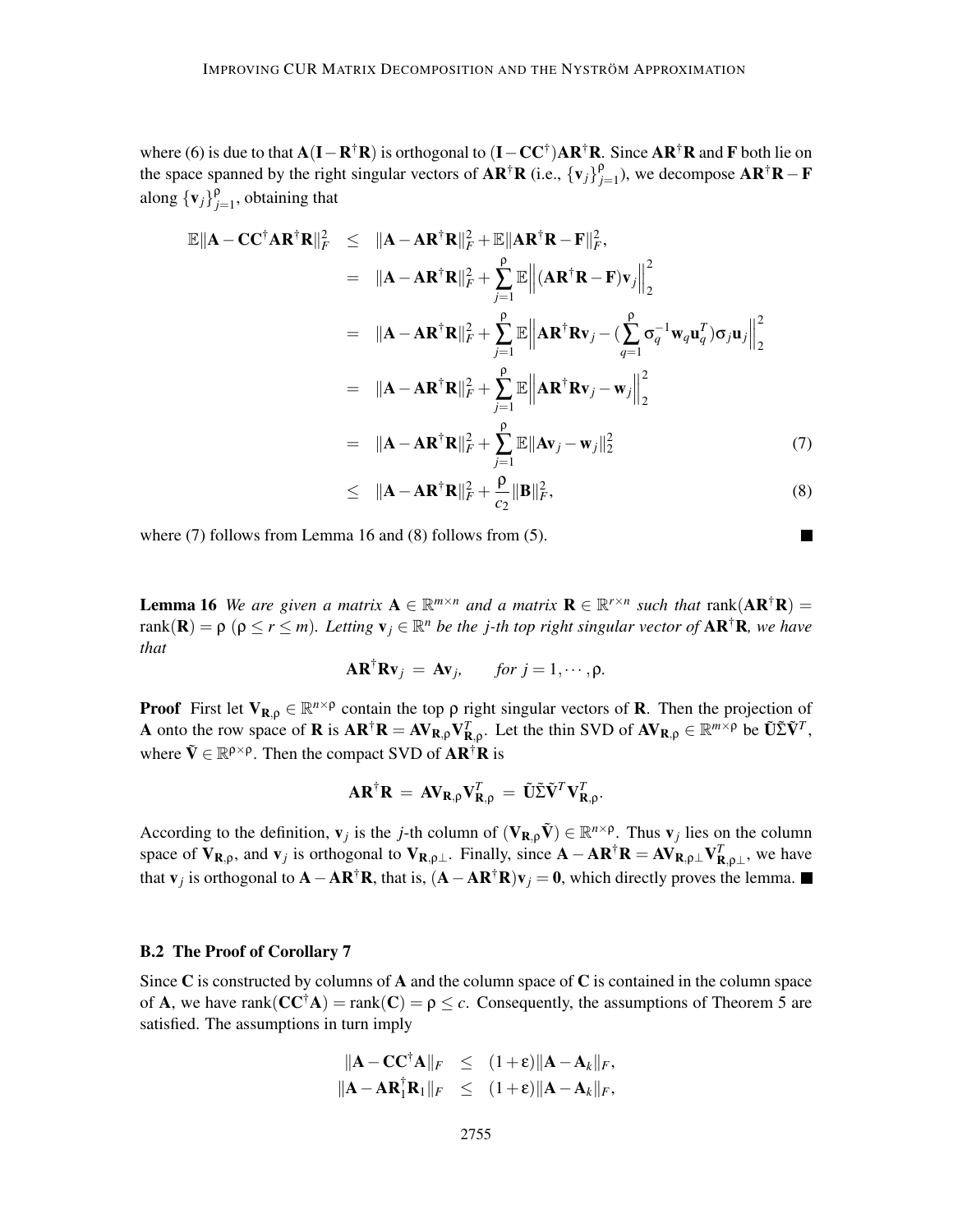where (6) is due to that $\mathbf{A}(\mathbf{I}-\mathbf{R}^\dagger\mathbf{R})$ is orthogonal to $(\mathbf{I}-\mathbf{C}\mathbf{C}^\dagger)\mathbf{A}\mathbf{R}^\dagger\mathbf{R}$. Since $\mathbf{A}\mathbf{R}^\dagger\mathbf{R}$ and $\mathbf{F}$ both lie on the space spanned by the right singular vectors of $\mathbf{A}\mathbf{R}^\dagger\mathbf{R}$ (i.e., $\{\mathbf{v}_j\}_{j=1}^{\rho}$), we decompose $\mathbf{A}\mathbf{R}^\dagger\mathbf{R}-\mathbf{F}$ along $\{\mathbf{v}_j\}_{j=1}^{\rho}$, obtaining that

$$
\begin{aligned}
\mathbb{E}\|\mathbf{A}-\mathbf{C}\mathbf{C}^\dagger\mathbf{A}\mathbf{R}^\dagger\mathbf{R}\|_F^2 &\leq \|\mathbf{A}-\mathbf{A}\mathbf{R}^\dagger\mathbf{R}\|_F^2 + \mathbb{E}\|\mathbf{A}\mathbf{R}^\dagger\mathbf{R}-\mathbf{F}\|_F^2, \\
&= \|\mathbf{A}-\mathbf{A}\mathbf{R}^\dagger\mathbf{R}\|_F^2 + \sum_{j=1}^{\rho}\mathbb{E}\Big\|(\mathbf{A}\mathbf{R}^\dagger\mathbf{R}-\mathbf{F})\mathbf{v}_j\Big\|_2^2 \\
&= \|\mathbf{A}-\mathbf{A}\mathbf{R}^\dagger\mathbf{R}\|_F^2 + \sum_{j=1}^{\rho}\mathbb{E}\Big\|\mathbf{A}\mathbf{R}^\dagger\mathbf{R}\mathbf{v}_j - \big(\sum_{q=1}^{\rho}\sigma_q^{-1}\mathbf{w}_q\mathbf{u}_q^T\big)\sigma_j\mathbf{u}_j\Big\|_2^2 \\
&= \|\mathbf{A}-\mathbf{A}\mathbf{R}^\dagger\mathbf{R}\|_F^2 + \sum_{j=1}^{\rho}\mathbb{E}\Big\|\mathbf{A}\mathbf{R}^\dagger\mathbf{R}\mathbf{v}_j - \mathbf{w}_j\Big\|_2^2 \\
&= \|\mathbf{A}-\mathbf{A}\mathbf{R}^\dagger\mathbf{R}\|_F^2 + \sum_{j=1}^{\rho}\mathbb{E}\|\mathbf{A}\mathbf{v}_j - \mathbf{w}_j\|_2^2 \qquad (7) \\
&\leq \|\mathbf{A}-\mathbf{A}\mathbf{R}^\dagger\mathbf{R}\|_F^2 + \frac{\rho}{c_2}\|\mathbf{B}\|_F^2, \qquad (8)
\end{aligned}
$$

where (7) follows from Lemma 16 and (8) follows from (5). ■

**Lemma 16** *We are given a matrix $\mathbf{A}\in\mathbb{R}^{m\times n}$ and a matrix $\mathbf{R}\in\mathbb{R}^{r\times n}$ such that $\mathrm{rank}(\mathbf{A}\mathbf{R}^\dagger\mathbf{R}) = \mathrm{rank}(\mathbf{R}) = \rho$ ($\rho \leq r \leq m$). Letting $\mathbf{v}_j\in\mathbb{R}^n$ be the $j$-th top right singular vector of $\mathbf{A}\mathbf{R}^\dagger\mathbf{R}$, we have that*

$$
\mathbf{A}\mathbf{R}^\dagger\mathbf{R}\mathbf{v}_j = \mathbf{A}\mathbf{v}_j, \qquad \text{for } j = 1,\cdots,\rho.
$$

**Proof** First let $\mathbf{V}_{\mathbf{R},\rho}\in\mathbb{R}^{n\times\rho}$ contain the top $\rho$ right singular vectors of $\mathbf{R}$. Then the projection of $\mathbf{A}$ onto the row space of $\mathbf{R}$ is $\mathbf{A}\mathbf{R}^\dagger\mathbf{R} = \mathbf{A}\mathbf{V}_{\mathbf{R},\rho}\mathbf{V}_{\mathbf{R},\rho}^T$. Let the thin SVD of $\mathbf{A}\mathbf{V}_{\mathbf{R},\rho}\in\mathbb{R}^{m\times\rho}$ be $\tilde{\mathbf{U}}\tilde{\Sigma}\tilde{\mathbf{V}}^T$, where $\tilde{\mathbf{V}}\in\mathbb{R}^{\rho\times\rho}$. Then the compact SVD of $\mathbf{A}\mathbf{R}^\dagger\mathbf{R}$ is

$$
\mathbf{A}\mathbf{R}^\dagger\mathbf{R} = \mathbf{A}\mathbf{V}_{\mathbf{R},\rho}\mathbf{V}_{\mathbf{R},\rho}^T = \tilde{\mathbf{U}}\tilde{\Sigma}\tilde{\mathbf{V}}^T\mathbf{V}_{\mathbf{R},\rho}^T.
$$

According to the definition, $\mathbf{v}_j$ is the $j$-th column of $(\mathbf{V}_{\mathbf{R},\rho}\tilde{\mathbf{V}})\in\mathbb{R}^{n\times\rho}$. Thus $\mathbf{v}_j$ lies on the column space of $\mathbf{V}_{\mathbf{R},\rho}$, and $\mathbf{v}_j$ is orthogonal to $\mathbf{V}_{\mathbf{R},\rho\perp}$. Finally, since $\mathbf{A}-\mathbf{A}\mathbf{R}^\dagger\mathbf{R} = \mathbf{A}\mathbf{V}_{\mathbf{R},\rho\perp}\mathbf{V}_{\mathbf{R},\rho\perp}^T$, we have that $\mathbf{v}_j$ is orthogonal to $\mathbf{A}-\mathbf{A}\mathbf{R}^\dagger\mathbf{R}$, that is, $(\mathbf{A}-\mathbf{A}\mathbf{R}^\dagger\mathbf{R})\mathbf{v}_j = \mathbf{0}$, which directly proves the lemma. ■

### B.2 The Proof of Corollary 7

Since $\mathbf{C}$ is constructed by columns of $\mathbf{A}$ and the column space of $\mathbf{C}$ is contained in the column space of $\mathbf{A}$, we have $\mathrm{rank}(\mathbf{C}\mathbf{C}^\dagger\mathbf{A}) = \mathrm{rank}(\mathbf{C}) = \rho \leq c$. Consequently, the assumptions of Theorem 5 are satisfied. The assumptions in turn imply

$$
\begin{aligned}
\|\mathbf{A}-\mathbf{C}\mathbf{C}^\dagger\mathbf{A}\|_F &\leq (1+\epsilon)\|\mathbf{A}-\mathbf{A}_k\|_F, \\
\|\mathbf{A}-\mathbf{A}\mathbf{R}_1^\dagger\mathbf{R}_1\|_F &\leq (1+\epsilon)\|\mathbf{A}-\mathbf{A}_k\|_F,
\end{aligned}
$$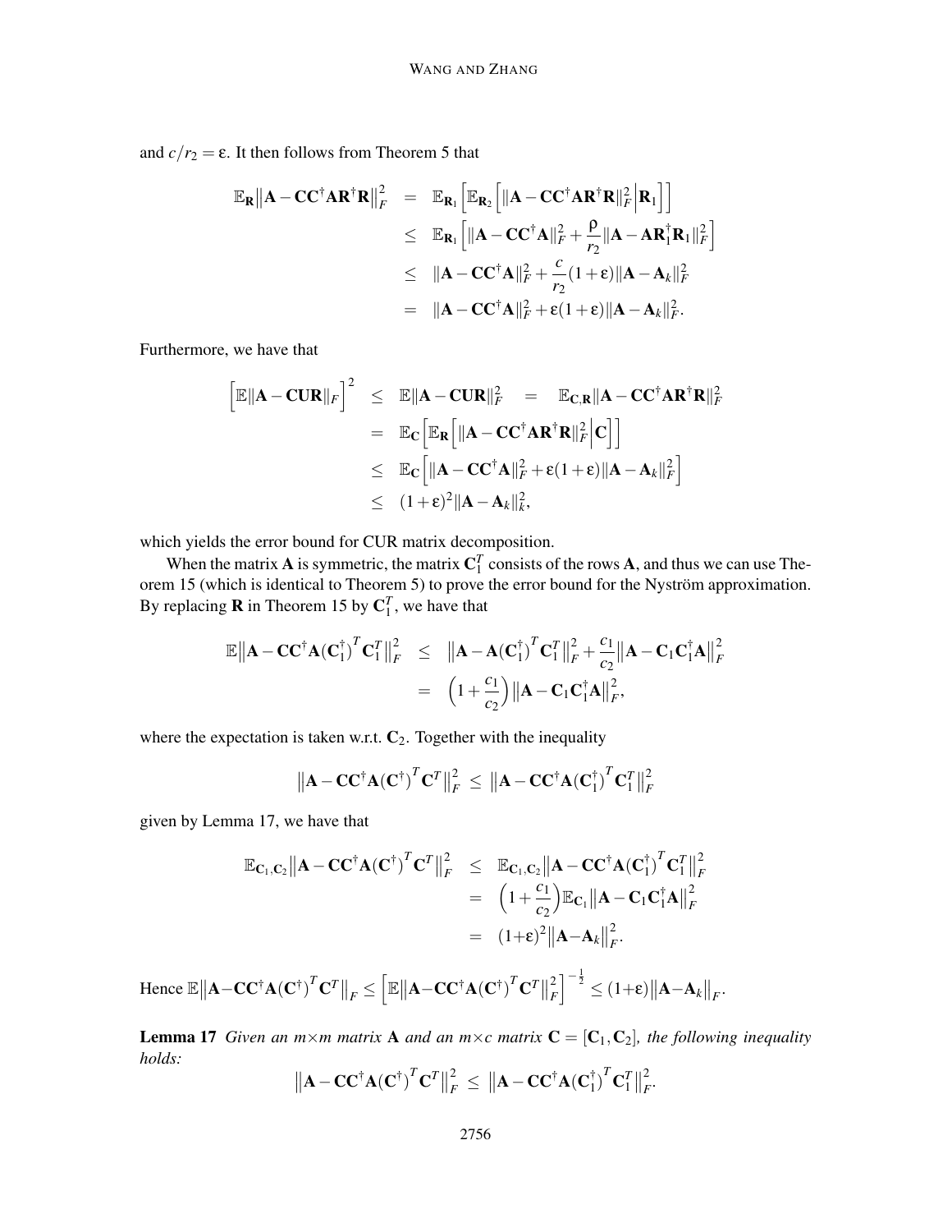and $c/r_2 = \epsilon$. It then follows from Theorem 5 that

$$
\begin{aligned}
\mathbb{E}_{\mathbf{R}} \big\| \mathbf{A} - \mathbf{C}\mathbf{C}^\dagger \mathbf{A} \mathbf{R}^\dagger \mathbf{R} \big\|_F^2 &= \mathbb{E}_{\mathbf{R}_1} \Big[ \mathbb{E}_{\mathbf{R}_2} \Big[ \|\mathbf{A} - \mathbf{C}\mathbf{C}^\dagger \mathbf{A} \mathbf{R}^\dagger \mathbf{R}\|_F^2 \Big| \mathbf{R}_1 \Big] \Big] \\
&\leq \mathbb{E}_{\mathbf{R}_1} \Big[ \|\mathbf{A} - \mathbf{C}\mathbf{C}^\dagger \mathbf{A}\|_F^2 + \frac{\rho}{r_2} \|\mathbf{A} - \mathbf{A}\mathbf{R}_1^\dagger \mathbf{R}_1\|_F^2 \Big] \\
&\leq \|\mathbf{A} - \mathbf{C}\mathbf{C}^\dagger \mathbf{A}\|_F^2 + \frac{c}{r_2}(1+\epsilon) \|\mathbf{A} - \mathbf{A}_k\|_F^2 \\
&= \|\mathbf{A} - \mathbf{C}\mathbf{C}^\dagger \mathbf{A}\|_F^2 + \epsilon(1+\epsilon) \|\mathbf{A} - \mathbf{A}_k\|_F^2.
\end{aligned}
$$

Furthermore, we have that

$$
\begin{aligned}
\Big[ \mathbb{E} \|\mathbf{A} - \mathbf{C}\mathbf{U}\mathbf{R}\|_F \Big]^2 &\leq \mathbb{E} \|\mathbf{A} - \mathbf{C}\mathbf{U}\mathbf{R}\|_F^2 = \mathbb{E}_{\mathbf{C},\mathbf{R}} \|\mathbf{A} - \mathbf{C}\mathbf{C}^\dagger \mathbf{A} \mathbf{R}^\dagger \mathbf{R}\|_F^2 \\
&= \mathbb{E}_{\mathbf{C}} \Big[ \mathbb{E}_{\mathbf{R}} \Big[ \|\mathbf{A} - \mathbf{C}\mathbf{C}^\dagger \mathbf{A} \mathbf{R}^\dagger \mathbf{R}\|_F^2 \Big| \mathbf{C} \Big] \Big] \\
&\leq \mathbb{E}_{\mathbf{C}} \Big[ \|\mathbf{A} - \mathbf{C}\mathbf{C}^\dagger \mathbf{A}\|_F^2 + \epsilon(1+\epsilon) \|\mathbf{A} - \mathbf{A}_k\|_F^2 \Big] \\
&\leq (1+\epsilon)^2 \|\mathbf{A} - \mathbf{A}_k\|_k^2,
\end{aligned}
$$

which yields the error bound for CUR matrix decomposition.

When the matrix $\mathbf{A}$ is symmetric, the matrix $\mathbf{C}_1^T$ consists of the rows $\mathbf{A}$, and thus we can use Theorem 15 (which is identical to Theorem 5) to prove the error bound for the Nyström approximation. By replacing $\mathbf{R}$ in Theorem 15 by $\mathbf{C}_1^T$, we have that

$$
\begin{aligned}
\mathbb{E} \big\| \mathbf{A} - \mathbf{C}\mathbf{C}^\dagger \mathbf{A} (\mathbf{C}_1^\dagger)^T \mathbf{C}_1^T \big\|_F^2 &\leq \big\| \mathbf{A} - \mathbf{A} (\mathbf{C}_1^\dagger)^T \mathbf{C}_1^T \big\|_F^2 + \frac{c_1}{c_2} \big\| \mathbf{A} - \mathbf{C}_1 \mathbf{C}_1^\dagger \mathbf{A} \big\|_F^2 \\
&= \Big( 1 + \frac{c_1}{c_2} \Big) \big\| \mathbf{A} - \mathbf{C}_1 \mathbf{C}_1^\dagger \mathbf{A} \big\|_F^2,
\end{aligned}
$$

where the expectation is taken w.r.t. $\mathbf{C}_2$. Together with the inequality

$$
\big\| \mathbf{A} - \mathbf{C}\mathbf{C}^\dagger \mathbf{A} (\mathbf{C}^\dagger)^T \mathbf{C}^T \big\|_F^2 \leq \big\| \mathbf{A} - \mathbf{C}\mathbf{C}^\dagger \mathbf{A} (\mathbf{C}_1^\dagger)^T \mathbf{C}_1^T \big\|_F^2
$$

given by Lemma 17, we have that

$$
\begin{aligned}
\mathbb{E}_{\mathbf{C}_1,\mathbf{C}_2} \big\| \mathbf{A} - \mathbf{C}\mathbf{C}^\dagger \mathbf{A} (\mathbf{C}^\dagger)^T \mathbf{C}^T \big\|_F^2 &\leq \mathbb{E}_{\mathbf{C}_1,\mathbf{C}_2} \big\| \mathbf{A} - \mathbf{C}\mathbf{C}^\dagger \mathbf{A} (\mathbf{C}_1^\dagger)^T \mathbf{C}_1^T \big\|_F^2 \\
&= \Big( 1 + \frac{c_1}{c_2} \Big) \mathbb{E}_{\mathbf{C}_1} \big\| \mathbf{A} - \mathbf{C}_1 \mathbf{C}_1^\dagger \mathbf{A} \big\|_F^2 \\
&= (1+\epsilon)^2 \big\| \mathbf{A} - \mathbf{A}_k \big\|_F^2.
\end{aligned}
$$

Hence $\mathbb{E} \big\| \mathbf{A} - \mathbf{C}\mathbf{C}^\dagger \mathbf{A} (\mathbf{C}^\dagger)^T \mathbf{C}^T \big\|_F \leq \Big[ \mathbb{E} \big\| \mathbf{A} - \mathbf{C}\mathbf{C}^\dagger \mathbf{A} (\mathbf{C}^\dagger)^T \mathbf{C}^T \big\|_F^2 \Big]^{-\frac{1}{2}} \leq (1+\epsilon) \big\| \mathbf{A} - \mathbf{A}_k \big\|_F$.

**Lemma 17** *Given an $m \times m$ matrix $\mathbf{A}$ and an $m \times c$ matrix $\mathbf{C} = [\mathbf{C}_1, \mathbf{C}_2]$, the following inequality holds:*

$$
\big\| \mathbf{A} - \mathbf{C}\mathbf{C}^\dagger \mathbf{A} (\mathbf{C}^\dagger)^T \mathbf{C}^T \big\|_F^2 \leq \big\| \mathbf{A} - \mathbf{C}\mathbf{C}^\dagger \mathbf{A} (\mathbf{C}_1^\dagger)^T \mathbf{C}_1^T \big\|_F^2.
$$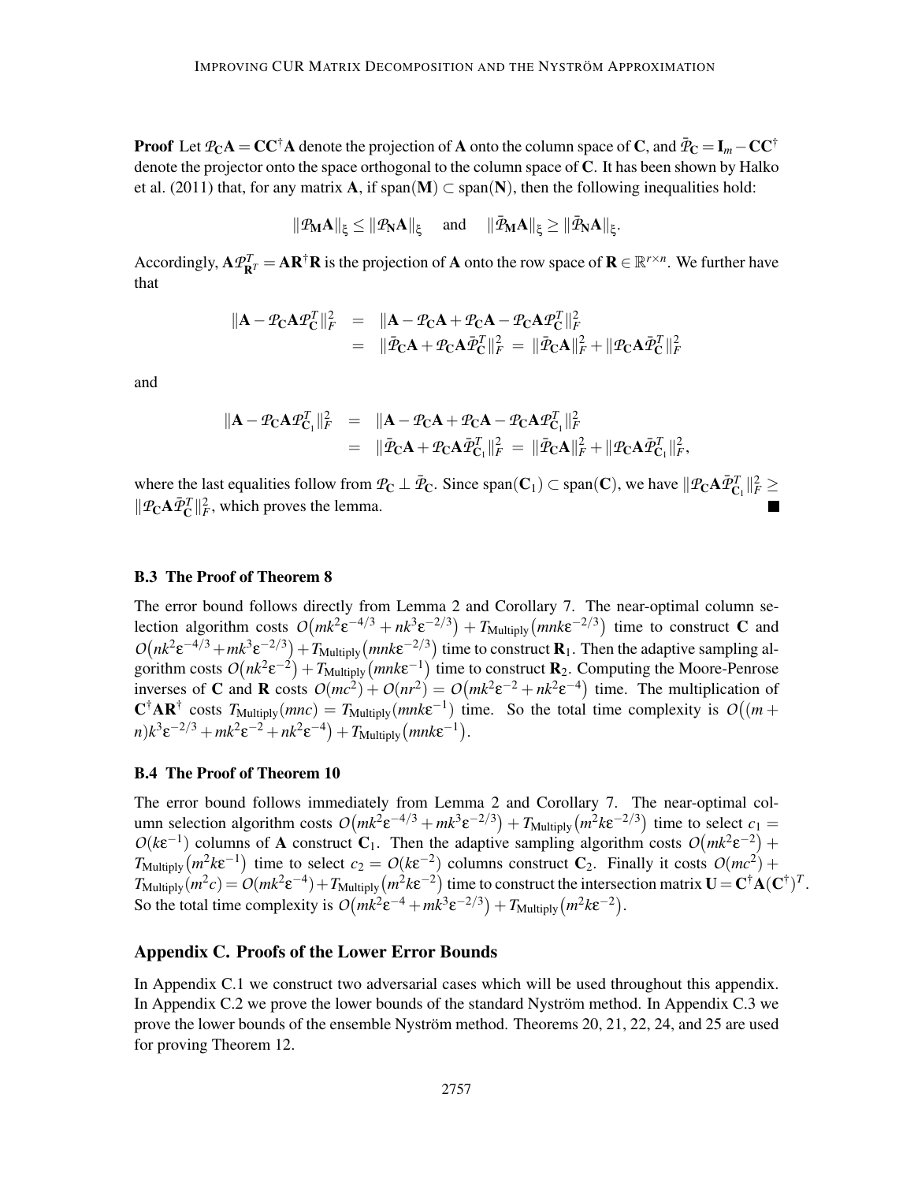**Proof** Let $\mathcal{P}_{\mathbf{C}}\mathbf{A} = \mathbf{C}\mathbf{C}^{\dagger}\mathbf{A}$ denote the projection of $\mathbf{A}$ onto the column space of $\mathbf{C}$, and $\bar{\mathcal{P}}_{\mathbf{C}} = \mathbf{I}_m - \mathbf{C}\mathbf{C}^{\dagger}$ denote the projector onto the space orthogonal to the column space of $\mathbf{C}$. It has been shown by Halko et al. (2011) that, for any matrix $\mathbf{A}$, if $\mathrm{span}(\mathbf{M}) \subset \mathrm{span}(\mathbf{N})$, then the following inequalities hold:

$$\|\mathcal{P}_{\mathbf{M}}\mathbf{A}\|_{\xi} \leq \|\mathcal{P}_{\mathbf{N}}\mathbf{A}\|_{\xi} \quad \text{and} \quad \|\bar{\mathcal{P}}_{\mathbf{M}}\mathbf{A}\|_{\xi} \geq \|\bar{\mathcal{P}}_{\mathbf{N}}\mathbf{A}\|_{\xi}.$$

Accordingly, $\mathbf{A}\mathcal{P}_{\mathbf{R}^T}^T = \mathbf{A}\mathbf{R}^{\dagger}\mathbf{R}$ is the projection of $\mathbf{A}$ onto the row space of $\mathbf{R} \in \mathbb{R}^{r \times n}$. We further have that

$$\begin{aligned}
\|\mathbf{A} - \mathcal{P}_{\mathbf{C}}\mathbf{A}\mathcal{P}_{\mathbf{C}}^T\|_F^2 &= \|\mathbf{A} - \mathcal{P}_{\mathbf{C}}\mathbf{A} + \mathcal{P}_{\mathbf{C}}\mathbf{A} - \mathcal{P}_{\mathbf{C}}\mathbf{A}\mathcal{P}_{\mathbf{C}}^T\|_F^2 \\
&= \|\bar{\mathcal{P}}_{\mathbf{C}}\mathbf{A} + \mathcal{P}_{\mathbf{C}}\mathbf{A}\bar{\mathcal{P}}_{\mathbf{C}}^T\|_F^2 \;=\; \|\bar{\mathcal{P}}_{\mathbf{C}}\mathbf{A}\|_F^2 + \|\mathcal{P}_{\mathbf{C}}\mathbf{A}\bar{\mathcal{P}}_{\mathbf{C}}^T\|_F^2
\end{aligned}$$

and

$$\begin{aligned}
\|\mathbf{A} - \mathcal{P}_{\mathbf{C}}\mathbf{A}\mathcal{P}_{\mathbf{C}_1}^T\|_F^2 &= \|\mathbf{A} - \mathcal{P}_{\mathbf{C}}\mathbf{A} + \mathcal{P}_{\mathbf{C}}\mathbf{A} - \mathcal{P}_{\mathbf{C}}\mathbf{A}\mathcal{P}_{\mathbf{C}_1}^T\|_F^2 \\
&= \|\bar{\mathcal{P}}_{\mathbf{C}}\mathbf{A} + \mathcal{P}_{\mathbf{C}}\mathbf{A}\bar{\mathcal{P}}_{\mathbf{C}_1}^T\|_F^2 \;=\; \|\bar{\mathcal{P}}_{\mathbf{C}}\mathbf{A}\|_F^2 + \|\mathcal{P}_{\mathbf{C}}\mathbf{A}\bar{\mathcal{P}}_{\mathbf{C}_1}^T\|_F^2,
\end{aligned}$$

where the last equalities follow from $\mathcal{P}_{\mathbf{C}} \perp \bar{\mathcal{P}}_{\mathbf{C}}$. Since $\mathrm{span}(\mathbf{C}_1) \subset \mathrm{span}(\mathbf{C})$, we have $\|\mathcal{P}_{\mathbf{C}}\mathbf{A}\bar{\mathcal{P}}_{\mathbf{C}_1}^T\|_F^2 \geq \|\mathcal{P}_{\mathbf{C}}\mathbf{A}\bar{\mathcal{P}}_{\mathbf{C}}^T\|_F^2$, which proves the lemma. ■

### B.3 The Proof of Theorem 8

The error bound follows directly from Lemma 2 and Corollary 7. The near-optimal column selection algorithm costs $\mathcal{O}\big(mk^2\epsilon^{-4/3} + nk^3\epsilon^{-2/3}\big) + T_{\mathrm{Multiply}}\big(mnk\epsilon^{-2/3}\big)$ time to construct $\mathbf{C}$ and $\mathcal{O}\big(nk^2\epsilon^{-4/3} + mk^3\epsilon^{-2/3}\big) + T_{\mathrm{Multiply}}\big(mnk\epsilon^{-2/3}\big)$ time to construct $\mathbf{R}_1$. Then the adaptive sampling algorithm costs $\mathcal{O}\big(nk^2\epsilon^{-2}\big) + T_{\mathrm{Multiply}}\big(mnk\epsilon^{-1}\big)$ time to construct $\mathbf{R}_2$. Computing the Moore-Penrose inverses of $\mathbf{C}$ and $\mathbf{R}$ costs $\mathcal{O}(mc^2) + \mathcal{O}(nr^2) = \mathcal{O}\big(mk^2\epsilon^{-2} + nk^2\epsilon^{-4}\big)$ time. The multiplication of $\mathbf{C}^{\dagger}\mathbf{A}\mathbf{R}^{\dagger}$ costs $T_{\mathrm{Multiply}}(mnc) = T_{\mathrm{Multiply}}(mnk\epsilon^{-1})$ time. So the total time complexity is $\mathcal{O}\big((m+n)k^3\epsilon^{-2/3} + mk^2\epsilon^{-2} + nk^2\epsilon^{-4}\big) + T_{\mathrm{Multiply}}\big(mnk\epsilon^{-1}\big)$.

### B.4 The Proof of Theorem 10

The error bound follows immediately from Lemma 2 and Corollary 7. The near-optimal column selection algorithm costs $\mathcal{O}\big(mk^2\epsilon^{-4/3} + mk^3\epsilon^{-2/3}\big) + T_{\mathrm{Multiply}}\big(m^2k\epsilon^{-2/3}\big)$ time to select $c_1 = \mathcal{O}(k\epsilon^{-1})$ columns of $\mathbf{A}$ construct $\mathbf{C}_1$. Then the adaptive sampling algorithm costs $\mathcal{O}\big(mk^2\epsilon^{-2}\big) + T_{\mathrm{Multiply}}\big(m^2k\epsilon^{-1}\big)$ time to select $c_2 = \mathcal{O}(k\epsilon^{-2})$ columns construct $\mathbf{C}_2$. Finally it costs $\mathcal{O}(mc^2) + T_{\mathrm{Multiply}}(m^2c) = \mathcal{O}(mk^2\epsilon^{-4}) + T_{\mathrm{Multiply}}\big(m^2k\epsilon^{-2}\big)$ time to construct the intersection matrix $\mathbf{U} = \mathbf{C}^{\dagger}\mathbf{A}(\mathbf{C}^{\dagger})^T$. So the total time complexity is $\mathcal{O}\big(mk^2\epsilon^{-4} + mk^3\epsilon^{-2/3}\big) + T_{\mathrm{Multiply}}\big(m^2k\epsilon^{-2}\big)$.

## Appendix C. Proofs of the Lower Error Bounds

In Appendix C.1 we construct two adversarial cases which will be used throughout this appendix. In Appendix C.2 we prove the lower bounds of the standard Nyström method. In Appendix C.3 we prove the lower bounds of the ensemble Nyström method. Theorems 20, 21, 22, 24, and 25 are used for proving Theorem 12.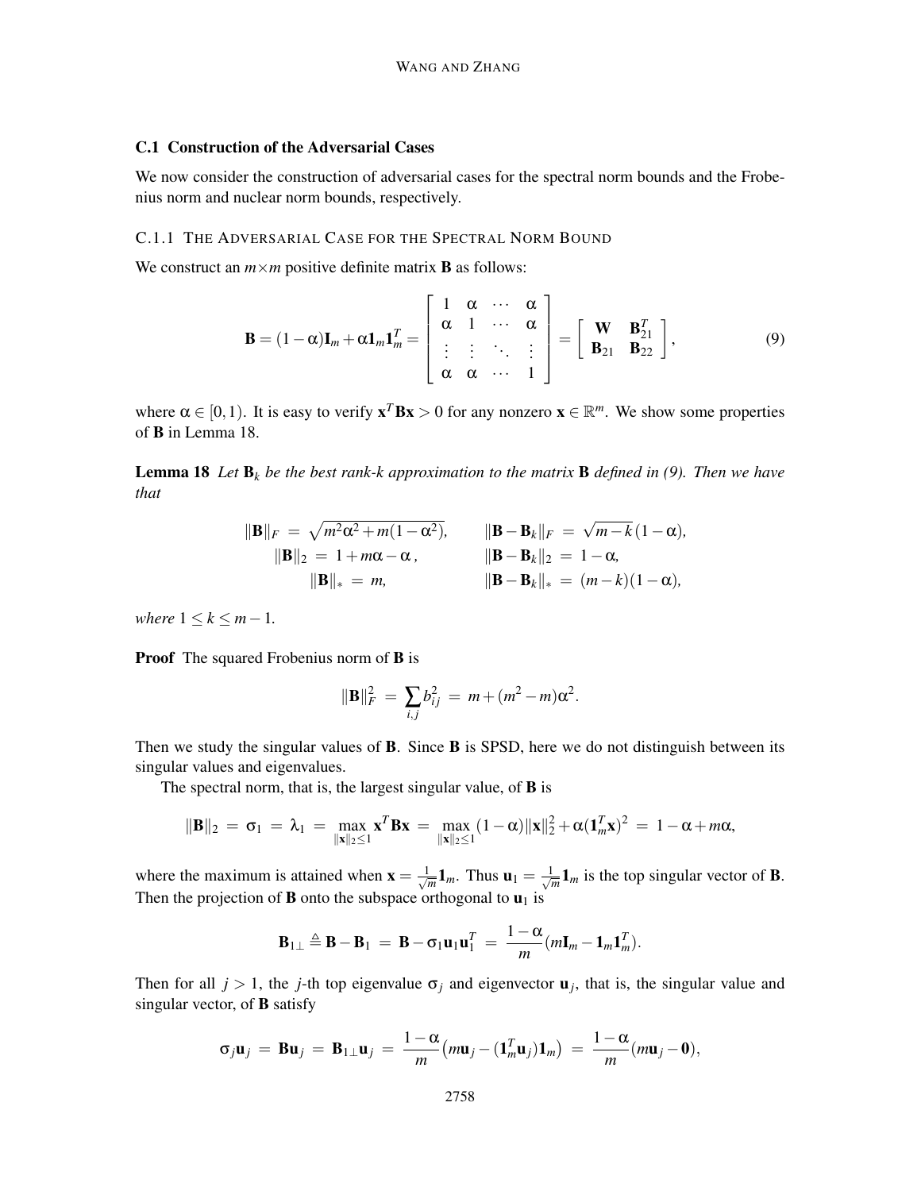### C.1 Construction of the Adversarial Cases

We now consider the construction of adversarial cases for the spectral norm bounds and the Frobenius norm and nuclear norm bounds, respectively.

#### C.1.1 The Adversarial Case for the Spectral Norm Bound

We construct an $m \times m$ positive definite matrix $\mathbf{B}$ as follows:

$$\mathbf{B} = (1-\alpha)\mathbf{I}_m + \alpha \mathbf{1}_m \mathbf{1}_m^T = \begin{bmatrix} 1 & \alpha & \cdots & \alpha \\ \alpha & 1 & \cdots & \alpha \\ \vdots & \vdots & \ddots & \vdots \\ \alpha & \alpha & \cdots & 1 \end{bmatrix} = \begin{bmatrix} \mathbf{W} & \mathbf{B}_{21}^T \\ \mathbf{B}_{21} & \mathbf{B}_{22} \end{bmatrix}, \tag{9}$$

where $\alpha \in [0,1)$. It is easy to verify $\mathbf{x}^T\mathbf{B}\mathbf{x} > 0$ for any nonzero $\mathbf{x} \in \mathbb{R}^m$. We show some properties of $\mathbf{B}$ in Lemma 18.

**Lemma 18** *Let $\mathbf{B}_k$ be the best rank-$k$ approximation to the matrix $\mathbf{B}$ defined in (9). Then we have that*

$$\begin{aligned} \|\mathbf{B}\|_F &= \sqrt{m^2\alpha^2 + m(1-\alpha^2)}, & \|\mathbf{B}-\mathbf{B}_k\|_F &= \sqrt{m-k}\,(1-\alpha), \\ \|\mathbf{B}\|_2 &= 1 + m\alpha - \alpha\,, & \|\mathbf{B}-\mathbf{B}_k\|_2 &= 1-\alpha, \\ \|\mathbf{B}\|_* &= m, & \|\mathbf{B}-\mathbf{B}_k\|_* &= (m-k)(1-\alpha), \end{aligned}$$

*where $1 \leq k \leq m-1$.*

**Proof** The squared Frobenius norm of $\mathbf{B}$ is

$$\|\mathbf{B}\|_F^2 \;=\; \sum_{i,j} b_{ij}^2 \;=\; m + (m^2-m)\alpha^2.$$

Then we study the singular values of $\mathbf{B}$. Since $\mathbf{B}$ is SPSD, here we do not distinguish between its singular values and eigenvalues.

The spectral norm, that is, the largest singular value, of $\mathbf{B}$ is

$$\|\mathbf{B}\|_2 \;=\; \sigma_1 \;=\; \lambda_1 \;=\; \max_{\|\mathbf{x}\|_2 \leq 1} \mathbf{x}^T\mathbf{B}\mathbf{x} \;=\; \max_{\|\mathbf{x}\|_2 \leq 1} (1-\alpha)\|\mathbf{x}\|_2^2 + \alpha(\mathbf{1}_m^T\mathbf{x})^2 \;=\; 1-\alpha+m\alpha,$$

where the maximum is attained when $\mathbf{x} = \frac{1}{\sqrt{m}}\mathbf{1}_m$. Thus $\mathbf{u}_1 = \frac{1}{\sqrt{m}}\mathbf{1}_m$ is the top singular vector of $\mathbf{B}$. Then the projection of $\mathbf{B}$ onto the subspace orthogonal to $\mathbf{u}_1$ is

$$\mathbf{B}_{1\perp} \triangleq \mathbf{B} - \mathbf{B}_1 \;=\; \mathbf{B} - \sigma_1 \mathbf{u}_1\mathbf{u}_1^T \;=\; \frac{1-\alpha}{m}(m\mathbf{I}_m - \mathbf{1}_m\mathbf{1}_m^T).$$

Then for all $j > 1$, the $j$-th top eigenvalue $\sigma_j$ and eigenvector $\mathbf{u}_j$, that is, the singular value and singular vector, of $\mathbf{B}$ satisfy

$$\sigma_j \mathbf{u}_j \;=\; \mathbf{B}\mathbf{u}_j \;=\; \mathbf{B}_{1\perp}\mathbf{u}_j \;=\; \frac{1-\alpha}{m}\big(m\mathbf{u}_j - (\mathbf{1}_m^T\mathbf{u}_j)\mathbf{1}_m\big) \;=\; \frac{1-\alpha}{m}(m\mathbf{u}_j - \mathbf{0}),$$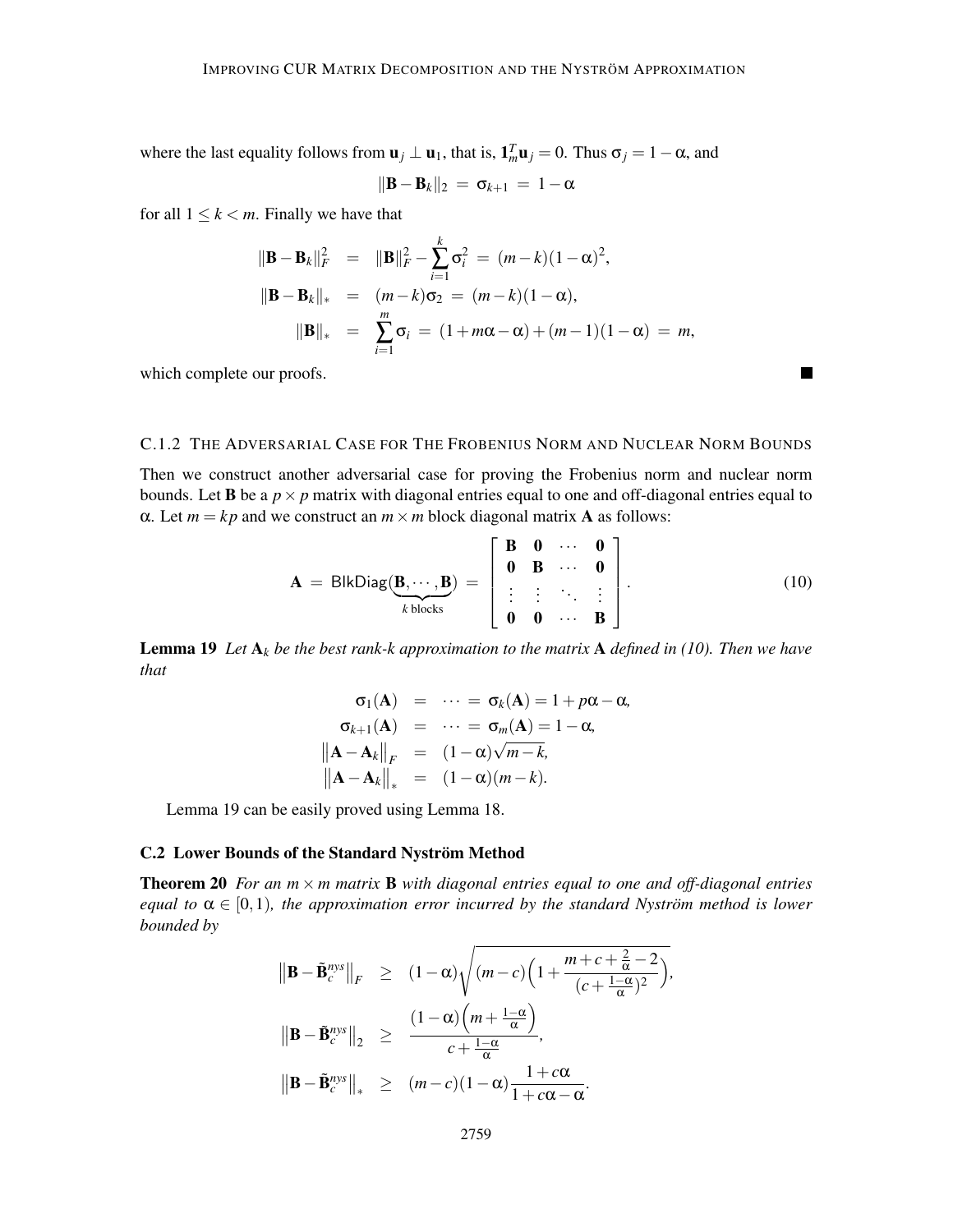where the last equality follows from $\mathbf{u}_j \perp \mathbf{u}_1$, that is, $\mathbf{1}_m^T \mathbf{u}_j = 0$. Thus $\sigma_j = 1 - \alpha$, and

$$\|\mathbf{B} - \mathbf{B}_k\|_2 \;=\; \sigma_{k+1} \;=\; 1 - \alpha$$

for all $1 \leq k < m$. Finally we have that

$$\begin{aligned}
\|\mathbf{B} - \mathbf{B}_k\|_F^2 &= \|\mathbf{B}\|_F^2 - \sum_{i=1}^{k} \sigma_i^2 \;=\; (m-k)(1-\alpha)^2, \\
\|\mathbf{B} - \mathbf{B}_k\|_* &= (m-k)\sigma_2 \;=\; (m-k)(1-\alpha), \\
\|\mathbf{B}\|_* &= \sum_{i=1}^{m} \sigma_i \;=\; (1 + m\alpha - \alpha) + (m-1)(1-\alpha) \;=\; m,
\end{aligned}$$

which complete our proofs. ∎

#### C.1.2 The Adversarial Case for The Frobenius Norm and Nuclear Norm Bounds

Then we construct another adversarial case for proving the Frobenius norm and nuclear norm bounds. Let $\mathbf{B}$ be a $p \times p$ matrix with diagonal entries equal to one and off-diagonal entries equal to $\alpha$. Let $m = kp$ and we construct an $m \times m$ block diagonal matrix $\mathbf{A}$ as follows:

$$\mathbf{A} \;=\; \mathsf{BlkDiag}(\underbrace{\mathbf{B}, \cdots, \mathbf{B}}_{k \text{ blocks}}) \;=\; \begin{bmatrix} \mathbf{B} & \mathbf{0} & \cdots & \mathbf{0} \\ \mathbf{0} & \mathbf{B} & \cdots & \mathbf{0} \\ \vdots & \vdots & \ddots & \vdots \\ \mathbf{0} & \mathbf{0} & \cdots & \mathbf{B} \end{bmatrix}. \tag{10}$$

**Lemma 19** *Let $\mathbf{A}_k$ be the best rank-$k$ approximation to the matrix $\mathbf{A}$ defined in (10). Then we have that*

$$\begin{aligned}
\sigma_1(\mathbf{A}) &= \cdots = \sigma_k(\mathbf{A}) = 1 + p\alpha - \alpha, \\
\sigma_{k+1}(\mathbf{A}) &= \cdots = \sigma_m(\mathbf{A}) = 1 - \alpha, \\
\big\|\mathbf{A} - \mathbf{A}_k\big\|_F &= (1-\alpha)\sqrt{m-k}, \\
\big\|\mathbf{A} - \mathbf{A}_k\big\|_* &= (1-\alpha)(m-k).
\end{aligned}$$

Lemma 19 can be easily proved using Lemma 18.

### C.2 Lower Bounds of the Standard Nyström Method

**Theorem 20** *For an $m \times m$ matrix $\mathbf{B}$ with diagonal entries equal to one and off-diagonal entries equal to $\alpha \in [0,1)$, the approximation error incurred by the standard Nyström method is lower bounded by*

$$\begin{aligned}
\big\|\mathbf{B} - \tilde{\mathbf{B}}_c^{nys}\big\|_F &\geq (1-\alpha)\sqrt{(m-c)\Big(1 + \frac{m + c + \frac{2}{\alpha} - 2}{(c + \frac{1-\alpha}{\alpha})^2}\Big)}, \\
\big\|\mathbf{B} - \tilde{\mathbf{B}}_c^{nys}\big\|_2 &\geq \frac{(1-\alpha)\Big(m + \frac{1-\alpha}{\alpha}\Big)}{c + \frac{1-\alpha}{\alpha}}, \\
\big\|\mathbf{B} - \tilde{\mathbf{B}}_c^{nys}\big\|_* &\geq (m-c)(1-\alpha)\frac{1 + c\alpha}{1 + c\alpha - \alpha}.
\end{aligned}$$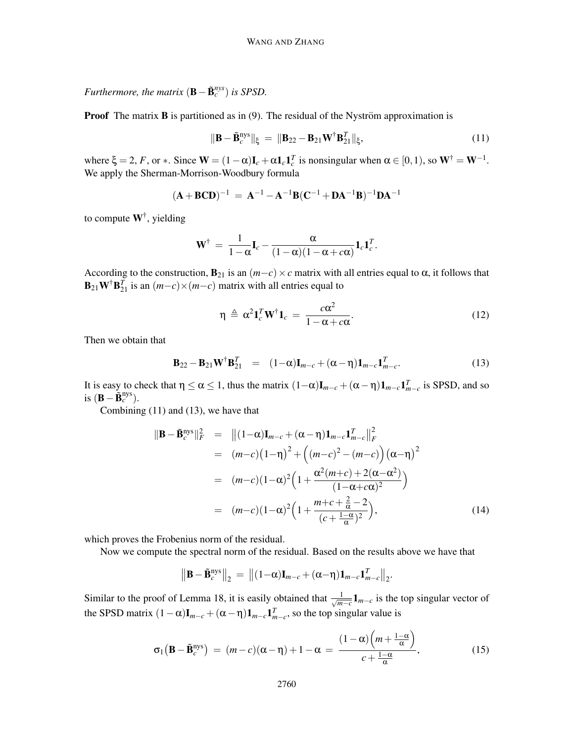*Furthermore, the matrix $(\mathbf{B} - \tilde{\mathbf{B}}_c^{nys})$ is SPSD.*

**Proof** The matrix $\mathbf{B}$ is partitioned as in (9). The residual of the Nyström approximation is

$$\|\mathbf{B} - \tilde{\mathbf{B}}_c^{\text{nys}}\|_\xi \;=\; \|\mathbf{B}_{22} - \mathbf{B}_{21}\mathbf{W}^\dagger \mathbf{B}_{21}^T\|_\xi, \tag{11}$$

where $\xi = 2$, $F$, or $*$. Since $\mathbf{W} = (1-\alpha)\mathbf{I}_c + \alpha \mathbf{1}_c \mathbf{1}_c^T$ is nonsingular when $\alpha \in [0,1)$, so $\mathbf{W}^\dagger = \mathbf{W}^{-1}$. We apply the Sherman-Morrison-Woodbury formula

$$(\mathbf{A} + \mathbf{BCD})^{-1} \;=\; \mathbf{A}^{-1} - \mathbf{A}^{-1}\mathbf{B}(\mathbf{C}^{-1} + \mathbf{D}\mathbf{A}^{-1}\mathbf{B})^{-1}\mathbf{D}\mathbf{A}^{-1}$$

to compute $\mathbf{W}^\dagger$, yielding

$$\mathbf{W}^\dagger \;=\; \frac{1}{1-\alpha}\mathbf{I}_c - \frac{\alpha}{(1-\alpha)(1-\alpha+c\alpha)}\mathbf{1}_c\mathbf{1}_c^T.$$

According to the construction, $\mathbf{B}_{21}$ is an $(m-c)\times c$ matrix with all entries equal to $\alpha$, it follows that $\mathbf{B}_{21}\mathbf{W}^\dagger\mathbf{B}_{21}^T$ is an $(m-c)\times(m-c)$ matrix with all entries equal to

$$\eta \;\triangleq\; \alpha^2 \mathbf{1}_c^T \mathbf{W}^\dagger \mathbf{1}_c \;=\; \frac{c\alpha^2}{1-\alpha+c\alpha}. \tag{12}$$

Then we obtain that

$$\mathbf{B}_{22} - \mathbf{B}_{21}\mathbf{W}^\dagger\mathbf{B}_{21}^T \quad = \quad (1-\alpha)\mathbf{I}_{m-c} + (\alpha - \eta)\mathbf{1}_{m-c}\mathbf{1}_{m-c}^T. \tag{13}$$

It is easy to check that $\eta \leq \alpha \leq 1$, thus the matrix $(1-\alpha)\mathbf{I}_{m-c} + (\alpha-\eta)\mathbf{1}_{m-c}\mathbf{1}_{m-c}^T$ is SPSD, and so is $(\mathbf{B} - \tilde{\mathbf{B}}_c^{\text{nys}})$.

Combining (11) and (13), we have that

$$\begin{aligned}
\|\mathbf{B} - \tilde{\mathbf{B}}_c^{\text{nys}}\|_F^2 \;&=\; \big\|(1-\alpha)\mathbf{I}_{m-c} + (\alpha-\eta)\mathbf{1}_{m-c}\mathbf{1}_{m-c}^T\big\|_F^2 \\
&=\; (m-c)\big(1-\eta\big)^2 + \Big((m-c)^2 - (m-c)\Big)\big(\alpha-\eta\big)^2 \\
&=\; (m-c)(1-\alpha)^2\Big(1 + \frac{\alpha^2(m+c) + 2(\alpha-\alpha^2)}{(1-\alpha+c\alpha)^2}\Big) \\
&=\; (m-c)(1-\alpha)^2\Big(1 + \frac{m+c+\frac{2}{\alpha}-2}{(c+\frac{1-\alpha}{\alpha})^2}\Big),
\end{aligned} \tag{14}$$

which proves the Frobenius norm of the residual.

Now we compute the spectral norm of the residual. Based on the results above we have that

$$\big\|\mathbf{B} - \tilde{\mathbf{B}}_c^{\text{nys}}\big\|_2 \;=\; \big\|(1-\alpha)\mathbf{I}_{m-c} + (\alpha-\eta)\mathbf{1}_{m-c}\mathbf{1}_{m-c}^T\big\|_2.$$

Similar to the proof of Lemma 18, it is easily obtained that $\frac{1}{\sqrt{m-c}}\mathbf{1}_{m-c}$ is the top singular vector of the SPSD matrix $(1-\alpha)\mathbf{I}_{m-c} + (\alpha-\eta)\mathbf{1}_{m-c}\mathbf{1}_{m-c}^T$, so the top singular value is

$$\sigma_1\big(\mathbf{B} - \tilde{\mathbf{B}}_c^{\text{nys}}\big) \;=\; (m-c)(\alpha-\eta) + 1 - \alpha \;=\; \frac{(1-\alpha)\Big(m + \frac{1-\alpha}{\alpha}\Big)}{c + \frac{1-\alpha}{\alpha}}, \tag{15}$$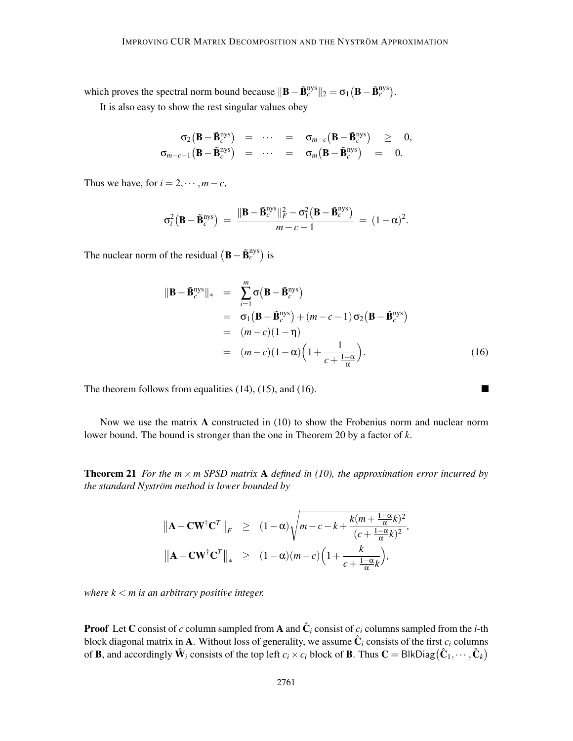which proves the spectral norm bound because $\|\mathbf{B}-\tilde{\mathbf{B}}_c^{\rm nys}\|_2 = \sigma_1\big(\mathbf{B}-\tilde{\mathbf{B}}_c^{\rm nys}\big)$.

It is also easy to show the rest singular values obey

$$
\begin{aligned}
\sigma_2\big(\mathbf{B}-\tilde{\mathbf{B}}_c^{\rm nys}\big) &= \cdots = \sigma_{m-c}\big(\mathbf{B}-\tilde{\mathbf{B}}_c^{\rm nys}\big) \geq 0, \\
\sigma_{m-c+1}\big(\mathbf{B}-\tilde{\mathbf{B}}_c^{\rm nys}\big) &= \cdots = \sigma_{m}\big(\mathbf{B}-\tilde{\mathbf{B}}_c^{\rm nys}\big) = 0.
\end{aligned}
$$

Thus we have, for $i = 2, \cdots, m-c$,

$$
\sigma_i^2\big(\mathbf{B}-\tilde{\mathbf{B}}_c^{\rm nys}\big) = \frac{\|\mathbf{B}-\tilde{\mathbf{B}}_c^{\rm nys}\|_F^2 - \sigma_1^2\big(\mathbf{B}-\tilde{\mathbf{B}}_c^{\rm nys}\big)}{m-c-1} = (1-\alpha)^2.
$$

The nuclear norm of the residual $\big(\mathbf{B}-\tilde{\mathbf{B}}_c^{\rm nys}\big)$ is

$$
\begin{aligned}
\|\mathbf{B}-\tilde{\mathbf{B}}_c^{\rm nys}\|_* &= \sum_{i=1}^{m} \sigma\big(\mathbf{B}-\tilde{\mathbf{B}}_c^{\rm nys}\big) \\
&= \sigma_1\big(\mathbf{B}-\tilde{\mathbf{B}}_c^{\rm nys}\big) + (m-c-1)\,\sigma_2\big(\mathbf{B}-\tilde{\mathbf{B}}_c^{\rm nys}\big) \\
&= (m-c)(1-\eta) \\
&= (m-c)(1-\alpha)\Big(1+\frac{1}{c+\frac{1-\alpha}{\alpha}}\Big). \qquad (16)
\end{aligned}
$$

The theorem follows from equalities (14), (15), and (16). ■

Now we use the matrix $\mathbf{A}$ constructed in (10) to show the Frobenius norm and nuclear norm lower bound. The bound is stronger than the one in Theorem 20 by a factor of $k$.

**Theorem 21** *For the $m \times m$ SPSD matrix $\mathbf{A}$ defined in (10), the approximation error incurred by the standard Nyström method is lower bounded by*

$$
\begin{aligned}
\big\|\mathbf{A}-\mathbf{C}\mathbf{W}^\dagger\mathbf{C}^T\big\|_F &\geq (1-\alpha)\sqrt{m-c-k+\frac{k(m+\frac{1-\alpha}{\alpha}k)^2}{(c+\frac{1-\alpha}{\alpha}k)^2}}, \\
\big\|\mathbf{A}-\mathbf{C}\mathbf{W}^\dagger\mathbf{C}^T\big\|_* &\geq (1-\alpha)(m-c)\Big(1+\frac{k}{c+\frac{1-\alpha}{\alpha}k}\Big),
\end{aligned}
$$

*where $k < m$ is an arbitrary positive integer.*

**Proof** Let $\mathbf{C}$ consist of $c$ column sampled from $\mathbf{A}$ and $\hat{\mathbf{C}}_i$ consist of $c_i$ columns sampled from the $i$-th block diagonal matrix in $\mathbf{A}$. Without loss of generality, we assume $\hat{\mathbf{C}}_i$ consists of the first $c_i$ columns of $\mathbf{B}$, and accordingly $\hat{\mathbf{W}}_i$ consists of the top left $c_i \times c_i$ block of $\mathbf{B}$. Thus $\mathbf{C} = \mathsf{BlkDiag}\big(\hat{\mathbf{C}}_1, \cdots, \hat{\mathbf{C}}_k\big)$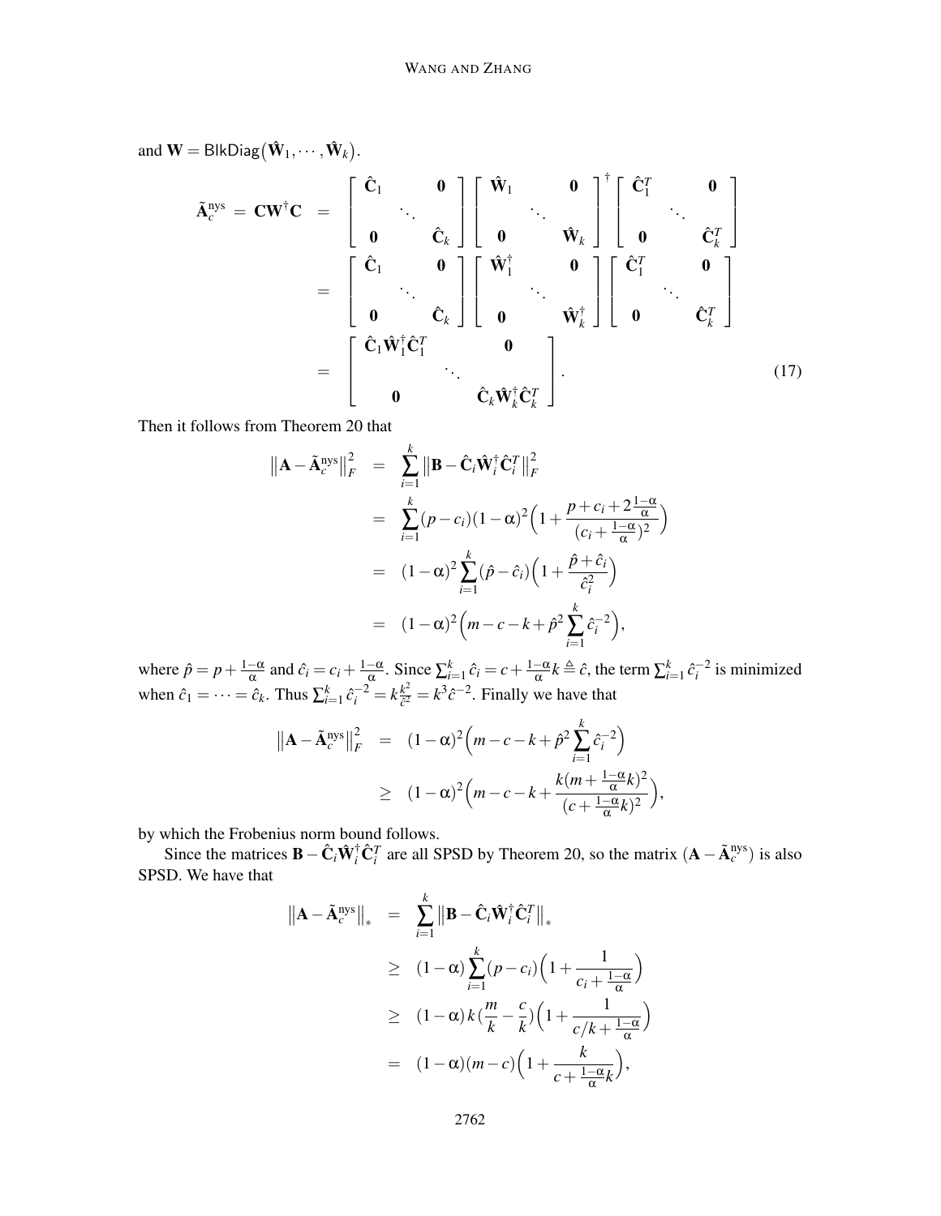and $\mathbf{W} = \mathsf{BlkDiag}\big(\hat{\mathbf{W}}_1, \cdots, \hat{\mathbf{W}}_k\big)$.

$$
\begin{aligned}
\tilde{\mathbf{A}}_c^{\text{nys}} \;=\; \mathbf{C}\mathbf{W}^{\dagger}\mathbf{C} \;&=\; \begin{bmatrix} \hat{\mathbf{C}}_1 & & \mathbf{0} \\ & \ddots & \\ \mathbf{0} & & \hat{\mathbf{C}}_k \end{bmatrix} \begin{bmatrix} \hat{\mathbf{W}}_1 & & \mathbf{0} \\ & \ddots & \\ \mathbf{0} & & \hat{\mathbf{W}}_k \end{bmatrix}^{\dagger} \begin{bmatrix} \hat{\mathbf{C}}_1^T & & \mathbf{0} \\ & \ddots & \\ \mathbf{0} & & \hat{\mathbf{C}}_k^T \end{bmatrix} \\
&=\; \begin{bmatrix} \hat{\mathbf{C}}_1 & & \mathbf{0} \\ & \ddots & \\ \mathbf{0} & & \hat{\mathbf{C}}_k \end{bmatrix} \begin{bmatrix} \hat{\mathbf{W}}_1^{\dagger} & & \mathbf{0} \\ & \ddots & \\ \mathbf{0} & & \hat{\mathbf{W}}_k^{\dagger} \end{bmatrix} \begin{bmatrix} \hat{\mathbf{C}}_1^T & & \mathbf{0} \\ & \ddots & \\ \mathbf{0} & & \hat{\mathbf{C}}_k^T \end{bmatrix} \\
&=\; \begin{bmatrix} \hat{\mathbf{C}}_1\hat{\mathbf{W}}_1^{\dagger}\hat{\mathbf{C}}_1^T & & \mathbf{0} \\ & \ddots & \\ \mathbf{0} & & \hat{\mathbf{C}}_k\hat{\mathbf{W}}_k^{\dagger}\hat{\mathbf{C}}_k^T \end{bmatrix}. \qquad (17)
\end{aligned}
$$

Then it follows from Theorem 20 that

$$
\begin{aligned}
\big\|\mathbf{A} - \tilde{\mathbf{A}}_c^{\text{nys}}\big\|_F^2 &= \sum_{i=1}^{k} \big\|\mathbf{B} - \hat{\mathbf{C}}_i\hat{\mathbf{W}}_i^{\dagger}\hat{\mathbf{C}}_i^T\big\|_F^2 \\
&= \sum_{i=1}^{k} (p - c_i)(1-\alpha)^2 \Big(1 + \frac{p + c_i + 2\frac{1-\alpha}{\alpha}}{(c_i + \frac{1-\alpha}{\alpha})^2}\Big) \\
&= (1-\alpha)^2 \sum_{i=1}^{k} (\hat{p} - \hat{c}_i)\Big(1 + \frac{\hat{p} + \hat{c}_i}{\hat{c}_i^2}\Big) \\
&= (1-\alpha)^2 \Big(m - c - k + \hat{p}^2 \sum_{i=1}^{k} \hat{c}_i^{-2}\Big),
\end{aligned}
$$

where $\hat{p} = p + \frac{1-\alpha}{\alpha}$ and $\hat{c}_i = c_i + \frac{1-\alpha}{\alpha}$. Since $\sum_{i=1}^{k} \hat{c}_i = c + \frac{1-\alpha}{\alpha}k \triangleq \hat{c}$, the term $\sum_{i=1}^{k} \hat{c}_i^{-2}$ is minimized when $\hat{c}_1 = \cdots = \hat{c}_k$. Thus $\sum_{i=1}^{k} \hat{c}_i^{-2} = k\frac{k^2}{\hat{c}^2} = k^3\hat{c}^{-2}$. Finally we have that

$$
\begin{aligned}
\big\|\mathbf{A} - \tilde{\mathbf{A}}_c^{\text{nys}}\big\|_F^2 &= (1-\alpha)^2 \Big(m - c - k + \hat{p}^2 \sum_{i=1}^{k} \hat{c}_i^{-2}\Big) \\
&\geq (1-\alpha)^2 \Big(m - c - k + \frac{k(m + \frac{1-\alpha}{\alpha}k)^2}{(c + \frac{1-\alpha}{\alpha}k)^2}\Big),
\end{aligned}
$$

by which the Frobenius norm bound follows.

Since the matrices $\mathbf{B} - \hat{\mathbf{C}}_i\hat{\mathbf{W}}_i^{\dagger}\hat{\mathbf{C}}_i^T$ are all SPSD by Theorem 20, so the matrix $(\mathbf{A} - \tilde{\mathbf{A}}_c^{\text{nys}})$ is also SPSD. We have that

$$
\begin{aligned}
\big\|\mathbf{A} - \tilde{\mathbf{A}}_c^{\text{nys}}\big\|_* &= \sum_{i=1}^{k} \big\|\mathbf{B} - \hat{\mathbf{C}}_i\hat{\mathbf{W}}_i^{\dagger}\hat{\mathbf{C}}_i^T\big\|_* \\
&\geq (1-\alpha) \sum_{i=1}^{k} (p - c_i)\Big(1 + \frac{1}{c_i + \frac{1-\alpha}{\alpha}}\Big) \\
&\geq (1-\alpha)\, k\,(\frac{m}{k} - \frac{c}{k})\Big(1 + \frac{1}{c/k + \frac{1-\alpha}{\alpha}}\Big) \\
&= (1-\alpha)(m - c)\Big(1 + \frac{k}{c + \frac{1-\alpha}{\alpha}k}\Big),
\end{aligned}
$$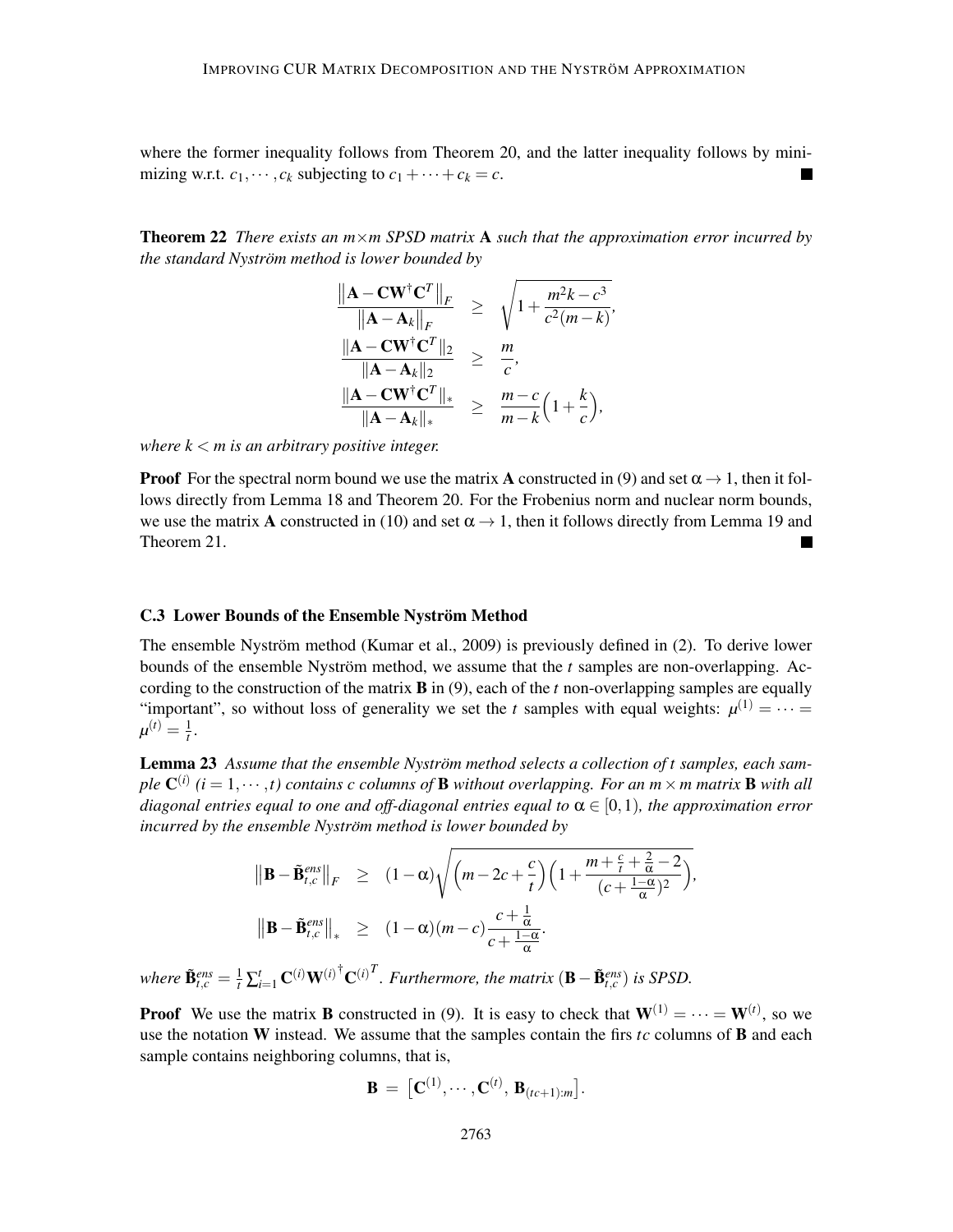where the former inequality follows from Theorem 20, and the latter inequality follows by minimizing w.r.t. $c_1, \cdots, c_k$ subjecting to $c_1 + \cdots + c_k = c$. ∎

**Theorem 22** *There exists an $m \times m$ SPSD matrix $\mathbf{A}$ such that the approximation error incurred by the standard Nyström method is lower bounded by*

$$
\begin{aligned}
\frac{\|\mathbf{A} - \mathbf{C}\mathbf{W}^{\dagger}\mathbf{C}^T\|_F}{\|\mathbf{A} - \mathbf{A}_k\|_F} &\geq \sqrt{1 + \frac{m^2 k - c^3}{c^2(m-k)}}, \\
\frac{\|\mathbf{A} - \mathbf{C}\mathbf{W}^{\dagger}\mathbf{C}^T\|_2}{\|\mathbf{A} - \mathbf{A}_k\|_2} &\geq \frac{m}{c}, \\
\frac{\|\mathbf{A} - \mathbf{C}\mathbf{W}^{\dagger}\mathbf{C}^T\|_*}{\|\mathbf{A} - \mathbf{A}_k\|_*} &\geq \frac{m-c}{m-k}\Big(1 + \frac{k}{c}\Big),
\end{aligned}
$$

*where $k < m$ is an arbitrary positive integer.*

**Proof** For the spectral norm bound we use the matrix $\mathbf{A}$ constructed in (9) and set $\alpha \to 1$, then it follows directly from Lemma 18 and Theorem 20. For the Frobenius norm and nuclear norm bounds, we use the matrix $\mathbf{A}$ constructed in (10) and set $\alpha \to 1$, then it follows directly from Lemma 19 and Theorem 21. ∎

### C.3 Lower Bounds of the Ensemble Nyström Method

The ensemble Nyström method (Kumar et al., 2009) is previously defined in (2). To derive lower bounds of the ensemble Nyström method, we assume that the $t$ samples are non-overlapping. According to the construction of the matrix $\mathbf{B}$ in (9), each of the $t$ non-overlapping samples are equally "important", so without loss of generality we set the $t$ samples with equal weights: $\mu^{(1)} = \cdots = \mu^{(t)} = \frac{1}{t}$.

**Lemma 23** *Assume that the ensemble Nyström method selects a collection of $t$ samples, each sample $\mathbf{C}^{(i)}$ ($i = 1, \cdots, t$) contains $c$ columns of $\mathbf{B}$ without overlapping. For an $m \times m$ matrix $\mathbf{B}$ with all diagonal entries equal to one and off-diagonal entries equal to $\alpha \in [0,1)$, the approximation error incurred by the ensemble Nyström method is lower bounded by*

$$
\begin{aligned}
\big\|\mathbf{B} - \tilde{\mathbf{B}}_{t,c}^{ens}\big\|_F &\geq (1-\alpha)\sqrt{\Big(m - 2c + \frac{c}{t}\Big)\Big(1 + \frac{m + \frac{c}{t} + \frac{2}{\alpha} - 2}{(c + \frac{1-\alpha}{\alpha})^2}\Big)}, \\
\big\|\mathbf{B} - \tilde{\mathbf{B}}_{t,c}^{ens}\big\|_* &\geq (1-\alpha)(m-c)\frac{c + \frac{1}{\alpha}}{c + \frac{1-\alpha}{\alpha}}.
\end{aligned}
$$

*where $\tilde{\mathbf{B}}_{t,c}^{ens} = \frac{1}{t}\sum_{i=1}^{t} \mathbf{C}^{(i)} {\mathbf{W}^{(i)}}^{\dagger} {\mathbf{C}^{(i)}}^T$. Furthermore, the matrix $(\mathbf{B} - \tilde{\mathbf{B}}_{t,c}^{ens})$ is SPSD.*

**Proof** We use the matrix $\mathbf{B}$ constructed in (9). It is easy to check that $\mathbf{W}^{(1)} = \cdots = \mathbf{W}^{(t)}$, so we use the notation $\mathbf{W}$ instead. We assume that the samples contain the firs $tc$ columns of $\mathbf{B}$ and each sample contains neighboring columns, that is,

$$
\mathbf{B} = \big[\mathbf{C}^{(1)}, \cdots, \mathbf{C}^{(t)}, \mathbf{B}_{(tc+1):m}\big].
$$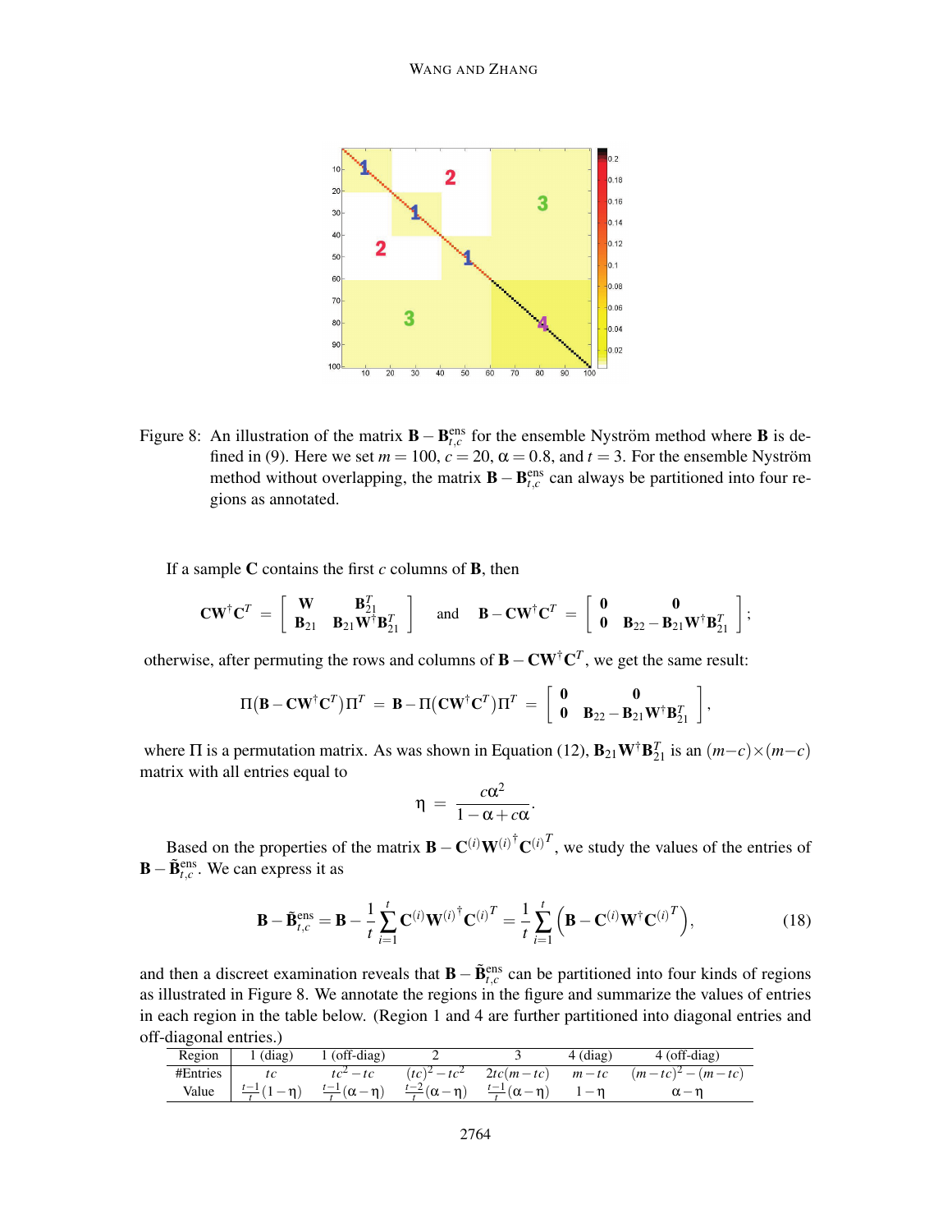Figure 8: An illustration of the matrix $\mathbf{B} - \mathbf{B}_{t,c}^{\text{ens}}$ for the ensemble Nyström method where $\mathbf{B}$ is defined in (9). Here we set $m = 100$, $c = 20$, $\alpha = 0.8$, and $t = 3$. For the ensemble Nyström method without overlapping, the matrix $\mathbf{B} - \mathbf{B}_{t,c}^{\text{ens}}$ can always be partitioned into four regions as annotated.

If a sample $\mathbf{C}$ contains the first $c$ columns of $\mathbf{B}$, then

$$\mathbf{C}\mathbf{W}^{\dagger}\mathbf{C}^T = \begin{bmatrix} \mathbf{W} & \mathbf{B}_{21}^T \\ \mathbf{B}_{21} & \mathbf{B}_{21}\mathbf{W}^{\dagger}\mathbf{B}_{21}^T \end{bmatrix} \quad \text{and} \quad \mathbf{B} - \mathbf{C}\mathbf{W}^{\dagger}\mathbf{C}^T = \begin{bmatrix} \mathbf{0} & \mathbf{0} \\ \mathbf{0} & \mathbf{B}_{22} - \mathbf{B}_{21}\mathbf{W}^{\dagger}\mathbf{B}_{21}^T \end{bmatrix};$$

otherwise, after permuting the rows and columns of $\mathbf{B} - \mathbf{C}\mathbf{W}^{\dagger}\mathbf{C}^T$, we get the same result:

$$\Pi\big(\mathbf{B} - \mathbf{C}\mathbf{W}^{\dagger}\mathbf{C}^T\big)\Pi^T = \mathbf{B} - \Pi\big(\mathbf{C}\mathbf{W}^{\dagger}\mathbf{C}^T\big)\Pi^T = \begin{bmatrix} \mathbf{0} & \mathbf{0} \\ \mathbf{0} & \mathbf{B}_{22} - \mathbf{B}_{21}\mathbf{W}^{\dagger}\mathbf{B}_{21}^T \end{bmatrix},$$

where $\Pi$ is a permutation matrix. As was shown in Equation (12), $\mathbf{B}_{21}\mathbf{W}^{\dagger}\mathbf{B}_{21}^T$ is an $(m-c)\times(m-c)$ matrix with all entries equal to

$$\eta = \frac{c\alpha^2}{1 - \alpha + c\alpha}.$$

Based on the properties of the matrix $\mathbf{B} - \mathbf{C}^{(i)}{\mathbf{W}^{(i)}}^{\dagger}{\mathbf{C}^{(i)}}^T$, we study the values of the entries of $\mathbf{B} - \tilde{\mathbf{B}}_{t,c}^{\text{ens}}$. We can express it as

$$\mathbf{B} - \tilde{\mathbf{B}}_{t,c}^{\text{ens}} = \mathbf{B} - \frac{1}{t}\sum_{i=1}^{t} \mathbf{C}^{(i)}{\mathbf{W}^{(i)}}^{\dagger}{\mathbf{C}^{(i)}}^T = \frac{1}{t}\sum_{i=1}^{t}\Big(\mathbf{B} - \mathbf{C}^{(i)}\mathbf{W}^{\dagger}{\mathbf{C}^{(i)}}^T\Big), \tag{18}$$

and then a discreet examination reveals that $\mathbf{B} - \tilde{\mathbf{B}}_{t,c}^{\text{ens}}$ can be partitioned into four kinds of regions as illustrated in Figure 8. We annotate the regions in the figure and summarize the values of entries in each region in the table below. (Region 1 and 4 are further partitioned into diagonal entries and off-diagonal entries.)

| Region | 1 (diag) | 1 (off-diag) | 2 | 3 | 4 (diag) | 4 (off-diag) |
|---|---|---|---|---|---|---|
| #Entries | $tc$ | $tc^2 - tc$ | $(tc)^2 - tc^2$ | $2tc(m-tc)$ | $m - tc$ | $(m-tc)^2 - (m-tc)$ |
| Value | $\frac{t-1}{t}(1-\eta)$ | $\frac{t-1}{t}(\alpha-\eta)$ | $\frac{t-2}{t}(\alpha-\eta)$ | $\frac{t-1}{t}(\alpha-\eta)$ | $1-\eta$ | $\alpha-\eta$ |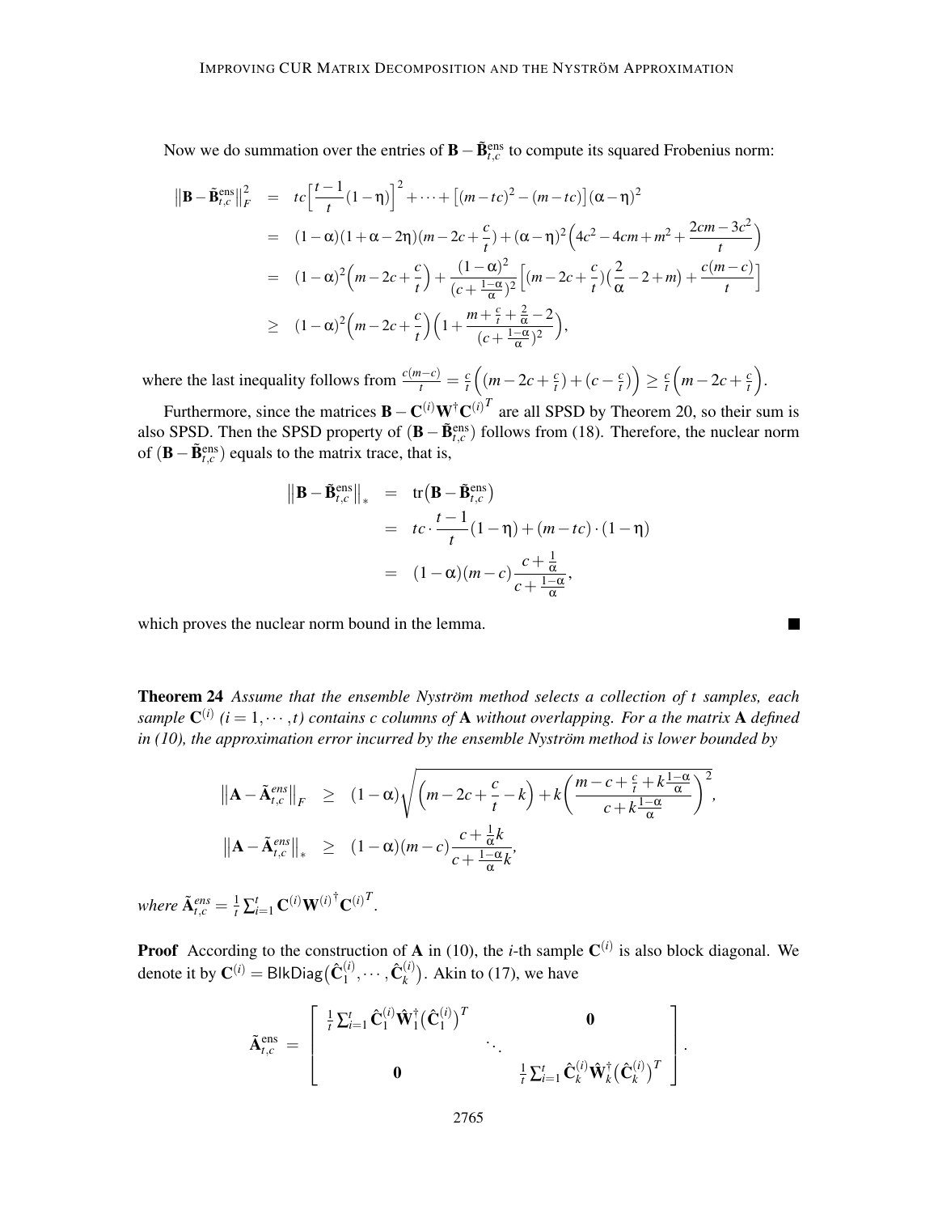Now we do summation over the entries of $\mathbf{B} - \tilde{\mathbf{B}}_{t,c}^{\text{ens}}$ to compute its squared Frobenius norm:

$$
\begin{aligned}
\big\|\mathbf{B} - \tilde{\mathbf{B}}_{t,c}^{\text{ens}}\big\|_F^2 &= tc\Big[\frac{t-1}{t}(1-\eta)\Big]^2 + \cdots + \big[(m-tc)^2 - (m-tc)\big](\alpha-\eta)^2 \\
&= (1-\alpha)(1+\alpha-2\eta)(m-2c+\frac{c}{t}) + (\alpha-\eta)^2\Big(4c^2 - 4cm + m^2 + \frac{2cm-3c^2}{t}\Big) \\
&= (1-\alpha)^2\Big(m-2c+\frac{c}{t}\Big) + \frac{(1-\alpha)^2}{(c+\frac{1-\alpha}{\alpha})^2}\Big[(m-2c+\frac{c}{t})\big(\frac{2}{\alpha}-2+m\big) + \frac{c(m-c)}{t}\Big] \\
&\geq (1-\alpha)^2\Big(m-2c+\frac{c}{t}\Big)\Big(1+\frac{m+\frac{c}{t}+\frac{2}{\alpha}-2}{(c+\frac{1-\alpha}{\alpha})^2}\Big),
\end{aligned}
$$

where the last inequality follows from $\frac{c(m-c)}{t} = \frac{c}{t}\Big((m-2c+\frac{c}{t}) + (c-\frac{c}{t})\Big) \geq \frac{c}{t}\Big(m-2c+\frac{c}{t}\Big)$.

Furthermore, since the matrices $\mathbf{B} - \mathbf{C}^{(i)}\mathbf{W}^{\dagger}\mathbf{C}^{(i)T}$ are all SPSD by Theorem 20, so their sum is also SPSD. Then the SPSD property of $(\mathbf{B} - \tilde{\mathbf{B}}_{t,c}^{\text{ens}})$ follows from (18). Therefore, the nuclear norm of $(\mathbf{B} - \tilde{\mathbf{B}}_{t,c}^{\text{ens}})$ equals to the matrix trace, that is,

$$
\begin{aligned}
\big\|\mathbf{B} - \tilde{\mathbf{B}}_{t,c}^{\text{ens}}\big\|_* &= \operatorname{tr}\big(\mathbf{B} - \tilde{\mathbf{B}}_{t,c}^{\text{ens}}\big) \\
&= tc\cdot\frac{t-1}{t}(1-\eta) + (m-tc)\cdot(1-\eta) \\
&= (1-\alpha)(m-c)\frac{c+\frac{1}{\alpha}}{c+\frac{1-\alpha}{\alpha}},
\end{aligned}
$$

which proves the nuclear norm bound in the lemma. ∎

**Theorem 24** *Assume that the ensemble Nyström method selects a collection of $t$ samples, each sample $\mathbf{C}^{(i)}$ ($i = 1, \cdots, t$) contains $c$ columns of $\mathbf{A}$ without overlapping. For a the matrix $\mathbf{A}$ defined in (10), the approximation error incurred by the ensemble Nyström method is lower bounded by*

$$
\begin{aligned}
\big\|\mathbf{A} - \tilde{\mathbf{A}}_{t,c}^{ens}\big\|_F &\geq (1-\alpha)\sqrt{\Big(m-2c+\frac{c}{t}-k\Big) + k\Big(\frac{m-c+\frac{c}{t}+k\frac{1-\alpha}{\alpha}}{c+k\frac{1-\alpha}{\alpha}}\Big)^2}, \\
\big\|\mathbf{A} - \tilde{\mathbf{A}}_{t,c}^{ens}\big\|_* &\geq (1-\alpha)(m-c)\frac{c+\frac{1}{\alpha}k}{c+\frac{1-\alpha}{\alpha}k},
\end{aligned}
$$

*where $\tilde{\mathbf{A}}_{t,c}^{ens} = \frac{1}{t}\sum_{i=1}^{t}\mathbf{C}^{(i)}\mathbf{W}^{(i)\dagger}\mathbf{C}^{(i)T}$.*

**Proof** According to the construction of $\mathbf{A}$ in (10), the $i$-th sample $\mathbf{C}^{(i)}$ is also block diagonal. We denote it by $\mathbf{C}^{(i)} = \mathsf{BlkDiag}\big(\hat{\mathbf{C}}_1^{(i)}, \cdots, \hat{\mathbf{C}}_k^{(i)}\big)$. Akin to (17), we have

$$
\tilde{\mathbf{A}}_{t,c}^{\text{ens}} = \begin{bmatrix} \frac{1}{t}\sum_{i=1}^{t}\hat{\mathbf{C}}_1^{(i)}\hat{\mathbf{W}}_1^{\dagger}\big(\hat{\mathbf{C}}_1^{(i)}\big)^T & & \mathbf{0} \\ & \ddots & \\ \mathbf{0} & & \frac{1}{t}\sum_{i=1}^{t}\hat{\mathbf{C}}_k^{(i)}\hat{\mathbf{W}}_k^{\dagger}\big(\hat{\mathbf{C}}_k^{(i)}\big)^T \end{bmatrix}.
$$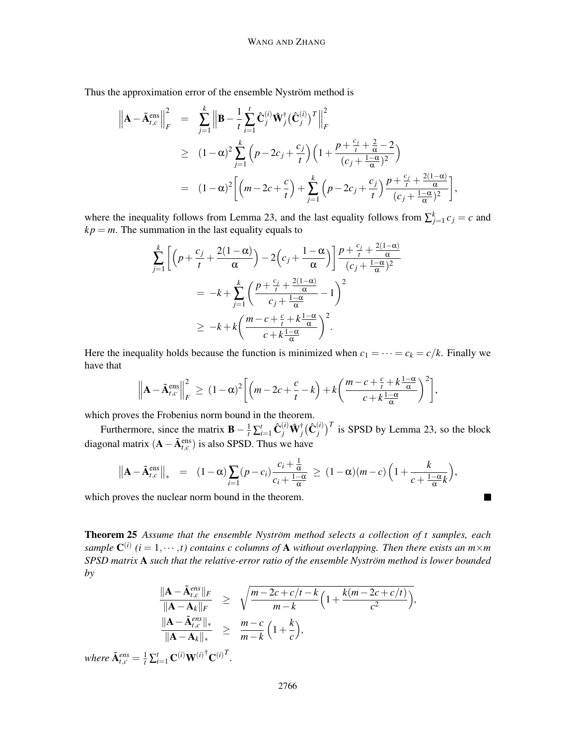Thus the approximation error of the ensemble Nyström method is

$$
\begin{aligned}
\left\|\mathbf{A}-\tilde{\mathbf{A}}_{t,c}^{\text{ens}}\right\|_F^2 &= \sum_{j=1}^{k}\left\|\mathbf{B}-\frac{1}{t}\sum_{i=1}^{t}\hat{\mathbf{C}}_j^{(i)}\hat{\mathbf{W}}_j^{\dagger}\big(\hat{\mathbf{C}}_j^{(i)}\big)^T\right\|_F^2 \\
&\geq (1-\alpha)^2\sum_{j=1}^{k}\Big(p-2c_j+\frac{c_j}{t}\Big)\Big(1+\frac{p+\frac{c_j}{t}+\frac{2}{\alpha}-2}{(c_j+\frac{1-\alpha}{\alpha})^2}\Big) \\
&= (1-\alpha)^2\bigg[\Big(m-2c+\frac{c}{t}\Big)+\sum_{j=1}^{k}\Big(p-2c_j+\frac{c_j}{t}\Big)\frac{p+\frac{c_j}{t}+\frac{2(1-\alpha)}{\alpha}}{(c_j+\frac{1-\alpha}{\alpha})^2}\bigg],
\end{aligned}
$$

where the inequality follows from Lemma 23, and the last equality follows from $\sum_{j=1}^{k}c_j=c$ and $kp=m$. The summation in the last equality equals to

$$
\begin{aligned}
&\sum_{j=1}^{k}\bigg[\Big(p+\frac{c_j}{t}+\frac{2(1-\alpha)}{\alpha}\Big)-2\Big(c_j+\frac{1-\alpha}{\alpha}\Big)\bigg]\frac{p+\frac{c_j}{t}+\frac{2(1-\alpha)}{\alpha}}{(c_j+\frac{1-\alpha}{\alpha})^2} \\
&\quad = -k+\sum_{j=1}^{k}\bigg(\frac{p+\frac{c_j}{t}+\frac{2(1-\alpha)}{\alpha}}{c_j+\frac{1-\alpha}{\alpha}}-1\bigg)^2 \\
&\quad \geq -k+k\bigg(\frac{m-c+\frac{c}{t}+k\frac{1-\alpha}{\alpha}}{c+k\frac{1-\alpha}{\alpha}}\bigg)^2.
\end{aligned}
$$

Here the inequality holds because the function is minimized when $c_1=\cdots=c_k=c/k$. Finally we have that

$$
\left\|\mathbf{A}-\tilde{\mathbf{A}}_{t,c}^{\text{ens}}\right\|_F^2 \geq (1-\alpha)^2\bigg[\Big(m-2c+\frac{c}{t}-k\Big)+k\bigg(\frac{m-c+\frac{c}{t}+k\frac{1-\alpha}{\alpha}}{c+k\frac{1-\alpha}{\alpha}}\bigg)^2\bigg],
$$

which proves the Frobenius norm bound in the theorem.

Furthermore, since the matrix $\mathbf{B}-\frac{1}{t}\sum_{i=1}^{t}\hat{\mathbf{C}}_j^{(i)}\hat{\mathbf{W}}_j^{\dagger}\big(\hat{\mathbf{C}}_j^{(i)}\big)^T$ is SPSD by Lemma 23, so the block diagonal matrix $(\mathbf{A}-\tilde{\mathbf{A}}_{t,c}^{\text{ens}})$ is also SPSD. Thus we have

$$
\left\|\mathbf{A}-\tilde{\mathbf{A}}_{t,c}^{\text{ens}}\right\|_* = (1-\alpha)\sum_{i=1}(p-c_i)\frac{c_i+\frac{1}{\alpha}}{c_i+\frac{1-\alpha}{\alpha}} \geq (1-\alpha)(m-c)\Big(1+\frac{k}{c+\frac{1-\alpha}{\alpha}k}\Big),
$$

which proves the nuclear norm bound in the theorem. ■

**Theorem 25** *Assume that the ensemble Nyström method selects a collection of $t$ samples, each sample $\mathbf{C}^{(i)}$ ($i=1,\cdots,t$) contains $c$ columns of $\mathbf{A}$ without overlapping. Then there exists an $m\times m$ SPSD matrix $\mathbf{A}$ such that the relative-error ratio of the ensemble Nyström method is lower bounded by*

$$
\begin{aligned}
\frac{\|\mathbf{A}-\tilde{\mathbf{A}}_{t,c}^{ens}\|_F}{\|\mathbf{A}-\mathbf{A}_k\|_F} &\geq \sqrt{\frac{m-2c+c/t-k}{m-k}\Big(1+\frac{k(m-2c+c/t)}{c^2}\Big)}, \\
\frac{\|\mathbf{A}-\tilde{\mathbf{A}}_{t,c}^{ens}\|_*}{\|\mathbf{A}-\mathbf{A}_k\|_*} &\geq \frac{m-c}{m-k}\Big(1+\frac{k}{c}\Big),
\end{aligned}
$$

*where* $\tilde{\mathbf{A}}_{t,c}^{ens}=\frac{1}{t}\sum_{i=1}^{t}\mathbf{C}^{(i)}\mathbf{W}^{(i)\dagger}\mathbf{C}^{(i)T}$.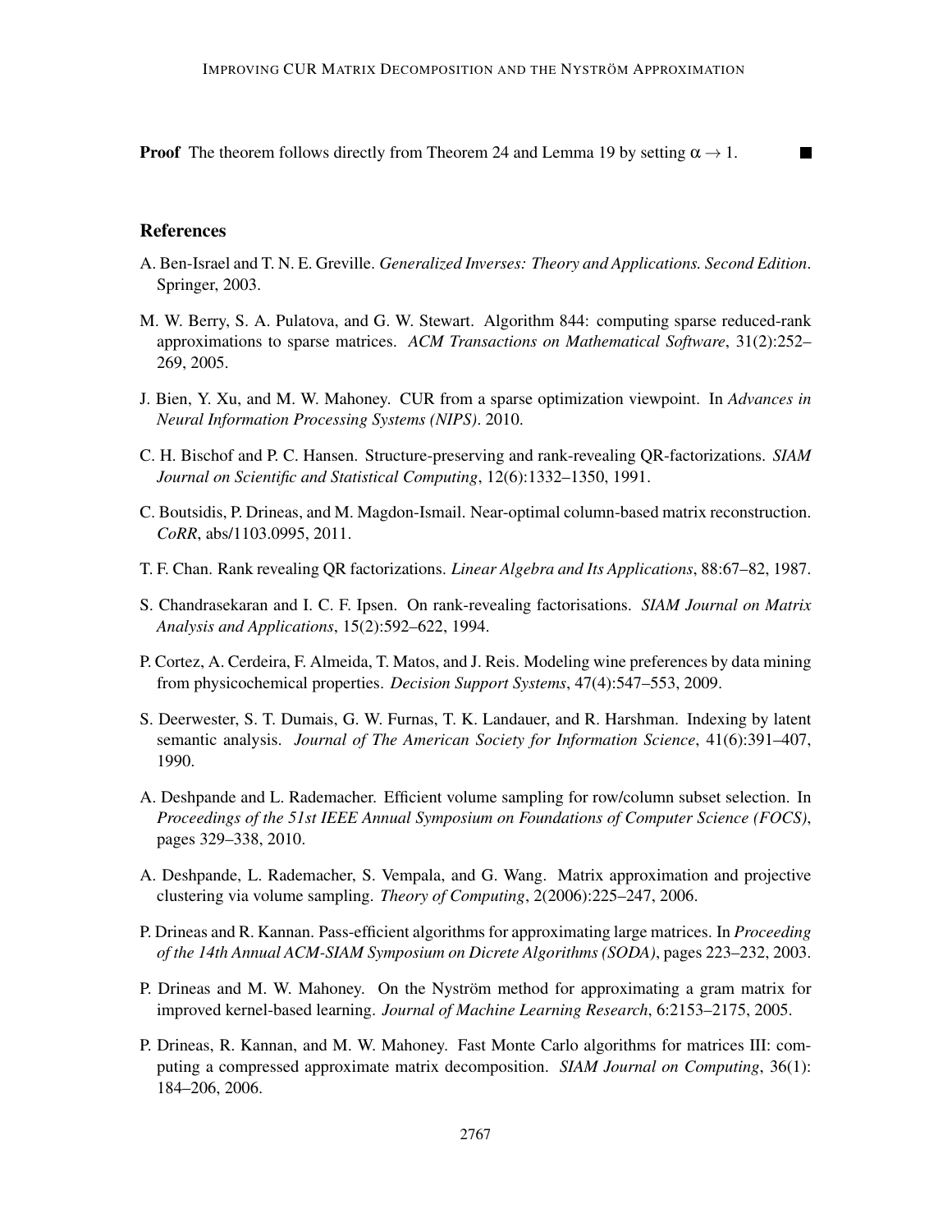**Proof** The theorem follows directly from Theorem 24 and Lemma 19 by setting $\alpha \to 1$. ■

## References

A. Ben-Israel and T. N. E. Greville. *Generalized Inverses: Theory and Applications. Second Edition*. Springer, 2003.

M. W. Berry, S. A. Pulatova, and G. W. Stewart. Algorithm 844: computing sparse reduced-rank approximations to sparse matrices. *ACM Transactions on Mathematical Software*, 31(2):252–269, 2005.

J. Bien, Y. Xu, and M. W. Mahoney. CUR from a sparse optimization viewpoint. In *Advances in Neural Information Processing Systems (NIPS)*. 2010.

C. H. Bischof and P. C. Hansen. Structure-preserving and rank-revealing QR-factorizations. *SIAM Journal on Scientific and Statistical Computing*, 12(6):1332–1350, 1991.

C. Boutsidis, P. Drineas, and M. Magdon-Ismail. Near-optimal column-based matrix reconstruction. *CoRR*, abs/1103.0995, 2011.

T. F. Chan. Rank revealing QR factorizations. *Linear Algebra and Its Applications*, 88:67–82, 1987.

S. Chandrasekaran and I. C. F. Ipsen. On rank-revealing factorisations. *SIAM Journal on Matrix Analysis and Applications*, 15(2):592–622, 1994.

P. Cortez, A. Cerdeira, F. Almeida, T. Matos, and J. Reis. Modeling wine preferences by data mining from physicochemical properties. *Decision Support Systems*, 47(4):547–553, 2009.

S. Deerwester, S. T. Dumais, G. W. Furnas, T. K. Landauer, and R. Harshman. Indexing by latent semantic analysis. *Journal of The American Society for Information Science*, 41(6):391–407, 1990.

A. Deshpande and L. Rademacher. Efficient volume sampling for row/column subset selection. In *Proceedings of the 51st IEEE Annual Symposium on Foundations of Computer Science (FOCS)*, pages 329–338, 2010.

A. Deshpande, L. Rademacher, S. Vempala, and G. Wang. Matrix approximation and projective clustering via volume sampling. *Theory of Computing*, 2(2006):225–247, 2006.

P. Drineas and R. Kannan. Pass-efficient algorithms for approximating large matrices. In *Proceeding of the 14th Annual ACM-SIAM Symposium on Dicrete Algorithms (SODA)*, pages 223–232, 2003.

P. Drineas and M. W. Mahoney. On the Nyström method for approximating a gram matrix for improved kernel-based learning. *Journal of Machine Learning Research*, 6:2153–2175, 2005.

P. Drineas, R. Kannan, and M. W. Mahoney. Fast Monte Carlo algorithms for matrices III: computing a compressed approximate matrix decomposition. *SIAM Journal on Computing*, 36(1): 184–206, 2006.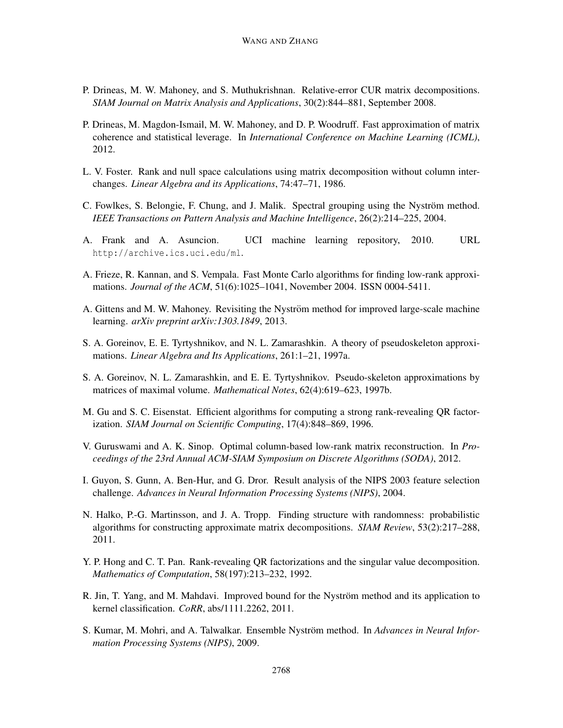P. Drineas, M. W. Mahoney, and S. Muthukrishnan. Relative-error CUR matrix decompositions. *SIAM Journal on Matrix Analysis and Applications*, 30(2):844–881, September 2008.

P. Drineas, M. Magdon-Ismail, M. W. Mahoney, and D. P. Woodruff. Fast approximation of matrix coherence and statistical leverage. In *International Conference on Machine Learning (ICML)*, 2012.

L. V. Foster. Rank and null space calculations using matrix decomposition without column interchanges. *Linear Algebra and its Applications*, 74:47–71, 1986.

C. Fowlkes, S. Belongie, F. Chung, and J. Malik. Spectral grouping using the Nyström method. *IEEE Transactions on Pattern Analysis and Machine Intelligence*, 26(2):214–225, 2004.

A. Frank and A. Asuncion. UCI machine learning repository, 2010. URL http://archive.ics.uci.edu/ml.

A. Frieze, R. Kannan, and S. Vempala. Fast Monte Carlo algorithms for finding low-rank approximations. *Journal of the ACM*, 51(6):1025–1041, November 2004. ISSN 0004-5411.

A. Gittens and M. W. Mahoney. Revisiting the Nyström method for improved large-scale machine learning. *arXiv preprint arXiv:1303.1849*, 2013.

S. A. Goreinov, E. E. Tyrtyshnikov, and N. L. Zamarashkin. A theory of pseudoskeleton approximations. *Linear Algebra and Its Applications*, 261:1–21, 1997a.

S. A. Goreinov, N. L. Zamarashkin, and E. E. Tyrtyshnikov. Pseudo-skeleton approximations by matrices of maximal volume. *Mathematical Notes*, 62(4):619–623, 1997b.

M. Gu and S. C. Eisenstat. Efficient algorithms for computing a strong rank-revealing QR factorization. *SIAM Journal on Scientific Computing*, 17(4):848–869, 1996.

V. Guruswami and A. K. Sinop. Optimal column-based low-rank matrix reconstruction. In *Proceedings of the 23rd Annual ACM-SIAM Symposium on Discrete Algorithms (SODA)*, 2012.

I. Guyon, S. Gunn, A. Ben-Hur, and G. Dror. Result analysis of the NIPS 2003 feature selection challenge. *Advances in Neural Information Processing Systems (NIPS)*, 2004.

N. Halko, P.-G. Martinsson, and J. A. Tropp. Finding structure with randomness: probabilistic algorithms for constructing approximate matrix decompositions. *SIAM Review*, 53(2):217–288, 2011.

Y. P. Hong and C. T. Pan. Rank-revealing QR factorizations and the singular value decomposition. *Mathematics of Computation*, 58(197):213–232, 1992.

R. Jin, T. Yang, and M. Mahdavi. Improved bound for the Nyström method and its application to kernel classification. *CoRR*, abs/1111.2262, 2011.

S. Kumar, M. Mohri, and A. Talwalkar. Ensemble Nyström method. In *Advances in Neural Information Processing Systems (NIPS)*, 2009.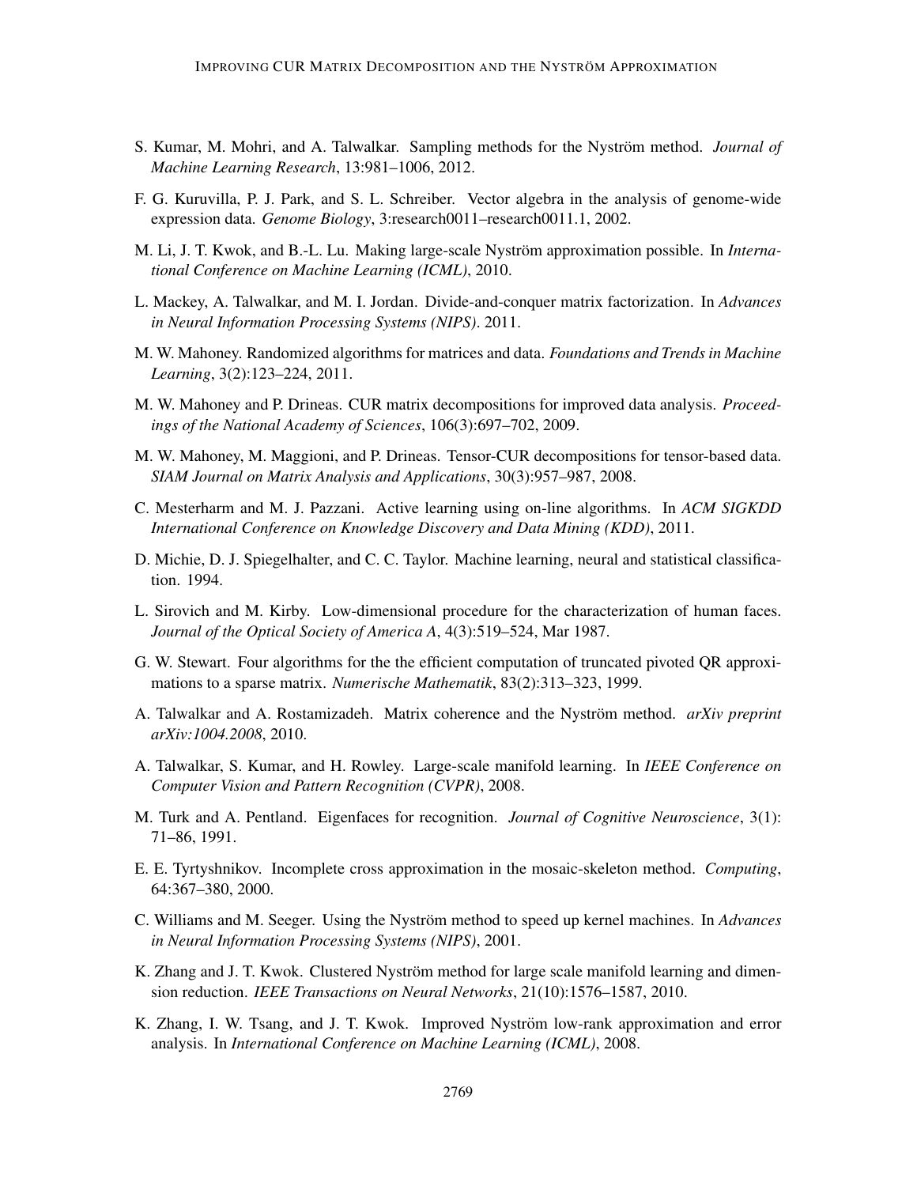S. Kumar, M. Mohri, and A. Talwalkar. Sampling methods for the Nyström method. *Journal of Machine Learning Research*, 13:981–1006, 2012.

F. G. Kuruvilla, P. J. Park, and S. L. Schreiber. Vector algebra in the analysis of genome-wide expression data. *Genome Biology*, 3:research0011–research0011.1, 2002.

M. Li, J. T. Kwok, and B.-L. Lu. Making large-scale Nyström approximation possible. In *International Conference on Machine Learning (ICML)*, 2010.

L. Mackey, A. Talwalkar, and M. I. Jordan. Divide-and-conquer matrix factorization. In *Advances in Neural Information Processing Systems (NIPS)*. 2011.

M. W. Mahoney. Randomized algorithms for matrices and data. *Foundations and Trends in Machine Learning*, 3(2):123–224, 2011.

M. W. Mahoney and P. Drineas. CUR matrix decompositions for improved data analysis. *Proceedings of the National Academy of Sciences*, 106(3):697–702, 2009.

M. W. Mahoney, M. Maggioni, and P. Drineas. Tensor-CUR decompositions for tensor-based data. *SIAM Journal on Matrix Analysis and Applications*, 30(3):957–987, 2008.

C. Mesterharm and M. J. Pazzani. Active learning using on-line algorithms. In *ACM SIGKDD International Conference on Knowledge Discovery and Data Mining (KDD)*, 2011.

D. Michie, D. J. Spiegelhalter, and C. C. Taylor. Machine learning, neural and statistical classification. 1994.

L. Sirovich and M. Kirby. Low-dimensional procedure for the characterization of human faces. *Journal of the Optical Society of America A*, 4(3):519–524, Mar 1987.

G. W. Stewart. Four algorithms for the the efficient computation of truncated pivoted QR approximations to a sparse matrix. *Numerische Mathematik*, 83(2):313–323, 1999.

A. Talwalkar and A. Rostamizadeh. Matrix coherence and the Nyström method. *arXiv preprint arXiv:1004.2008*, 2010.

A. Talwalkar, S. Kumar, and H. Rowley. Large-scale manifold learning. In *IEEE Conference on Computer Vision and Pattern Recognition (CVPR)*, 2008.

M. Turk and A. Pentland. Eigenfaces for recognition. *Journal of Cognitive Neuroscience*, 3(1): 71–86, 1991.

E. E. Tyrtyshnikov. Incomplete cross approximation in the mosaic-skeleton method. *Computing*, 64:367–380, 2000.

C. Williams and M. Seeger. Using the Nyström method to speed up kernel machines. In *Advances in Neural Information Processing Systems (NIPS)*, 2001.

K. Zhang and J. T. Kwok. Clustered Nyström method for large scale manifold learning and dimension reduction. *IEEE Transactions on Neural Networks*, 21(10):1576–1587, 2010.

K. Zhang, I. W. Tsang, and J. T. Kwok. Improved Nyström low-rank approximation and error analysis. In *International Conference on Machine Learning (ICML)*, 2008.